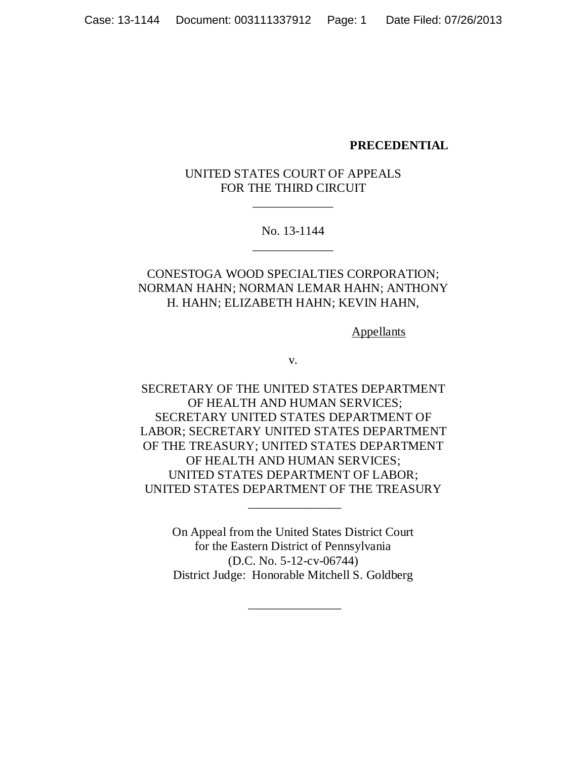**PRECEDENTIAL**

UNITED STATES COURT OF APPEALS
FOR THE THIRD CIRCUIT

\_\_\_\_\_\_\_\_\_\_\_\_\_

No. 13-1144

\_\_\_\_\_\_\_\_\_\_\_\_\_

CONESTOGA WOOD SPECIALTIES CORPORATION; NORMAN HAHN; NORMAN LEMAR HAHN; ANTHONY H. HAHN; ELIZABETH HAHN; KEVIN HAHN,

Appellants

v.

SECRETARY OF THE UNITED STATES DEPARTMENT OF HEALTH AND HUMAN SERVICES; SECRETARY UNITED STATES DEPARTMENT OF LABOR; SECRETARY UNITED STATES DEPARTMENT OF THE TREASURY; UNITED STATES DEPARTMENT OF HEALTH AND HUMAN SERVICES; UNITED STATES DEPARTMENT OF LABOR; UNITED STATES DEPARTMENT OF THE TREASURY

\_\_\_\_\_\_\_\_\_\_\_\_\_\_\_

On Appeal from the United States District Court
for the Eastern District of Pennsylvania
(D.C. No. 5-12-cv-06744)
District Judge: Honorable Mitchell S. Goldberg

\_\_\_\_\_\_\_\_\_\_\_\_\_\_\_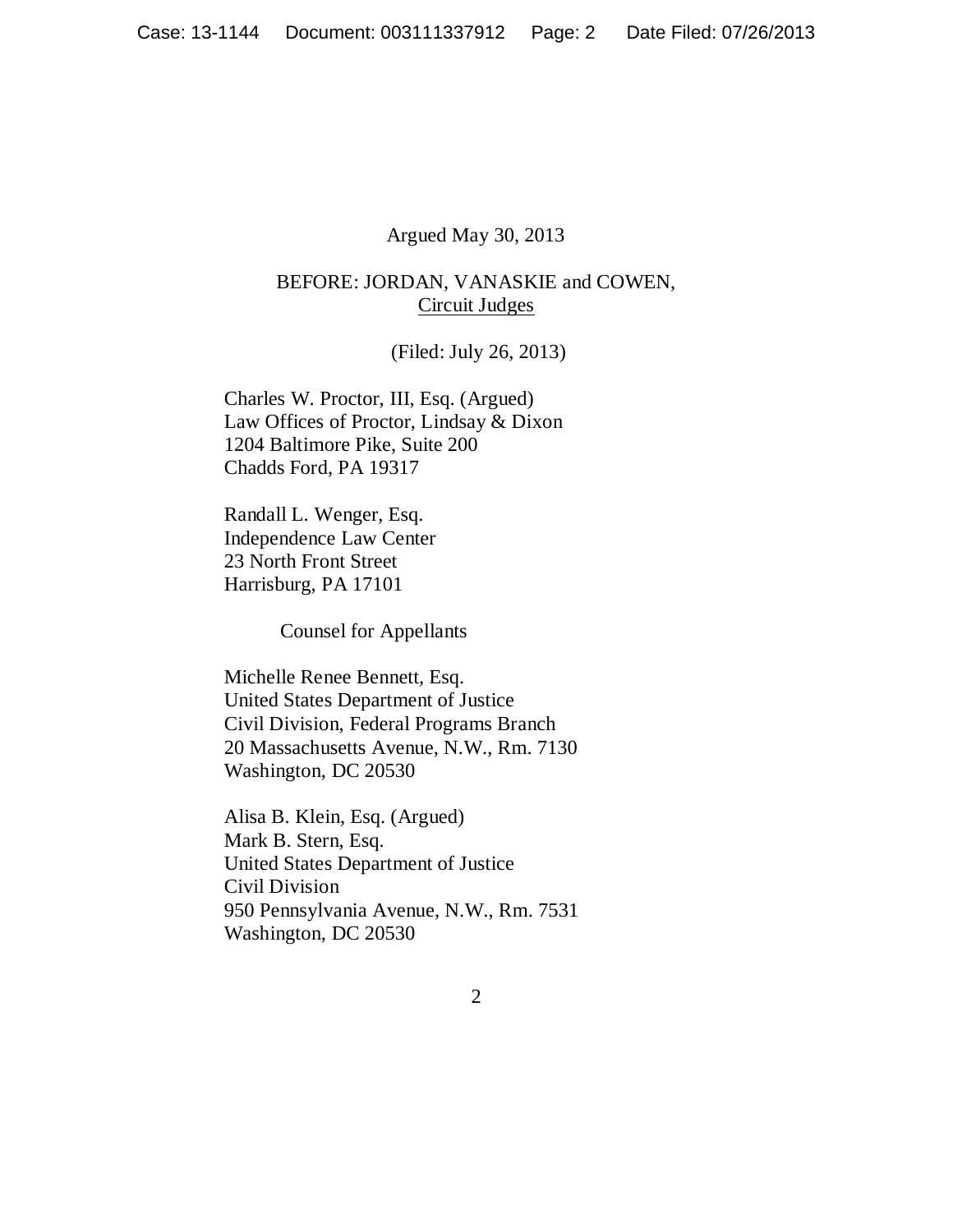Argued May 30, 2013

BEFORE: JORDAN, VANASKIE and COWEN, Circuit Judges

(Filed: July 26, 2013)

Charles W. Proctor, III, Esq. (Argued)
Law Offices of Proctor, Lindsay & Dixon
1204 Baltimore Pike, Suite 200
Chadds Ford, PA 19317

Randall L. Wenger, Esq.
Independence Law Center
23 North Front Street
Harrisburg, PA 17101

Counsel for Appellants

Michelle Renee Bennett, Esq.
United States Department of Justice
Civil Division, Federal Programs Branch
20 Massachusetts Avenue, N.W., Rm. 7130
Washington, DC 20530

Alisa B. Klein, Esq. (Argued)
Mark B. Stern, Esq.
United States Department of Justice
Civil Division
950 Pennsylvania Avenue, N.W., Rm. 7531
Washington, DC 20530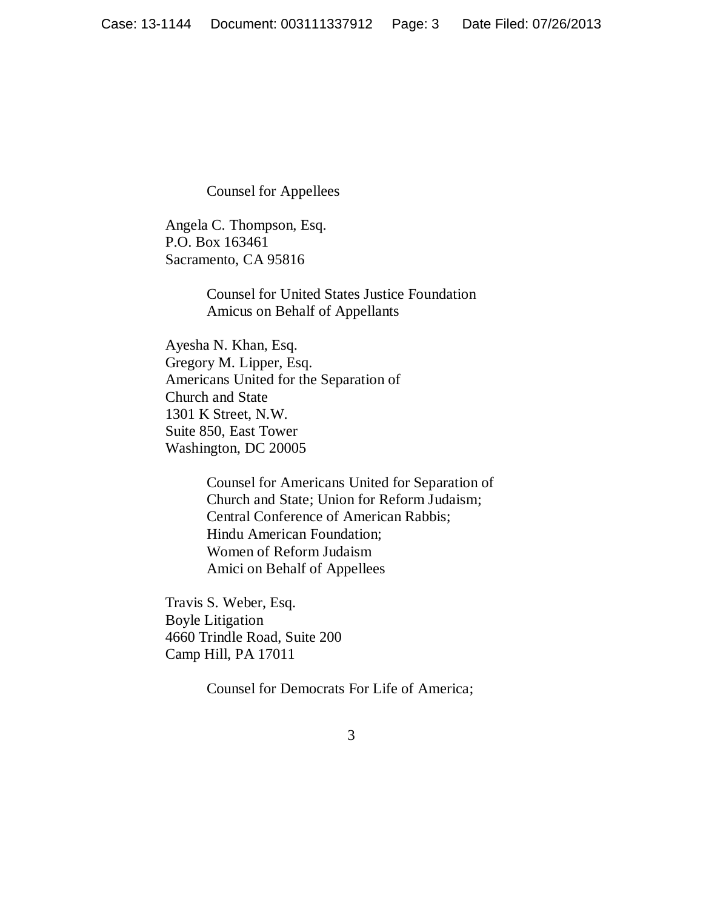Counsel for Appellees

Angela C. Thompson, Esq.
P.O. Box 163461
Sacramento, CA 95816

Counsel for United States Justice Foundation
Amicus on Behalf of Appellants

Ayesha N. Khan, Esq.
Gregory M. Lipper, Esq.
Americans United for the Separation of
Church and State
1301 K Street, N.W.
Suite 850, East Tower
Washington, DC 20005

Counsel for Americans United for Separation of
Church and State; Union for Reform Judaism;
Central Conference of American Rabbis;
Hindu American Foundation;
Women of Reform Judaism
Amici on Behalf of Appellees

Travis S. Weber, Esq.
Boyle Litigation
4660 Trindle Road, Suite 200
Camp Hill, PA 17011

Counsel for Democrats For Life of America;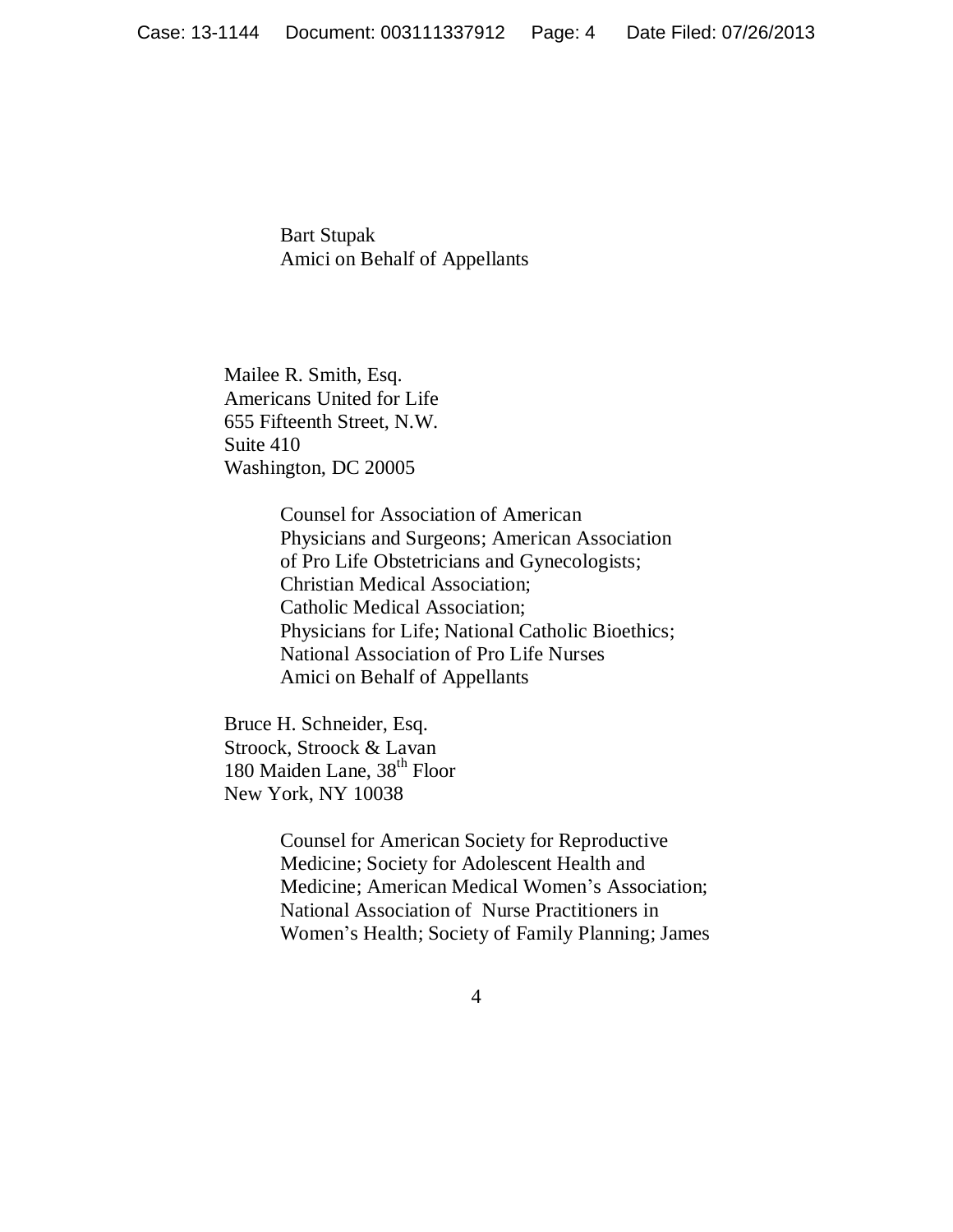Bart Stupak
Amici on Behalf of Appellants

Mailee R. Smith, Esq.
Americans United for Life
655 Fifteenth Street, N.W.
Suite 410
Washington, DC 20005

Counsel for Association of American Physicians and Surgeons; American Association of Pro Life Obstetricians and Gynecologists; Christian Medical Association; Catholic Medical Association; Physicians for Life; National Catholic Bioethics; National Association of Pro Life Nurses
Amici on Behalf of Appellants

Bruce H. Schneider, Esq.
Stroock, Stroock & Lavan
180 Maiden Lane, 38th Floor
New York, NY 10038

Counsel for American Society for Reproductive Medicine; Society for Adolescent Health and Medicine; American Medical Women's Association; National Association of Nurse Practitioners in Women's Health; Society of Family Planning; James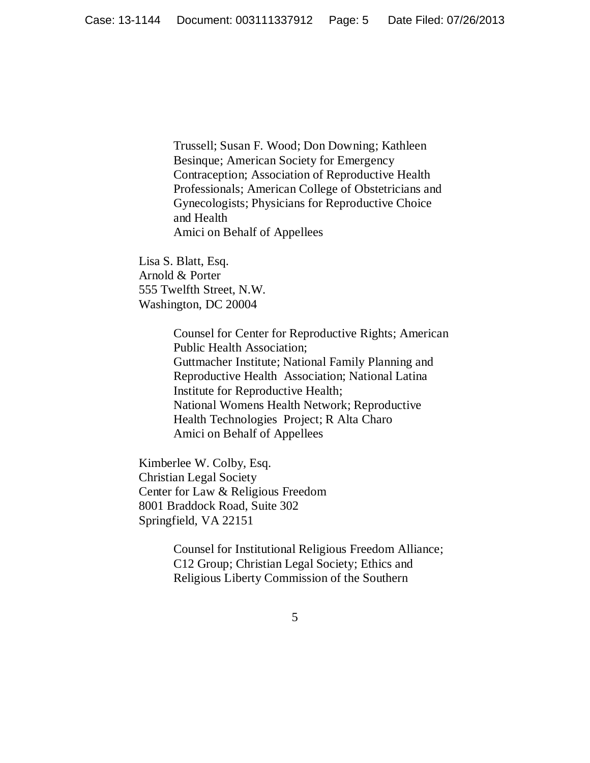Trussell; Susan F. Wood; Don Downing; Kathleen Besinque; American Society for Emergency Contraception; Association of Reproductive Health Professionals; American College of Obstetricians and Gynecologists; Physicians for Reproductive Choice and Health
Amici on Behalf of Appellees

Lisa S. Blatt, Esq.
Arnold & Porter
555 Twelfth Street, N.W.
Washington, DC 20004

Counsel for Center for Reproductive Rights; American Public Health Association;
Guttmacher Institute; National Family Planning and Reproductive Health Association; National Latina Institute for Reproductive Health;
National Womens Health Network; Reproductive Health Technologies Project; R Alta Charo
Amici on Behalf of Appellees

Kimberlee W. Colby, Esq.
Christian Legal Society
Center for Law & Religious Freedom
8001 Braddock Road, Suite 302
Springfield, VA 22151

Counsel for Institutional Religious Freedom Alliance; C12 Group; Christian Legal Society; Ethics and Religious Liberty Commission of the Southern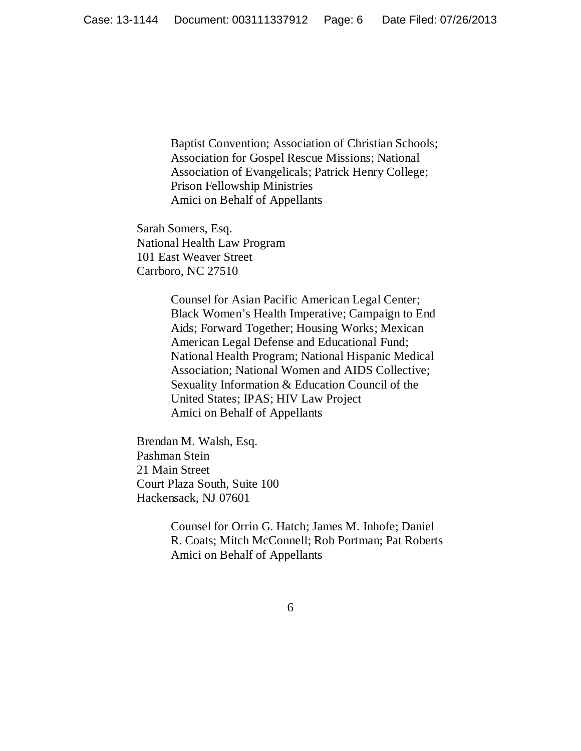Baptist Convention; Association of Christian Schools; Association for Gospel Rescue Missions; National Association of Evangelicals; Patrick Henry College; Prison Fellowship Ministries
Amici on Behalf of Appellants

Sarah Somers, Esq.
National Health Law Program
101 East Weaver Street
Carrboro, NC 27510

Counsel for Asian Pacific American Legal Center; Black Women's Health Imperative; Campaign to End Aids; Forward Together; Housing Works; Mexican American Legal Defense and Educational Fund; National Health Program; National Hispanic Medical Association; National Women and AIDS Collective; Sexuality Information & Education Council of the United States; IPAS; HIV Law Project
Amici on Behalf of Appellants

Brendan M. Walsh, Esq.
Pashman Stein
21 Main Street
Court Plaza South, Suite 100
Hackensack, NJ 07601

Counsel for Orrin G. Hatch; James M. Inhofe; Daniel R. Coats; Mitch McConnell; Rob Portman; Pat Roberts
Amici on Behalf of Appellants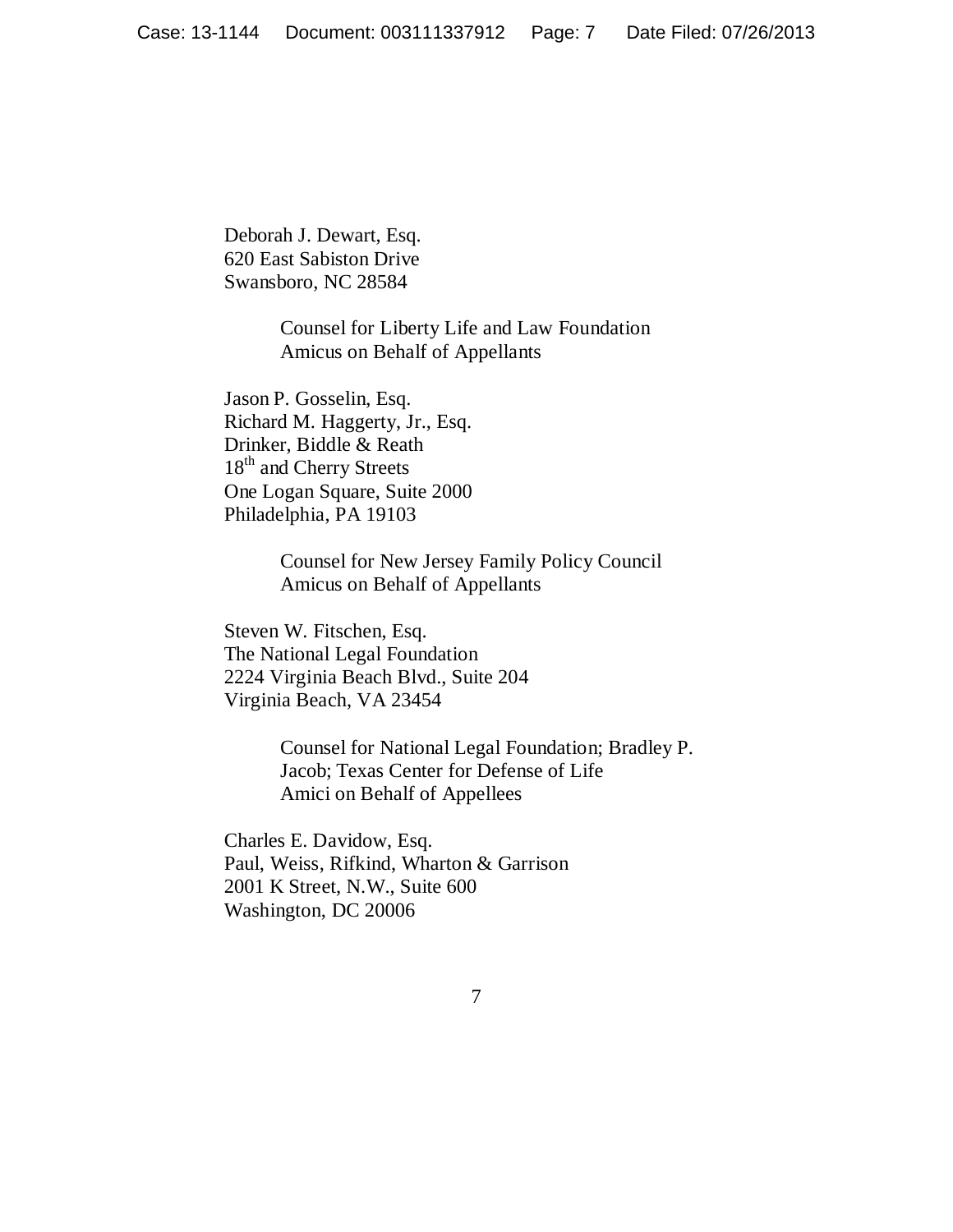Deborah J. Dewart, Esq.
620 East Sabiston Drive
Swansboro, NC 28584

> Counsel for Liberty Life and Law Foundation
> Amicus on Behalf of Appellants

Jason P. Gosselin, Esq.
Richard M. Haggerty, Jr., Esq.
Drinker, Biddle & Reath
18th and Cherry Streets
One Logan Square, Suite 2000
Philadelphia, PA 19103

> Counsel for New Jersey Family Policy Council
> Amicus on Behalf of Appellants

Steven W. Fitschen, Esq.
The National Legal Foundation
2224 Virginia Beach Blvd., Suite 204
Virginia Beach, VA 23454

> Counsel for National Legal Foundation; Bradley P. Jacob; Texas Center for Defense of Life
> Amici on Behalf of Appellees

Charles E. Davidow, Esq.
Paul, Weiss, Rifkind, Wharton & Garrison
2001 K Street, N.W., Suite 600
Washington, DC 20006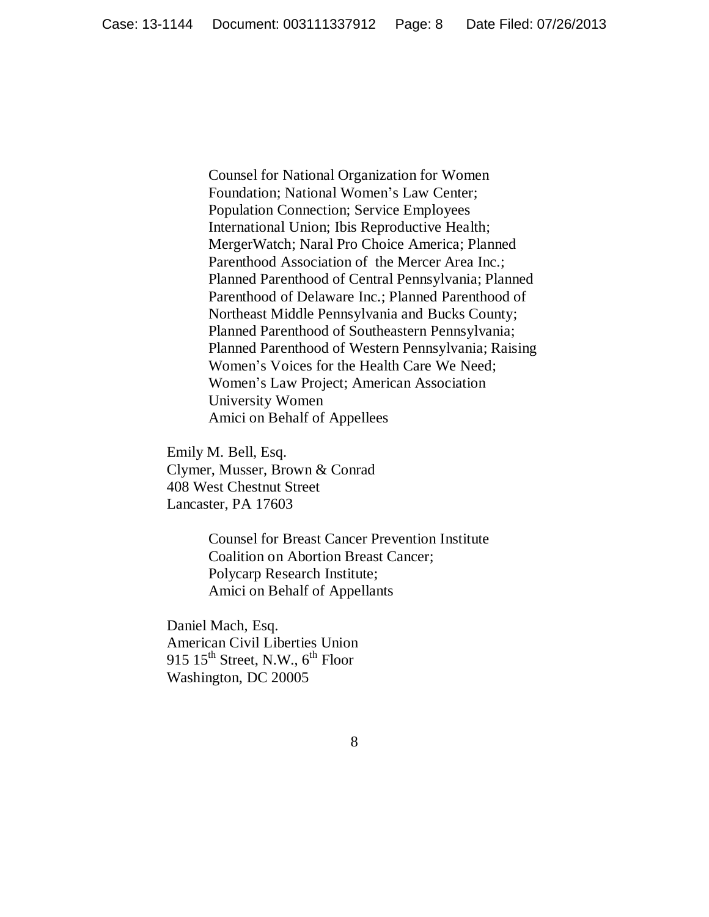Counsel for National Organization for Women Foundation; National Women's Law Center; Population Connection; Service Employees International Union; Ibis Reproductive Health; MergerWatch; Naral Pro Choice America; Planned Parenthood Association of the Mercer Area Inc.; Planned Parenthood of Central Pennsylvania; Planned Parenthood of Delaware Inc.; Planned Parenthood of Northeast Middle Pennsylvania and Bucks County; Planned Parenthood of Southeastern Pennsylvania; Planned Parenthood of Western Pennsylvania; Raising Women's Voices for the Health Care We Need; Women's Law Project; American Association University Women
Amici on Behalf of Appellees

Emily M. Bell, Esq.
Clymer, Musser, Brown & Conrad
408 West Chestnut Street
Lancaster, PA 17603

Counsel for Breast Cancer Prevention Institute
Coalition on Abortion Breast Cancer;
Polycarp Research Institute;
Amici on Behalf of Appellants

Daniel Mach, Esq.
American Civil Liberties Union
915 15th Street, N.W., 6th Floor
Washington, DC 20005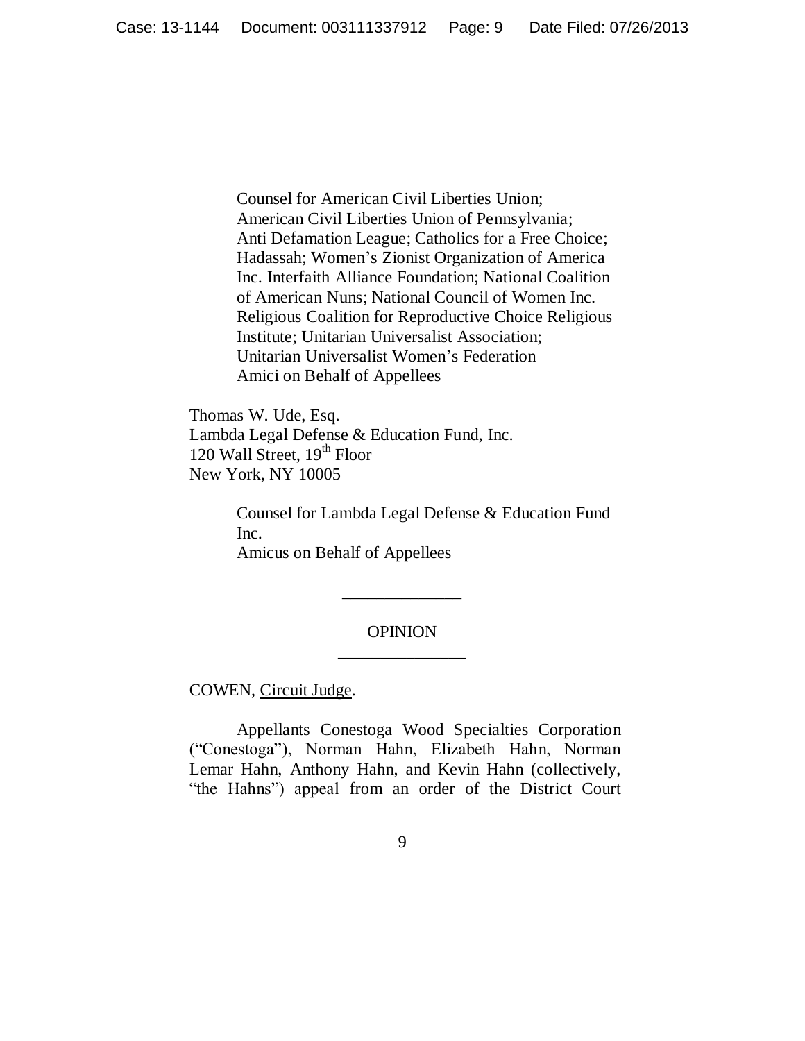Counsel for American Civil Liberties Union;
American Civil Liberties Union of Pennsylvania;
Anti Defamation League; Catholics for a Free Choice;
Hadassah; Women's Zionist Organization of America
Inc. Interfaith Alliance Foundation; National Coalition
of American Nuns; National Council of Women Inc.
Religious Coalition for Reproductive Choice Religious
Institute; Unitarian Universalist Association;
Unitarian Universalist Women's Federation
Amici on Behalf of Appellees

Thomas W. Ude, Esq.
Lambda Legal Defense & Education Fund, Inc.
120 Wall Street, 19th Floor
New York, NY 10005

Counsel for Lambda Legal Defense & Education Fund
Inc.
Amicus on Behalf of Appellees

---

OPINION

---

COWEN, Circuit Judge.

Appellants Conestoga Wood Specialties Corporation ("Conestoga"), Norman Hahn, Elizabeth Hahn, Norman Lemar Hahn, Anthony Hahn, and Kevin Hahn (collectively, "the Hahns") appeal from an order of the District Court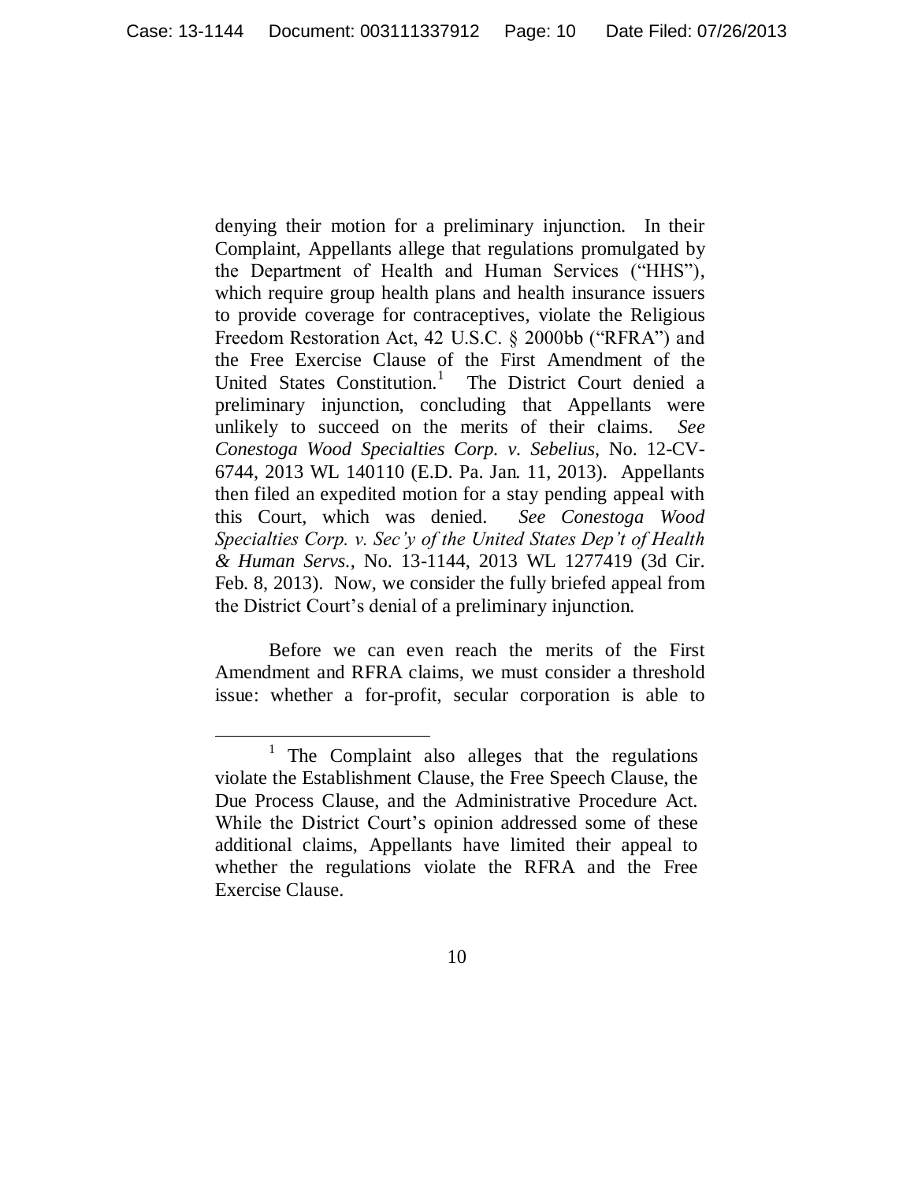denying their motion for a preliminary injunction. In their Complaint, Appellants allege that regulations promulgated by the Department of Health and Human Services ("HHS"), which require group health plans and health insurance issuers to provide coverage for contraceptives, violate the Religious Freedom Restoration Act, 42 U.S.C. § 2000bb ("RFRA") and the Free Exercise Clause of the First Amendment of the United States Constitution.[1] The District Court denied a preliminary injunction, concluding that Appellants were unlikely to succeed on the merits of their claims. *See Conestoga Wood Specialties Corp. v. Sebelius*, No. 12-CV-6744, 2013 WL 140110 (E.D. Pa. Jan. 11, 2013). Appellants then filed an expedited motion for a stay pending appeal with this Court, which was denied. *See Conestoga Wood Specialties Corp. v. Sec'y of the United States Dep't of Health & Human Servs.*, No. 13-1144, 2013 WL 1277419 (3d Cir. Feb. 8, 2013). Now, we consider the fully briefed appeal from the District Court's denial of a preliminary injunction.

Before we can even reach the merits of the First Amendment and RFRA claims, we must consider a threshold issue: whether a for-profit, secular corporation is able to

[1] The Complaint also alleges that the regulations violate the Establishment Clause, the Free Speech Clause, the Due Process Clause, and the Administrative Procedure Act. While the District Court's opinion addressed some of these additional claims, Appellants have limited their appeal to whether the regulations violate the RFRA and the Free Exercise Clause.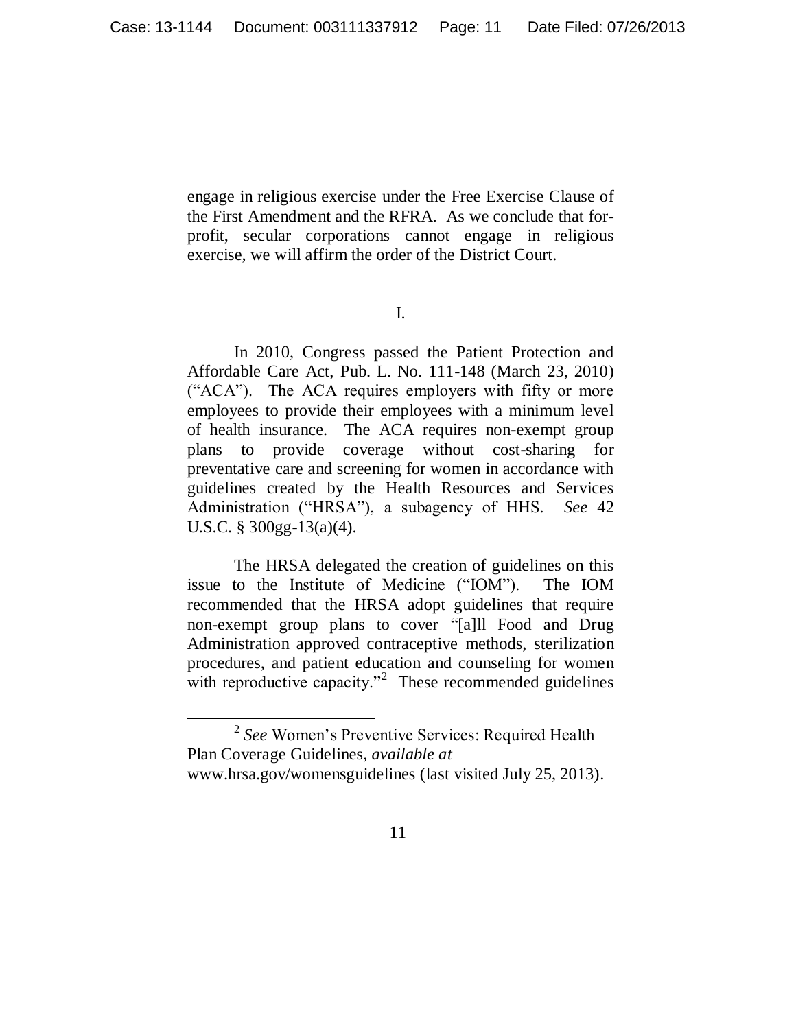engage in religious exercise under the Free Exercise Clause of the First Amendment and the RFRA. As we conclude that for-profit, secular corporations cannot engage in religious exercise, we will affirm the order of the District Court.

I.

In 2010, Congress passed the Patient Protection and Affordable Care Act, Pub. L. No. 111-148 (March 23, 2010) ("ACA"). The ACA requires employers with fifty or more employees to provide their employees with a minimum level of health insurance. The ACA requires non-exempt group plans to provide coverage without cost-sharing for preventative care and screening for women in accordance with guidelines created by the Health Resources and Services Administration ("HRSA"), a subagency of HHS. *See* 42 U.S.C. § 300gg-13(a)(4).

The HRSA delegated the creation of guidelines on this issue to the Institute of Medicine ("IOM"). The IOM recommended that the HRSA adopt guidelines that require non-exempt group plans to cover "[a]ll Food and Drug Administration approved contraceptive methods, sterilization procedures, and patient education and counseling for women with reproductive capacity."[2] These recommended guidelines

[2] *See* Women's Preventive Services: Required Health Plan Coverage Guidelines, *available at* www.hrsa.gov/womensguidelines (last visited July 25, 2013).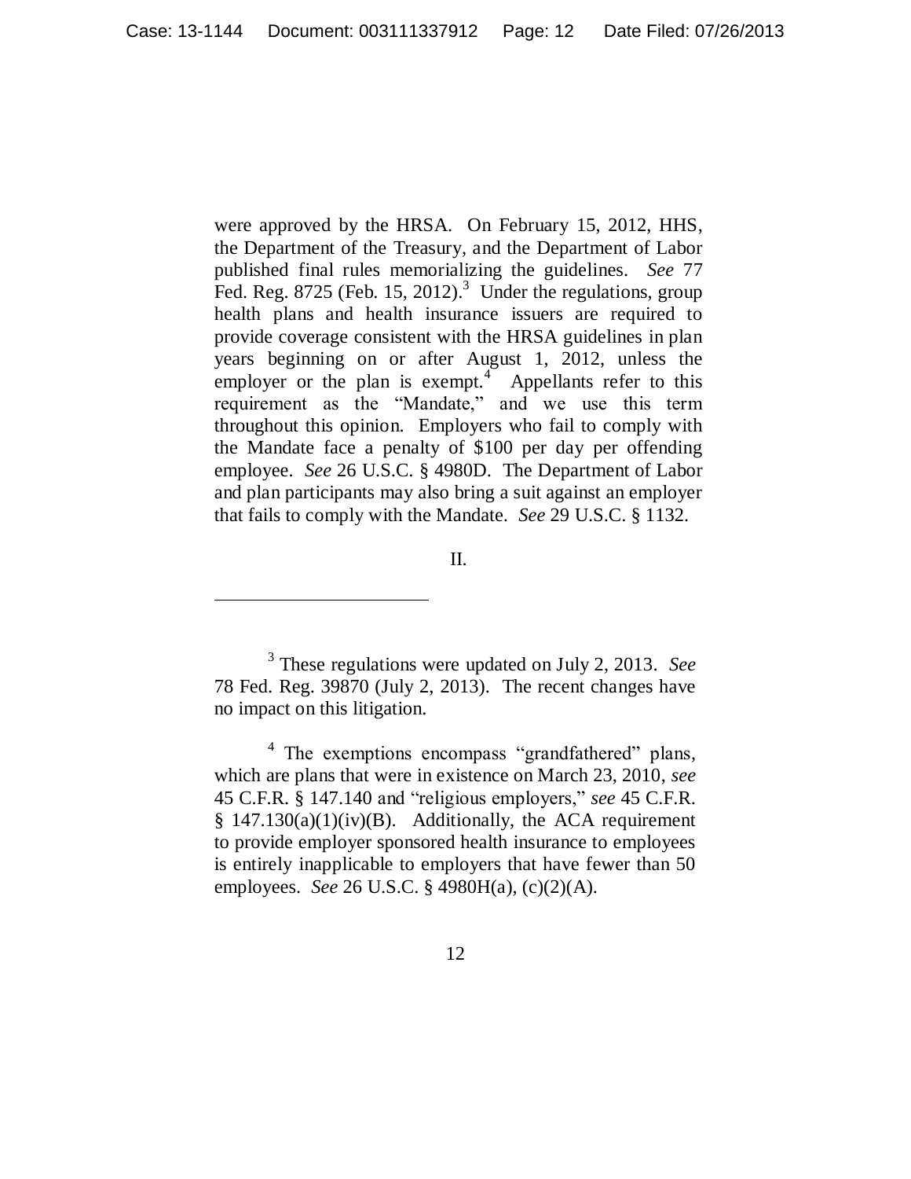were approved by the HRSA. On February 15, 2012, HHS, the Department of the Treasury, and the Department of Labor published final rules memorializing the guidelines. *See* 77 Fed. Reg. 8725 (Feb. 15, 2012).[3] Under the regulations, group health plans and health insurance issuers are required to provide coverage consistent with the HRSA guidelines in plan years beginning on or after August 1, 2012, unless the employer or the plan is exempt.[4] Appellants refer to this requirement as the "Mandate," and we use this term throughout this opinion. Employers who fail to comply with the Mandate face a penalty of $100 per day per offending employee. *See* 26 U.S.C. § 4980D. The Department of Labor and plan participants may also bring a suit against an employer that fails to comply with the Mandate. *See* 29 U.S.C. § 1132.

## II.

[3] These regulations were updated on July 2, 2013. *See* 78 Fed. Reg. 39870 (July 2, 2013). The recent changes have no impact on this litigation.

[4] The exemptions encompass "grandfathered" plans, which are plans that were in existence on March 23, 2010, *see* 45 C.F.R. § 147.140 and "religious employers," *see* 45 C.F.R. § 147.130(a)(1)(iv)(B). Additionally, the ACA requirement to provide employer sponsored health insurance to employees is entirely inapplicable to employers that have fewer than 50 employees. *See* 26 U.S.C. § 4980H(a), (c)(2)(A).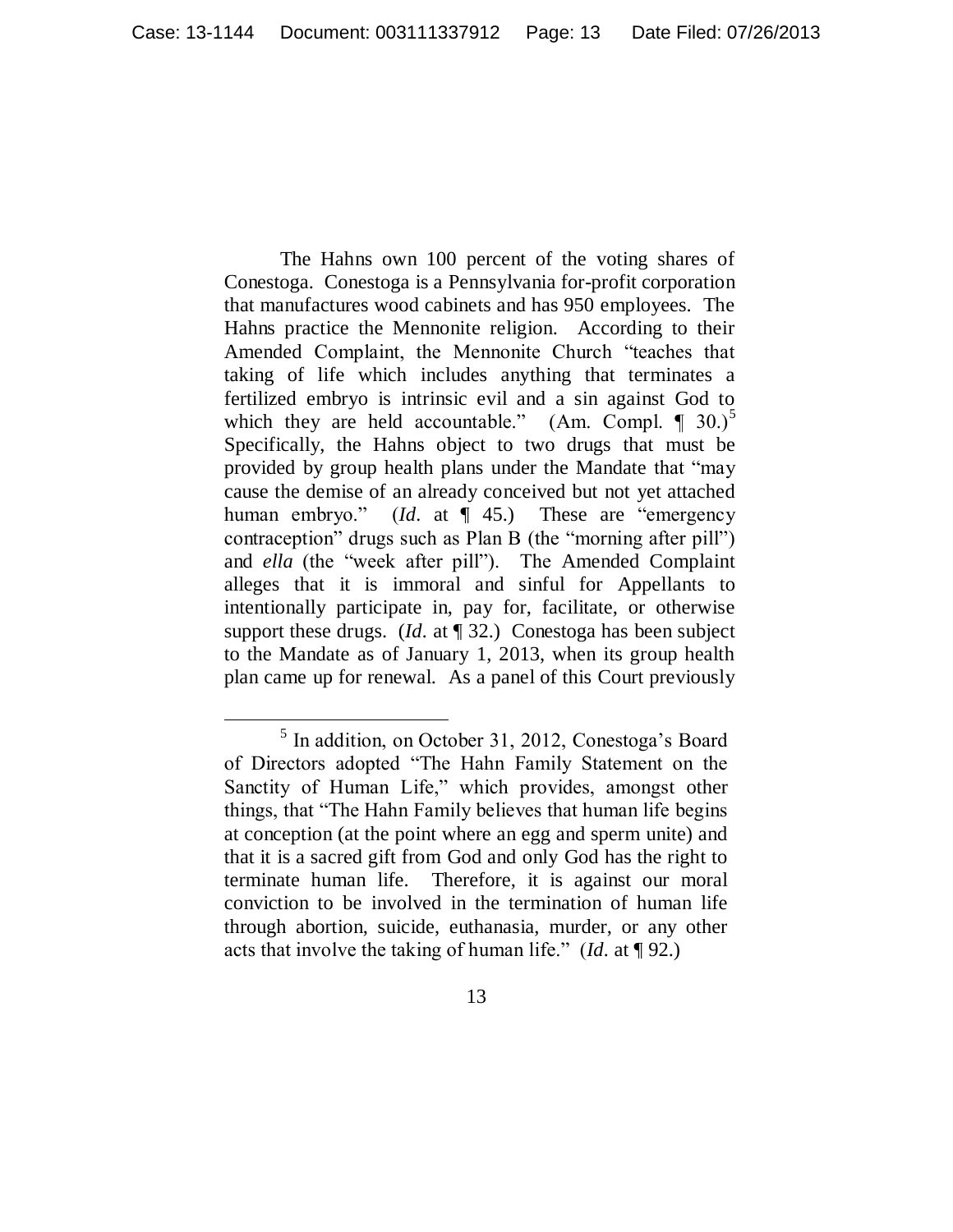The Hahns own 100 percent of the voting shares of Conestoga. Conestoga is a Pennsylvania for-profit corporation that manufactures wood cabinets and has 950 employees. The Hahns practice the Mennonite religion. According to their Amended Complaint, the Mennonite Church "teaches that taking of life which includes anything that terminates a fertilized embryo is intrinsic evil and a sin against God to which they are held accountable." (Am. Compl. ¶ 30.)[5] Specifically, the Hahns object to two drugs that must be provided by group health plans under the Mandate that "may cause the demise of an already conceived but not yet attached human embryo." (*Id*. at ¶ 45.) These are "emergency contraception" drugs such as Plan B (the "morning after pill") and *ella* (the "week after pill"). The Amended Complaint alleges that it is immoral and sinful for Appellants to intentionally participate in, pay for, facilitate, or otherwise support these drugs. (*Id*. at ¶ 32.) Conestoga has been subject to the Mandate as of January 1, 2013, when its group health plan came up for renewal. As a panel of this Court previously

[5] In addition, on October 31, 2012, Conestoga's Board of Directors adopted "The Hahn Family Statement on the Sanctity of Human Life," which provides, amongst other things, that "The Hahn Family believes that human life begins at conception (at the point where an egg and sperm unite) and that it is a sacred gift from God and only God has the right to terminate human life. Therefore, it is against our moral conviction to be involved in the termination of human life through abortion, suicide, euthanasia, murder, or any other acts that involve the taking of human life." (*Id*. at ¶ 92.)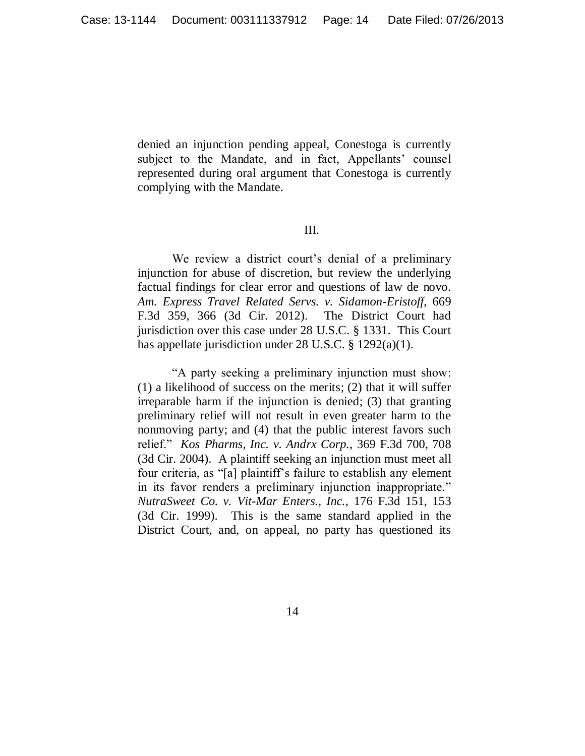denied an injunction pending appeal, Conestoga is currently subject to the Mandate, and in fact, Appellants' counsel represented during oral argument that Conestoga is currently complying with the Mandate.

## III.

We review a district court's denial of a preliminary injunction for abuse of discretion, but review the underlying factual findings for clear error and questions of law de novo. *Am. Express Travel Related Servs. v. Sidamon-Eristoff*, 669 F.3d 359, 366 (3d Cir. 2012). The District Court had jurisdiction over this case under 28 U.S.C. § 1331. This Court has appellate jurisdiction under 28 U.S.C. § 1292(a)(1).

"A party seeking a preliminary injunction must show: (1) a likelihood of success on the merits; (2) that it will suffer irreparable harm if the injunction is denied; (3) that granting preliminary relief will not result in even greater harm to the nonmoving party; and (4) that the public interest favors such relief." *Kos Pharms, Inc. v. Andrx Corp.*, 369 F.3d 700, 708 (3d Cir. 2004). A plaintiff seeking an injunction must meet all four criteria, as "[a] plaintiff's failure to establish any element in its favor renders a preliminary injunction inappropriate." *NutraSweet Co. v. Vit-Mar Enters., Inc.*, 176 F.3d 151, 153 (3d Cir. 1999). This is the same standard applied in the District Court, and, on appeal, no party has questioned its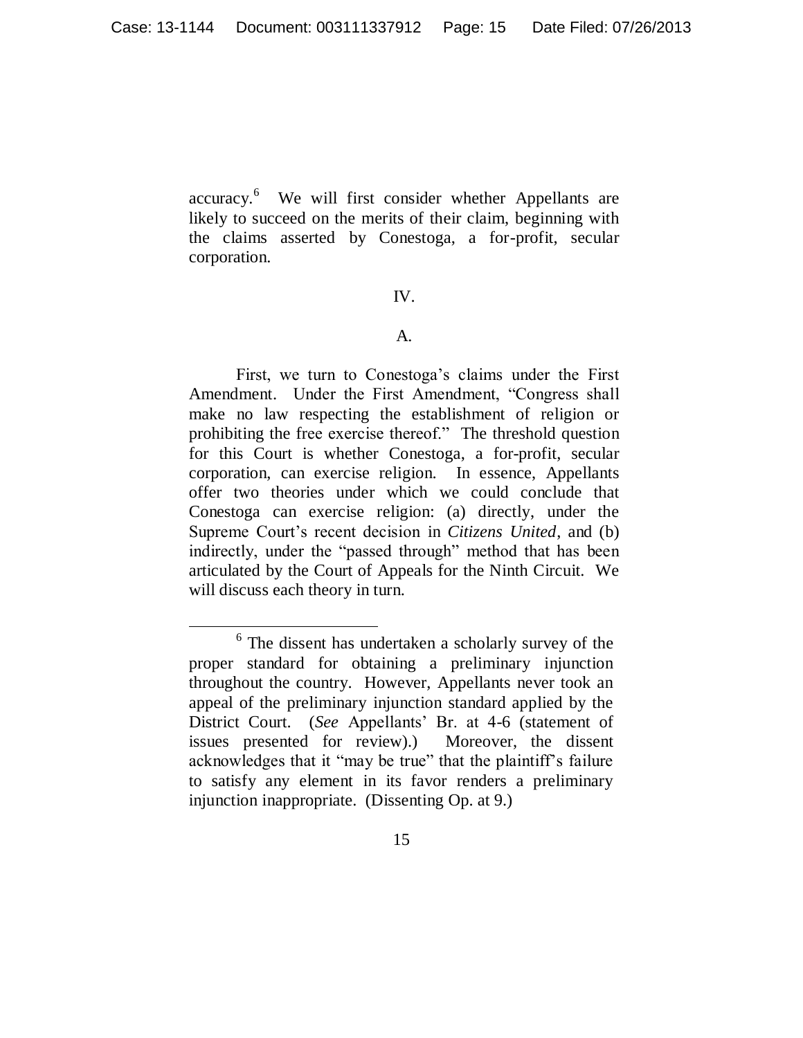accuracy.[6] We will first consider whether Appellants are likely to succeed on the merits of their claim, beginning with the claims asserted by Conestoga, a for-profit, secular corporation.

IV.

A.

First, we turn to Conestoga's claims under the First Amendment. Under the First Amendment, "Congress shall make no law respecting the establishment of religion or prohibiting the free exercise thereof." The threshold question for this Court is whether Conestoga, a for-profit, secular corporation, can exercise religion. In essence, Appellants offer two theories under which we could conclude that Conestoga can exercise religion: (a) directly, under the Supreme Court's recent decision in *Citizens United*, and (b) indirectly, under the "passed through" method that has been articulated by the Court of Appeals for the Ninth Circuit. We will discuss each theory in turn.

---

[6] The dissent has undertaken a scholarly survey of the proper standard for obtaining a preliminary injunction throughout the country. However, Appellants never took an appeal of the preliminary injunction standard applied by the District Court. (*See* Appellants' Br. at 4-6 (statement of issues presented for review).) Moreover, the dissent acknowledges that it "may be true" that the plaintiff's failure to satisfy any element in its favor renders a preliminary injunction inappropriate. (Dissenting Op. at 9.)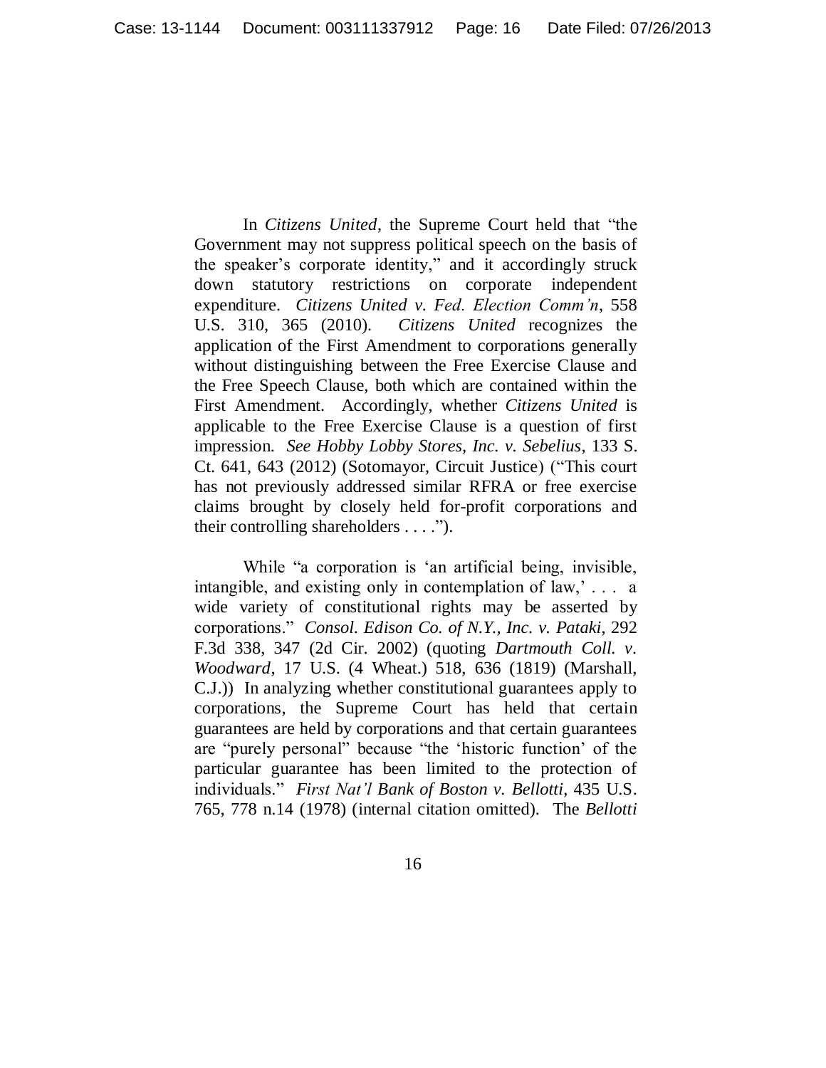In *Citizens United*, the Supreme Court held that "the Government may not suppress political speech on the basis of the speaker's corporate identity," and it accordingly struck down statutory restrictions on corporate independent expenditure. *Citizens United v. Fed. Election Comm'n*, 558 U.S. 310, 365 (2010). *Citizens United* recognizes the application of the First Amendment to corporations generally without distinguishing between the Free Exercise Clause and the Free Speech Clause, both which are contained within the First Amendment. Accordingly, whether *Citizens United* is applicable to the Free Exercise Clause is a question of first impression. *See Hobby Lobby Stores, Inc. v. Sebelius*, 133 S. Ct. 641, 643 (2012) (Sotomayor, Circuit Justice) ("This court has not previously addressed similar RFRA or free exercise claims brought by closely held for-profit corporations and their controlling shareholders . . . .").

While "a corporation is 'an artificial being, invisible, intangible, and existing only in contemplation of law,' . . . a wide variety of constitutional rights may be asserted by corporations." *Consol. Edison Co. of N.Y., Inc. v. Pataki*, 292 F.3d 338, 347 (2d Cir. 2002) (quoting *Dartmouth Coll. v. Woodward*, 17 U.S. (4 Wheat.) 518, 636 (1819) (Marshall, C.J.)) In analyzing whether constitutional guarantees apply to corporations, the Supreme Court has held that certain guarantees are held by corporations and that certain guarantees are "purely personal" because "the 'historic function' of the particular guarantee has been limited to the protection of individuals." *First Nat'l Bank of Boston v. Bellotti*, 435 U.S. 765, 778 n.14 (1978) (internal citation omitted). The *Bellotti*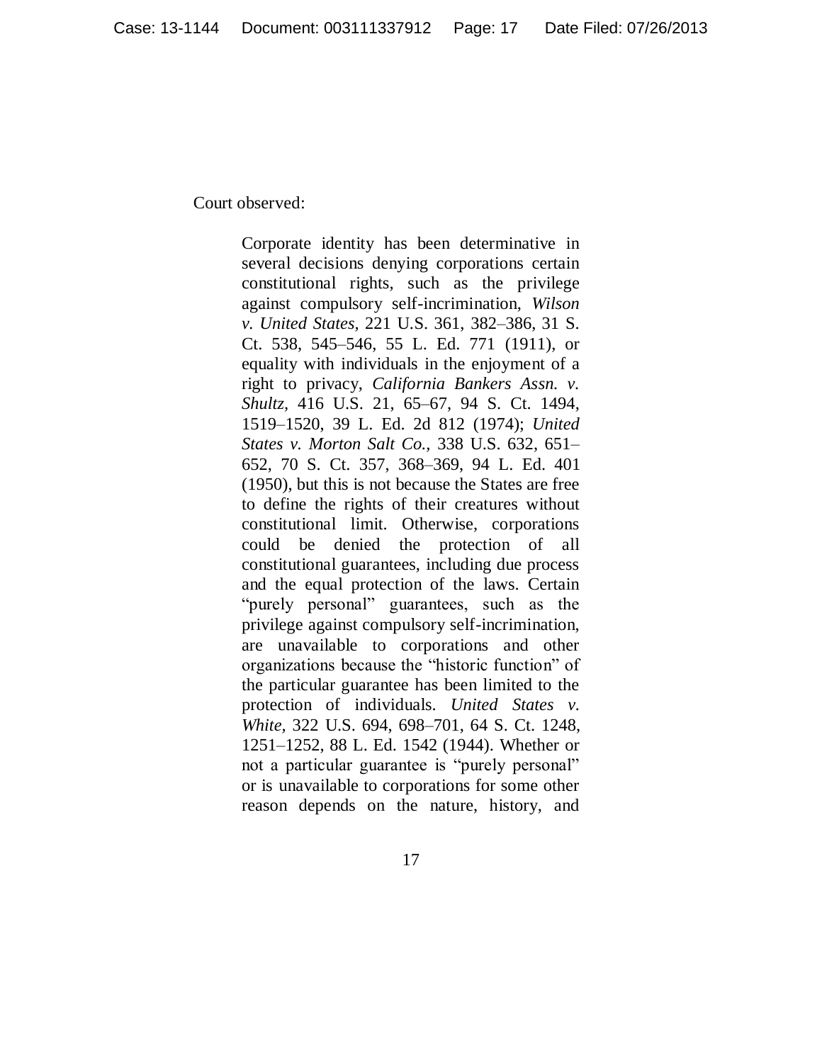Court observed:

> Corporate identity has been determinative in several decisions denying corporations certain constitutional rights, such as the privilege against compulsory self-incrimination, *Wilson v. United States*, 221 U.S. 361, 382–386, 31 S. Ct. 538, 545–546, 55 L. Ed. 771 (1911), or equality with individuals in the enjoyment of a right to privacy, *California Bankers Assn. v. Shultz*, 416 U.S. 21, 65–67, 94 S. Ct. 1494, 1519–1520, 39 L. Ed. 2d 812 (1974); *United States v. Morton Salt Co.*, 338 U.S. 632, 651–652, 70 S. Ct. 357, 368–369, 94 L. Ed. 401 (1950), but this is not because the States are free to define the rights of their creatures without constitutional limit. Otherwise, corporations could be denied the protection of all constitutional guarantees, including due process and the equal protection of the laws. Certain "purely personal" guarantees, such as the privilege against compulsory self-incrimination, are unavailable to corporations and other organizations because the "historic function" of the particular guarantee has been limited to the protection of individuals. *United States v. White*, 322 U.S. 694, 698–701, 64 S. Ct. 1248, 1251–1252, 88 L. Ed. 1542 (1944). Whether or not a particular guarantee is "purely personal" or is unavailable to corporations for some other reason depends on the nature, history, and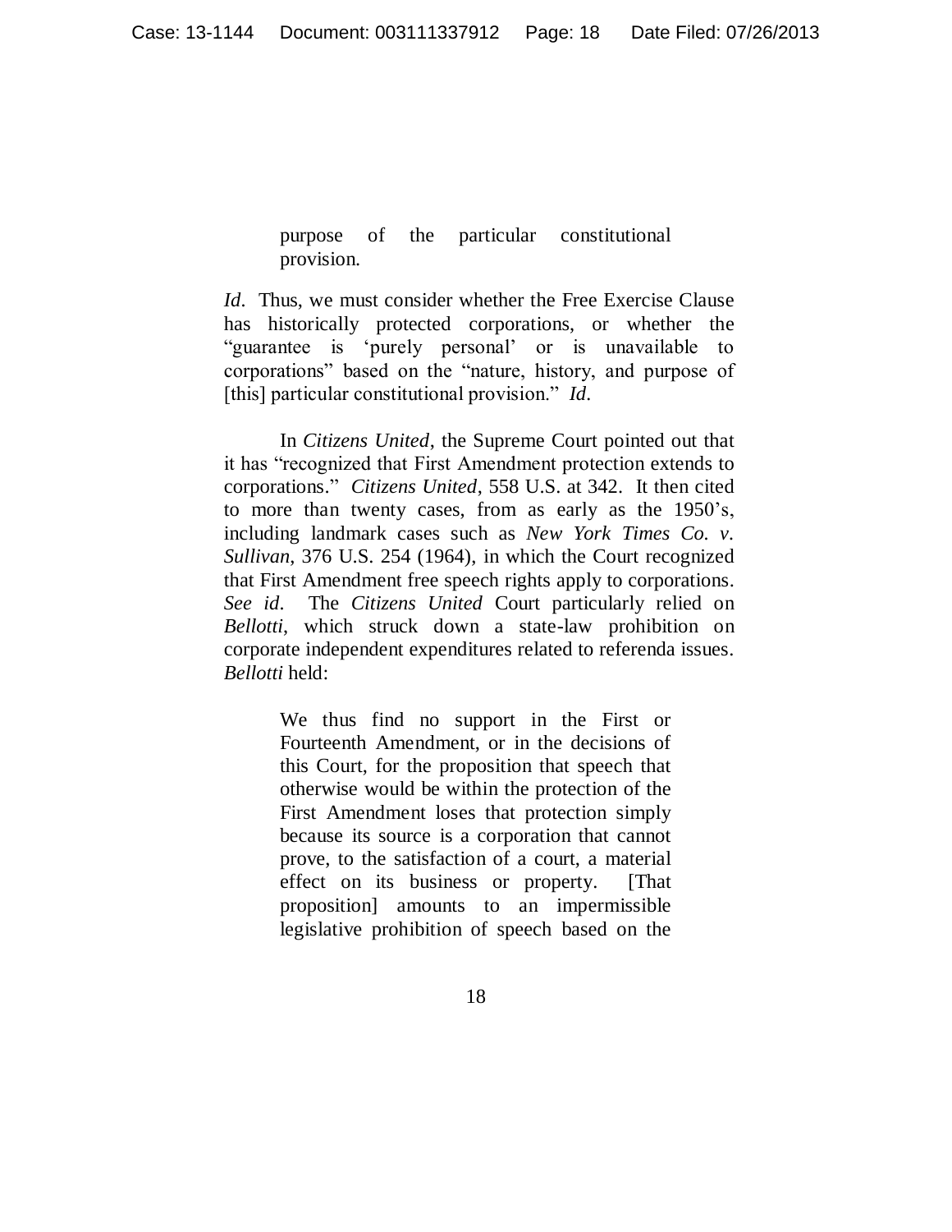> purpose of the particular constitutional provision.

*Id*. Thus, we must consider whether the Free Exercise Clause has historically protected corporations, or whether the "guarantee is 'purely personal' or is unavailable to corporations" based on the "nature, history, and purpose of [this] particular constitutional provision." *Id*.

In *Citizens United*, the Supreme Court pointed out that it has "recognized that First Amendment protection extends to corporations." *Citizens United*, 558 U.S. at 342. It then cited to more than twenty cases, from as early as the 1950's, including landmark cases such as *New York Times Co. v. Sullivan*, 376 U.S. 254 (1964), in which the Court recognized that First Amendment free speech rights apply to corporations. *See id*. The *Citizens United* Court particularly relied on *Bellotti*, which struck down a state-law prohibition on corporate independent expenditures related to referenda issues. *Bellotti* held:

> We thus find no support in the First or Fourteenth Amendment, or in the decisions of this Court, for the proposition that speech that otherwise would be within the protection of the First Amendment loses that protection simply because its source is a corporation that cannot prove, to the satisfaction of a court, a material effect on its business or property. [That proposition] amounts to an impermissible legislative prohibition of speech based on the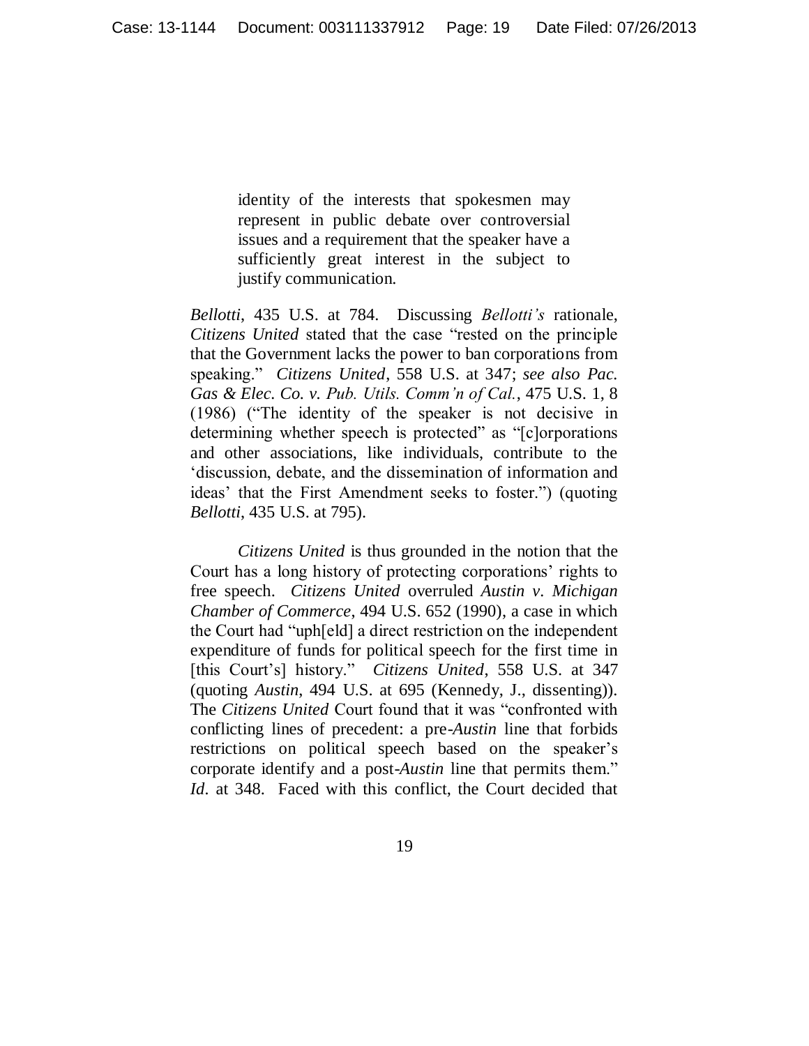> identity of the interests that spokesmen may represent in public debate over controversial issues and a requirement that the speaker have a sufficiently great interest in the subject to justify communication.

*Bellotti*, 435 U.S. at 784. Discussing *Bellotti's* rationale, *Citizens United* stated that the case "rested on the principle that the Government lacks the power to ban corporations from speaking." *Citizens United*, 558 U.S. at 347; *see also Pac. Gas & Elec. Co. v. Pub. Utils. Comm'n of Cal.*, 475 U.S. 1, 8 (1986) ("The identity of the speaker is not decisive in determining whether speech is protected" as "[c]orporations and other associations, like individuals, contribute to the 'discussion, debate, and the dissemination of information and ideas' that the First Amendment seeks to foster.") (quoting *Bellotti*, 435 U.S. at 795).

*Citizens United* is thus grounded in the notion that the Court has a long history of protecting corporations' rights to free speech. *Citizens United* overruled *Austin v. Michigan Chamber of Commerce*, 494 U.S. 652 (1990), a case in which the Court had "uph[eld] a direct restriction on the independent expenditure of funds for political speech for the first time in [this Court's] history." *Citizens United*, 558 U.S. at 347 (quoting *Austin*, 494 U.S. at 695 (Kennedy, J., dissenting)). The *Citizens United* Court found that it was "confronted with conflicting lines of precedent: a pre-*Austin* line that forbids restrictions on political speech based on the speaker's corporate identify and a post-*Austin* line that permits them." *Id*. at 348. Faced with this conflict, the Court decided that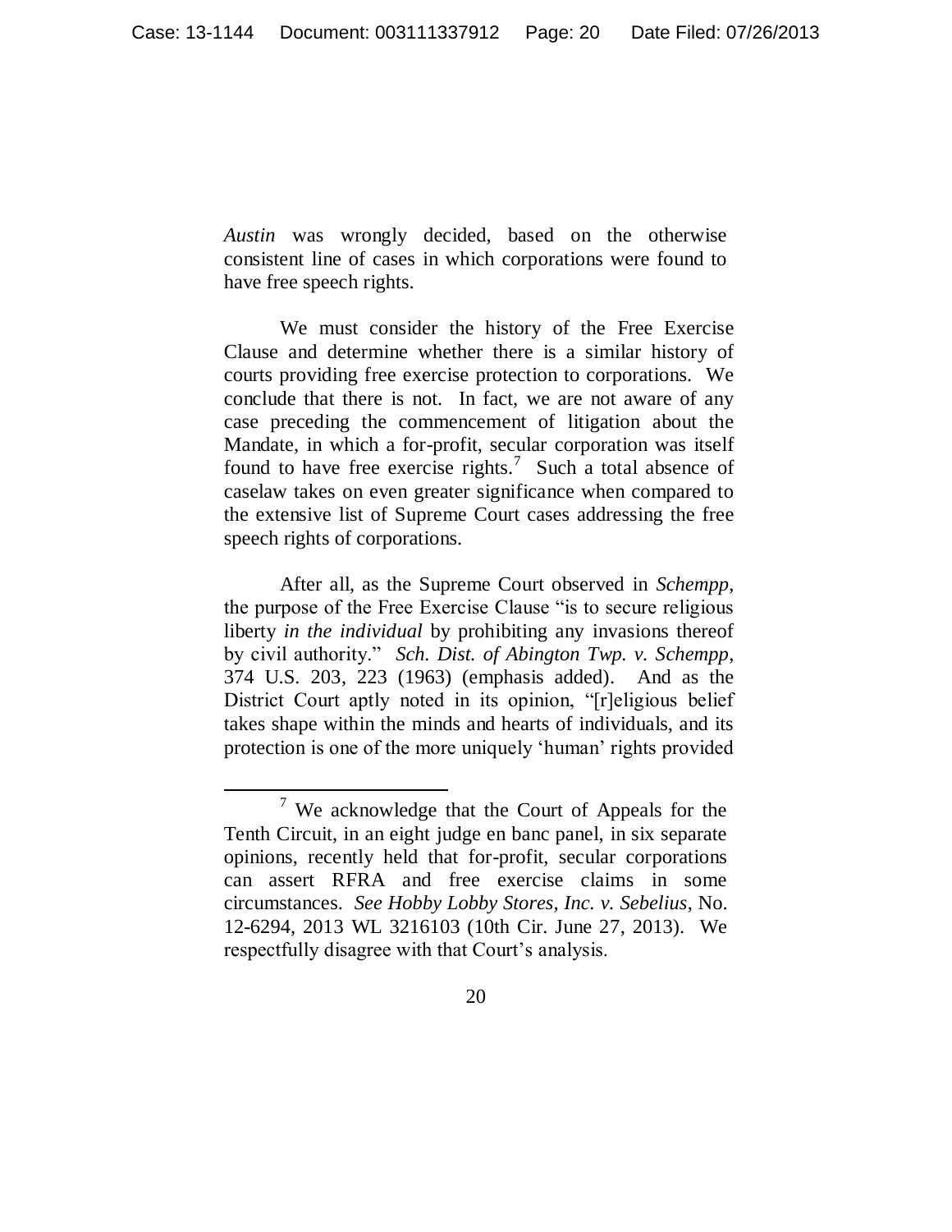*Austin* was wrongly decided, based on the otherwise consistent line of cases in which corporations were found to have free speech rights.

We must consider the history of the Free Exercise Clause and determine whether there is a similar history of courts providing free exercise protection to corporations. We conclude that there is not. In fact, we are not aware of any case preceding the commencement of litigation about the Mandate, in which a for-profit, secular corporation was itself found to have free exercise rights.[7] Such a total absence of caselaw takes on even greater significance when compared to the extensive list of Supreme Court cases addressing the free speech rights of corporations.

After all, as the Supreme Court observed in *Schempp*, the purpose of the Free Exercise Clause "is to secure religious liberty *in the individual* by prohibiting any invasions thereof by civil authority." *Sch. Dist. of Abington Twp. v. Schempp*, 374 U.S. 203, 223 (1963) (emphasis added). And as the District Court aptly noted in its opinion, "[r]eligious belief takes shape within the minds and hearts of individuals, and its protection is one of the more uniquely 'human' rights provided

---

[7] We acknowledge that the Court of Appeals for the Tenth Circuit, in an eight judge en banc panel, in six separate opinions, recently held that for-profit, secular corporations can assert RFRA and free exercise claims in some circumstances. *See Hobby Lobby Stores, Inc. v. Sebelius*, No. 12-6294, 2013 WL 3216103 (10th Cir. June 27, 2013). We respectfully disagree with that Court's analysis.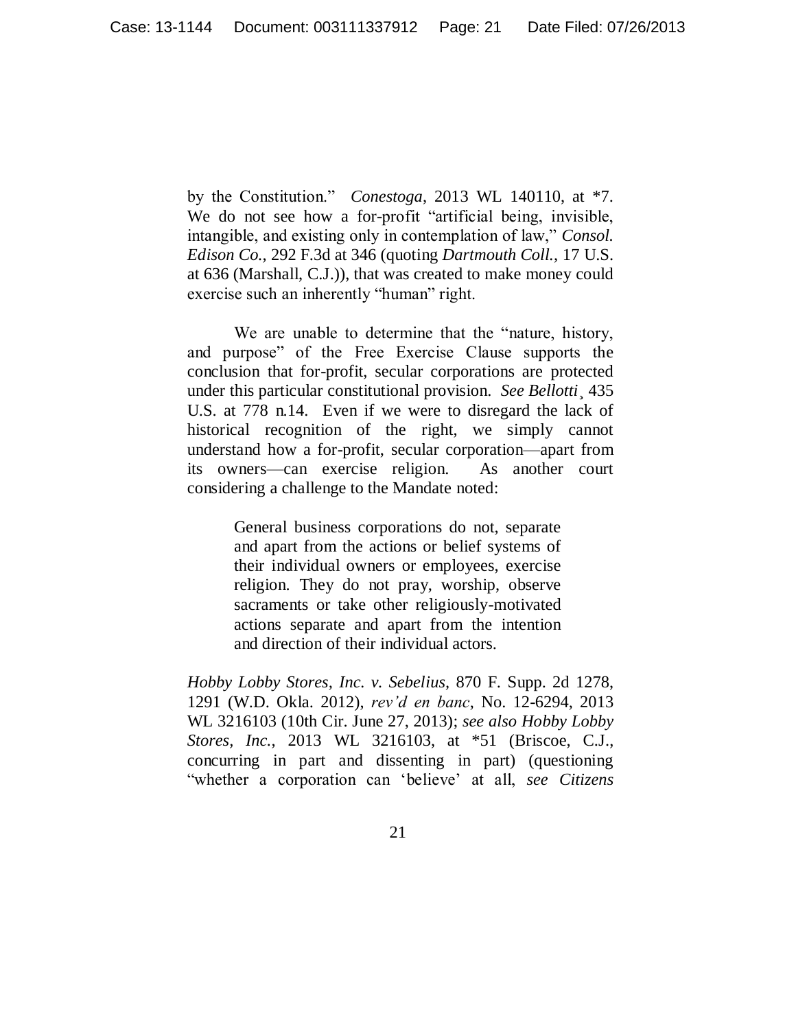by the Constitution." *Conestoga*, 2013 WL 140110, at *7. We do not see how a for-profit "artificial being, invisible, intangible, and existing only in contemplation of law," *Consol. Edison Co.*, 292 F.3d at 346 (quoting *Dartmouth Coll.*, 17 U.S. at 636 (Marshall, C.J.)), that was created to make money could exercise such an inherently "human" right.

We are unable to determine that the "nature, history, and purpose" of the Free Exercise Clause supports the conclusion that for-profit, secular corporations are protected under this particular constitutional provision. *See Bellotti*¸ 435 U.S. at 778 n.14. Even if we were to disregard the lack of historical recognition of the right, we simply cannot understand how a for-profit, secular corporation—apart from its owners—can exercise religion. As another court considering a challenge to the Mandate noted:

> General business corporations do not, separate and apart from the actions or belief systems of their individual owners or employees, exercise religion. They do not pray, worship, observe sacraments or take other religiously-motivated actions separate and apart from the intention and direction of their individual actors.

*Hobby Lobby Stores, Inc. v. Sebelius*, 870 F. Supp. 2d 1278, 1291 (W.D. Okla. 2012), *rev'd en banc*, No. 12-6294, 2013 WL 3216103 (10th Cir. June 27, 2013); *see also Hobby Lobby Stores, Inc.*, 2013 WL 3216103, at *51 (Briscoe, C.J., concurring in part and dissenting in part) (questioning "whether a corporation can 'believe' at all, *see Citizens*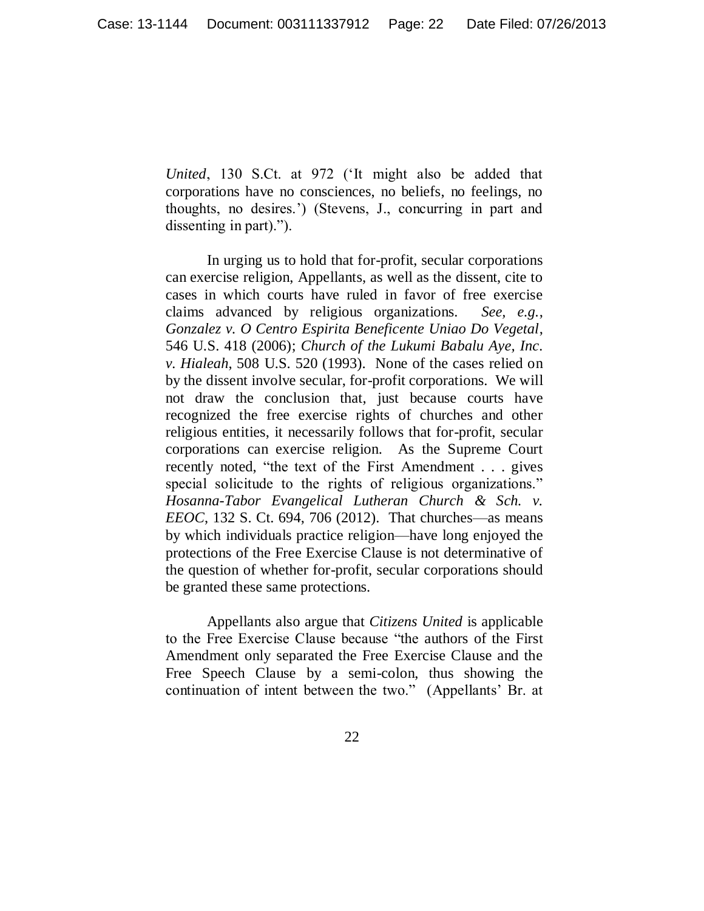*United*, 130 S.Ct. at 972 ('It might also be added that corporations have no consciences, no beliefs, no feelings, no thoughts, no desires.') (Stevens, J., concurring in part and dissenting in part).").

In urging us to hold that for-profit, secular corporations can exercise religion, Appellants, as well as the dissent, cite to cases in which courts have ruled in favor of free exercise claims advanced by religious organizations. *See, e.g.*, *Gonzalez v. O Centro Espirita Beneficente Uniao Do Vegetal*, 546 U.S. 418 (2006); *Church of the Lukumi Babalu Aye, Inc. v. Hialeah*, 508 U.S. 520 (1993). None of the cases relied on by the dissent involve secular, for-profit corporations. We will not draw the conclusion that, just because courts have recognized the free exercise rights of churches and other religious entities, it necessarily follows that for-profit, secular corporations can exercise religion. As the Supreme Court recently noted, "the text of the First Amendment . . . gives special solicitude to the rights of religious organizations." *Hosanna-Tabor Evangelical Lutheran Church & Sch. v. EEOC*, 132 S. Ct. 694, 706 (2012). That churches—as means by which individuals practice religion—have long enjoyed the protections of the Free Exercise Clause is not determinative of the question of whether for-profit, secular corporations should be granted these same protections.

Appellants also argue that *Citizens United* is applicable to the Free Exercise Clause because "the authors of the First Amendment only separated the Free Exercise Clause and the Free Speech Clause by a semi-colon, thus showing the continuation of intent between the two." (Appellants' Br. at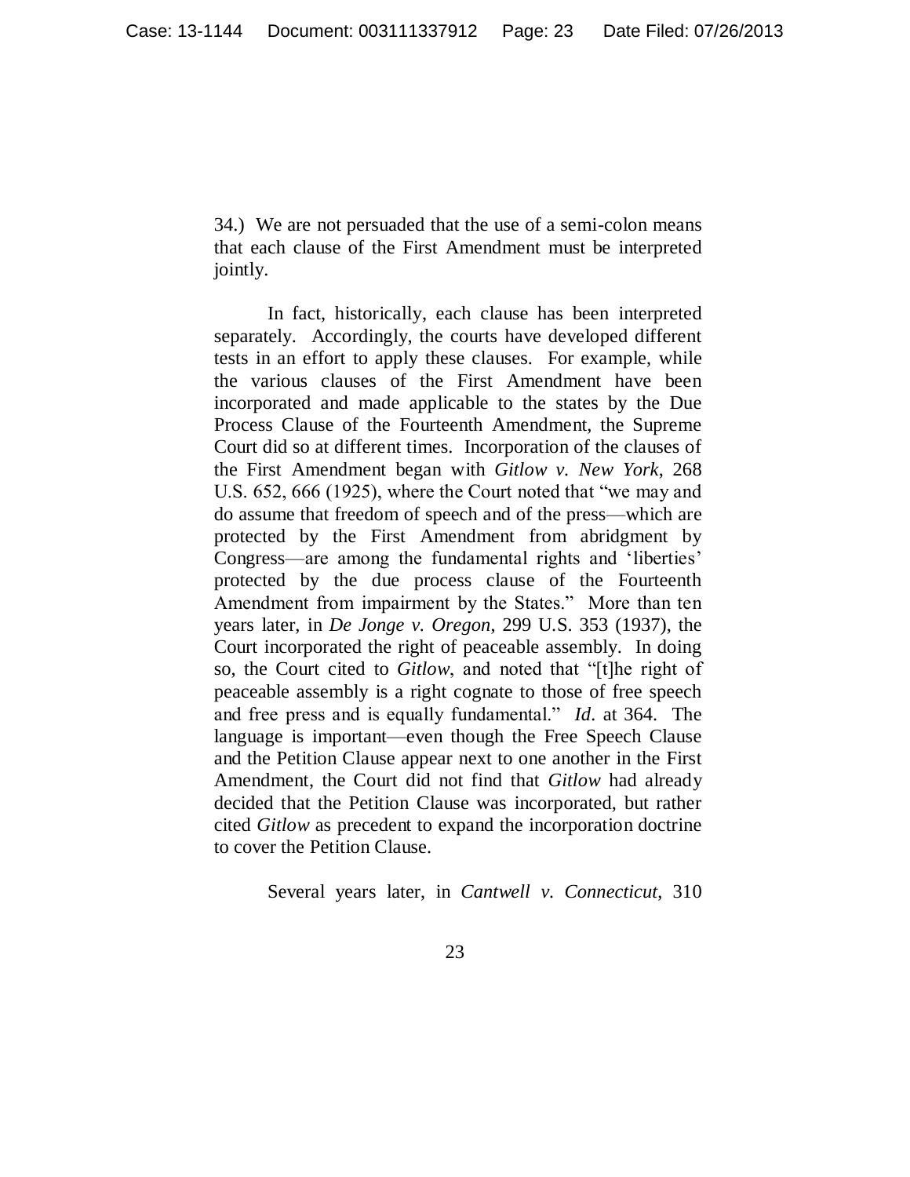34.) We are not persuaded that the use of a semi-colon means that each clause of the First Amendment must be interpreted jointly.

In fact, historically, each clause has been interpreted separately. Accordingly, the courts have developed different tests in an effort to apply these clauses. For example, while the various clauses of the First Amendment have been incorporated and made applicable to the states by the Due Process Clause of the Fourteenth Amendment, the Supreme Court did so at different times. Incorporation of the clauses of the First Amendment began with *Gitlow v. New York*, 268 U.S. 652, 666 (1925), where the Court noted that "we may and do assume that freedom of speech and of the press—which are protected by the First Amendment from abridgment by Congress—are among the fundamental rights and 'liberties' protected by the due process clause of the Fourteenth Amendment from impairment by the States." More than ten years later, in *De Jonge v. Oregon*, 299 U.S. 353 (1937), the Court incorporated the right of peaceable assembly. In doing so, the Court cited to *Gitlow*, and noted that "[t]he right of peaceable assembly is a right cognate to those of free speech and free press and is equally fundamental." *Id*. at 364. The language is important—even though the Free Speech Clause and the Petition Clause appear next to one another in the First Amendment, the Court did not find that *Gitlow* had already decided that the Petition Clause was incorporated, but rather cited *Gitlow* as precedent to expand the incorporation doctrine to cover the Petition Clause.

Several years later, in *Cantwell v. Connecticut*, 310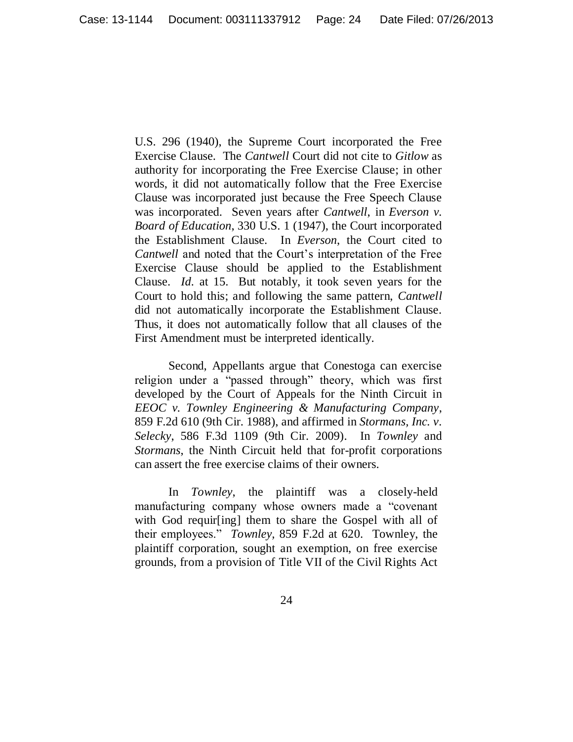U.S. 296 (1940), the Supreme Court incorporated the Free Exercise Clause. The *Cantwell* Court did not cite to *Gitlow* as authority for incorporating the Free Exercise Clause; in other words, it did not automatically follow that the Free Exercise Clause was incorporated just because the Free Speech Clause was incorporated. Seven years after *Cantwell*, in *Everson v. Board of Education*, 330 U.S. 1 (1947), the Court incorporated the Establishment Clause. In *Everson*, the Court cited to *Cantwell* and noted that the Court's interpretation of the Free Exercise Clause should be applied to the Establishment Clause. *Id.* at 15. But notably, it took seven years for the Court to hold this; and following the same pattern, *Cantwell* did not automatically incorporate the Establishment Clause. Thus, it does not automatically follow that all clauses of the First Amendment must be interpreted identically.

Second, Appellants argue that Conestoga can exercise religion under a "passed through" theory, which was first developed by the Court of Appeals for the Ninth Circuit in *EEOC v. Townley Engineering & Manufacturing Company*, 859 F.2d 610 (9th Cir. 1988), and affirmed in *Stormans, Inc. v. Selecky*, 586 F.3d 1109 (9th Cir. 2009). In *Townley* and *Stormans*, the Ninth Circuit held that for-profit corporations can assert the free exercise claims of their owners.

In *Townley*, the plaintiff was a closely-held manufacturing company whose owners made a "covenant with God requir[ing] them to share the Gospel with all of their employees." *Townley*, 859 F.2d at 620. Townley, the plaintiff corporation, sought an exemption, on free exercise grounds, from a provision of Title VII of the Civil Rights Act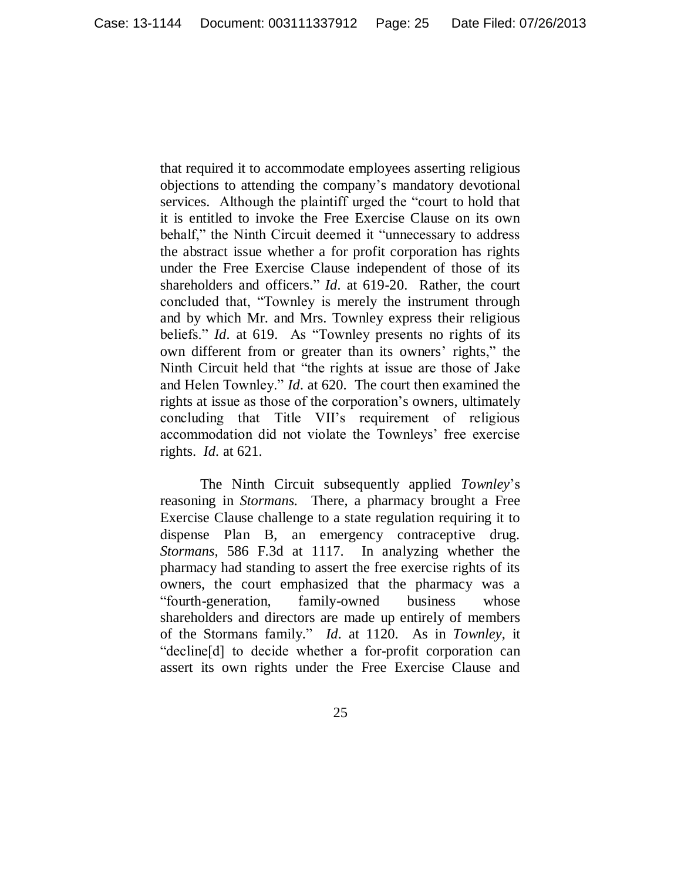that required it to accommodate employees asserting religious objections to attending the company's mandatory devotional services. Although the plaintiff urged the "court to hold that it is entitled to invoke the Free Exercise Clause on its own behalf," the Ninth Circuit deemed it "unnecessary to address the abstract issue whether a for profit corporation has rights under the Free Exercise Clause independent of those of its shareholders and officers." *Id*. at 619-20. Rather, the court concluded that, "Townley is merely the instrument through and by which Mr. and Mrs. Townley express their religious beliefs." *Id*. at 619. As "Townley presents no rights of its own different from or greater than its owners' rights," the Ninth Circuit held that "the rights at issue are those of Jake and Helen Townley." *Id*. at 620. The court then examined the rights at issue as those of the corporation's owners, ultimately concluding that Title VII's requirement of religious accommodation did not violate the Townleys' free exercise rights. *Id*. at 621.

The Ninth Circuit subsequently applied *Townley*'s reasoning in *Stormans.* There, a pharmacy brought a Free Exercise Clause challenge to a state regulation requiring it to dispense Plan B, an emergency contraceptive drug. *Stormans*, 586 F.3d at 1117. In analyzing whether the pharmacy had standing to assert the free exercise rights of its owners, the court emphasized that the pharmacy was a "fourth-generation, family-owned business whose shareholders and directors are made up entirely of members of the Stormans family." *Id*. at 1120. As in *Townley*, it "decline[d] to decide whether a for-profit corporation can assert its own rights under the Free Exercise Clause and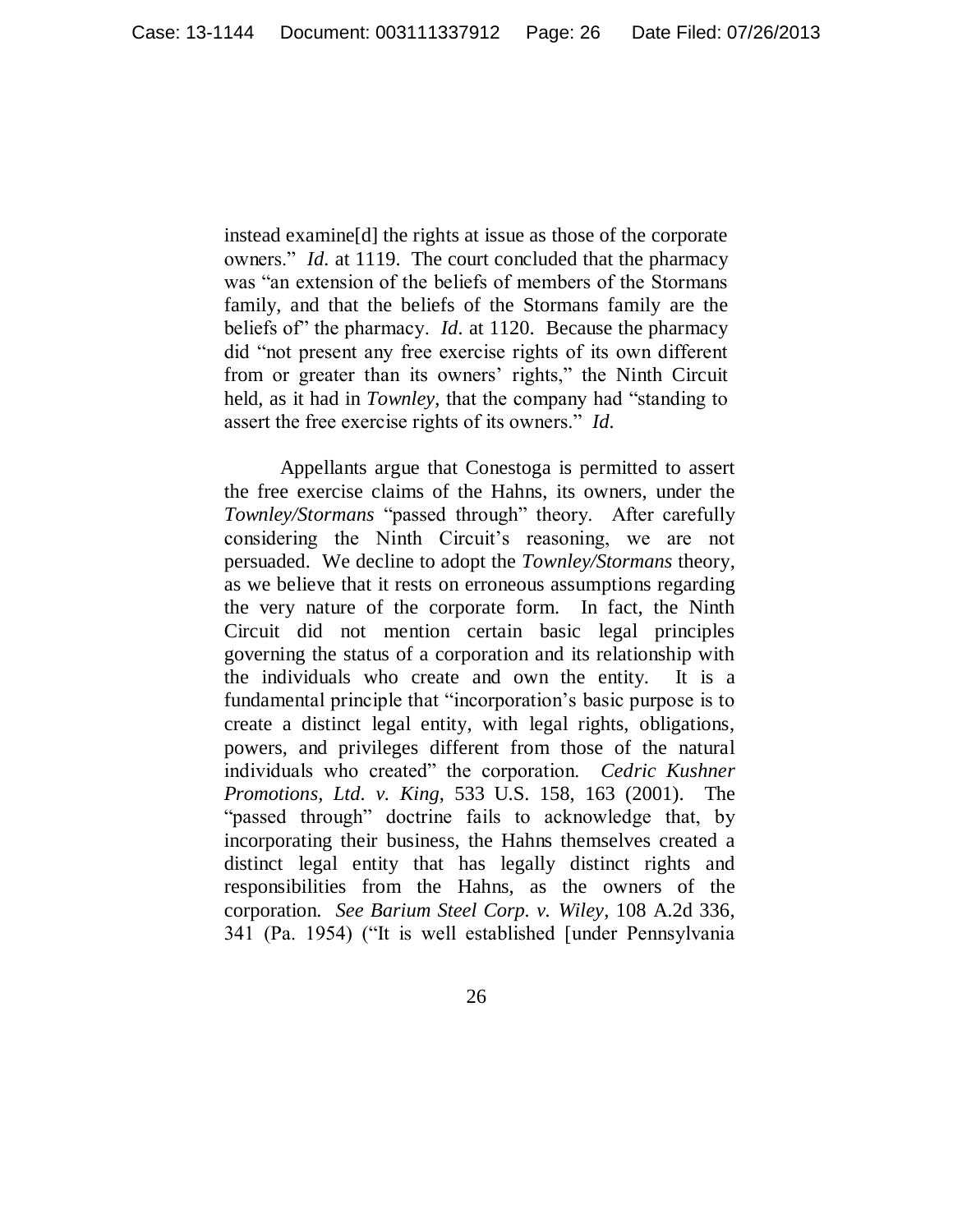instead examine[d] the rights at issue as those of the corporate owners." *Id.* at 1119. The court concluded that the pharmacy was "an extension of the beliefs of members of the Stormans family, and that the beliefs of the Stormans family are the beliefs of" the pharmacy. *Id.* at 1120. Because the pharmacy did "not present any free exercise rights of its own different from or greater than its owners' rights," the Ninth Circuit held, as it had in *Townley*, that the company had "standing to assert the free exercise rights of its owners." *Id.*

Appellants argue that Conestoga is permitted to assert the free exercise claims of the Hahns, its owners, under the *Townley/Stormans* "passed through" theory. After carefully considering the Ninth Circuit's reasoning, we are not persuaded. We decline to adopt the *Townley/Stormans* theory, as we believe that it rests on erroneous assumptions regarding the very nature of the corporate form. In fact, the Ninth Circuit did not mention certain basic legal principles governing the status of a corporation and its relationship with the individuals who create and own the entity. It is a fundamental principle that "incorporation's basic purpose is to create a distinct legal entity, with legal rights, obligations, powers, and privileges different from those of the natural individuals who created" the corporation. *Cedric Kushner Promotions, Ltd. v. King*, 533 U.S. 158, 163 (2001). The "passed through" doctrine fails to acknowledge that, by incorporating their business, the Hahns themselves created a distinct legal entity that has legally distinct rights and responsibilities from the Hahns, as the owners of the corporation. *See Barium Steel Corp. v. Wiley*, 108 A.2d 336, 341 (Pa. 1954) ("It is well established [under Pennsylvania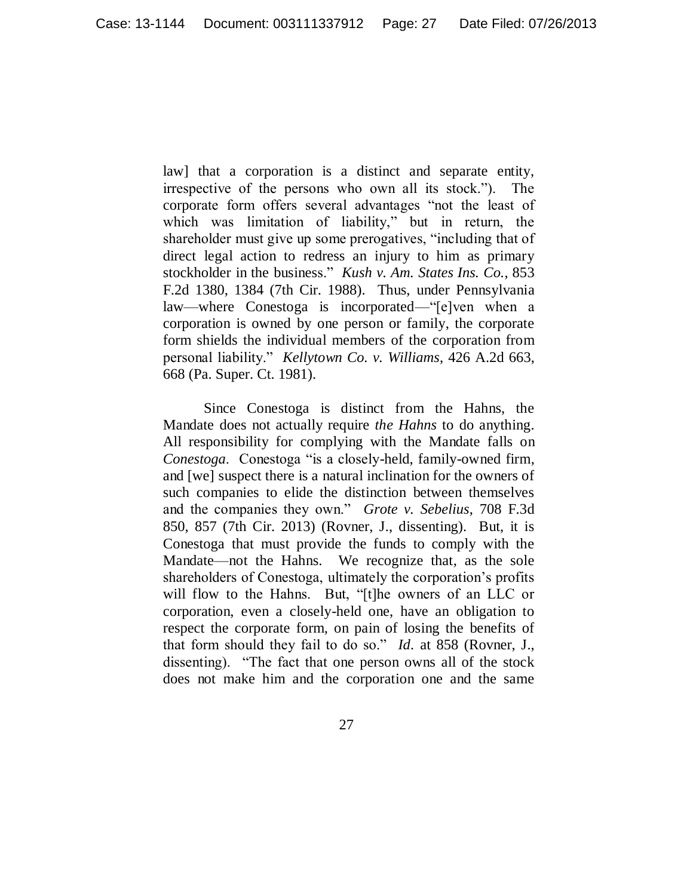law] that a corporation is a distinct and separate entity, irrespective of the persons who own all its stock."). The corporate form offers several advantages "not the least of which was limitation of liability," but in return, the shareholder must give up some prerogatives, "including that of direct legal action to redress an injury to him as primary stockholder in the business." *Kush v. Am. States Ins. Co.*, 853 F.2d 1380, 1384 (7th Cir. 1988). Thus, under Pennsylvania law—where Conestoga is incorporated—"[e]ven when a corporation is owned by one person or family, the corporate form shields the individual members of the corporation from personal liability." *Kellytown Co. v. Williams*, 426 A.2d 663, 668 (Pa. Super. Ct. 1981).

Since Conestoga is distinct from the Hahns, the Mandate does not actually require *the Hahns* to do anything. All responsibility for complying with the Mandate falls on *Conestoga*. Conestoga "is a closely-held, family-owned firm, and [we] suspect there is a natural inclination for the owners of such companies to elide the distinction between themselves and the companies they own." *Grote v. Sebelius*, 708 F.3d 850, 857 (7th Cir. 2013) (Rovner, J., dissenting). But, it is Conestoga that must provide the funds to comply with the Mandate—not the Hahns. We recognize that, as the sole shareholders of Conestoga, ultimately the corporation's profits will flow to the Hahns. But, "[t]he owners of an LLC or corporation, even a closely-held one, have an obligation to respect the corporate form, on pain of losing the benefits of that form should they fail to do so." *Id.* at 858 (Rovner, J., dissenting). "The fact that one person owns all of the stock does not make him and the corporation one and the same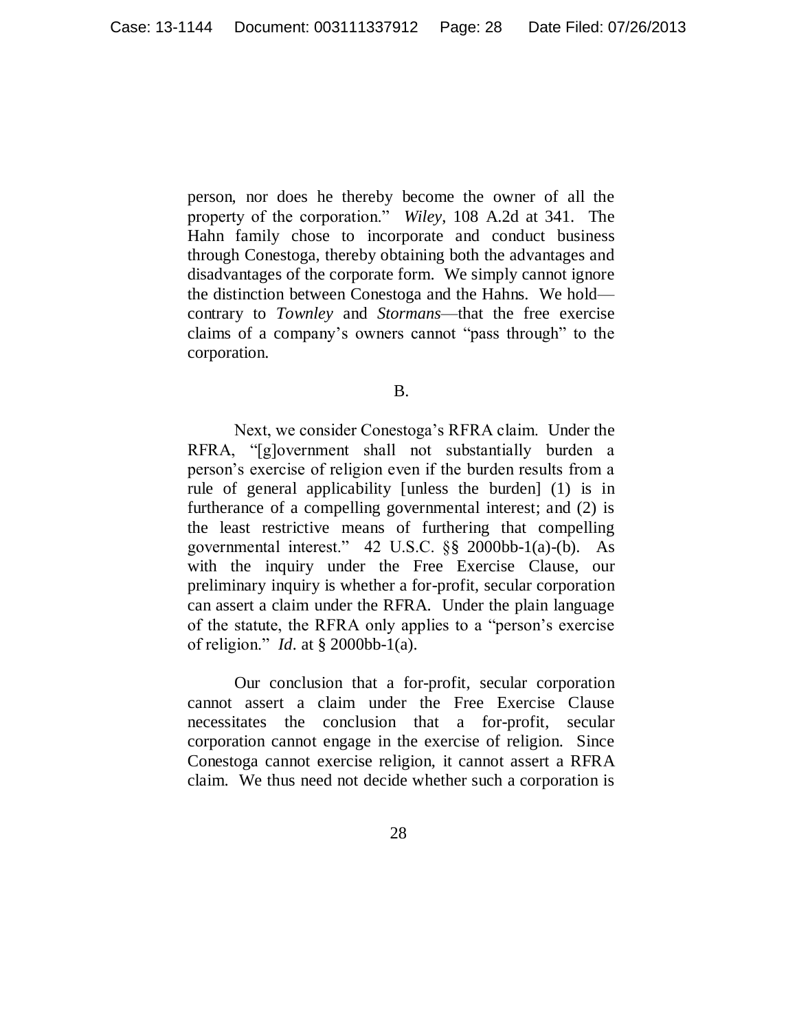person, nor does he thereby become the owner of all the property of the corporation." *Wiley*, 108 A.2d at 341. The Hahn family chose to incorporate and conduct business through Conestoga, thereby obtaining both the advantages and disadvantages of the corporate form. We simply cannot ignore the distinction between Conestoga and the Hahns. We hold—contrary to *Townley* and *Stormans*—that the free exercise claims of a company's owners cannot "pass through" to the corporation.

B.

Next, we consider Conestoga's RFRA claim. Under the RFRA, "[g]overnment shall not substantially burden a person's exercise of religion even if the burden results from a rule of general applicability [unless the burden] (1) is in furtherance of a compelling governmental interest; and (2) is the least restrictive means of furthering that compelling governmental interest." 42 U.S.C. §§ 2000bb-1(a)-(b). As with the inquiry under the Free Exercise Clause, our preliminary inquiry is whether a for-profit, secular corporation can assert a claim under the RFRA. Under the plain language of the statute, the RFRA only applies to a "person's exercise of religion." *Id*. at § 2000bb-1(a).

Our conclusion that a for-profit, secular corporation cannot assert a claim under the Free Exercise Clause necessitates the conclusion that a for-profit, secular corporation cannot engage in the exercise of religion. Since Conestoga cannot exercise religion, it cannot assert a RFRA claim. We thus need not decide whether such a corporation is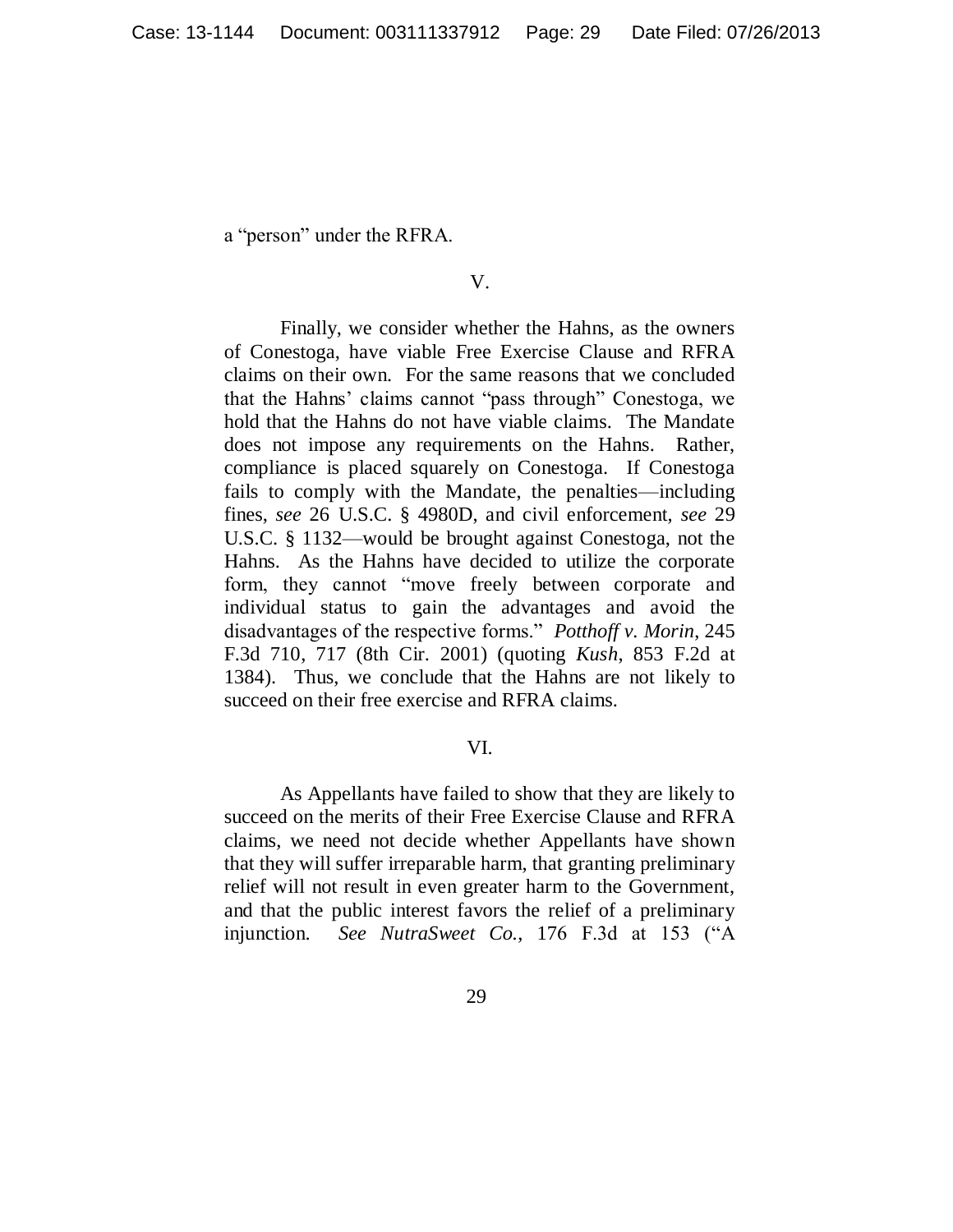a "person" under the RFRA.

V.

Finally, we consider whether the Hahns, as the owners of Conestoga, have viable Free Exercise Clause and RFRA claims on their own. For the same reasons that we concluded that the Hahns' claims cannot "pass through" Conestoga, we hold that the Hahns do not have viable claims. The Mandate does not impose any requirements on the Hahns. Rather, compliance is placed squarely on Conestoga. If Conestoga fails to comply with the Mandate, the penalties—including fines, *see* 26 U.S.C. § 4980D, and civil enforcement, *see* 29 U.S.C. § 1132—would be brought against Conestoga, not the Hahns. As the Hahns have decided to utilize the corporate form, they cannot "move freely between corporate and individual status to gain the advantages and avoid the disadvantages of the respective forms." *Potthoff v. Morin*, 245 F.3d 710, 717 (8th Cir. 2001) (quoting *Kush*, 853 F.2d at 1384). Thus, we conclude that the Hahns are not likely to succeed on their free exercise and RFRA claims.

VI.

As Appellants have failed to show that they are likely to succeed on the merits of their Free Exercise Clause and RFRA claims, we need not decide whether Appellants have shown that they will suffer irreparable harm, that granting preliminary relief will not result in even greater harm to the Government, and that the public interest favors the relief of a preliminary injunction. *See NutraSweet Co.*, 176 F.3d at 153 ("A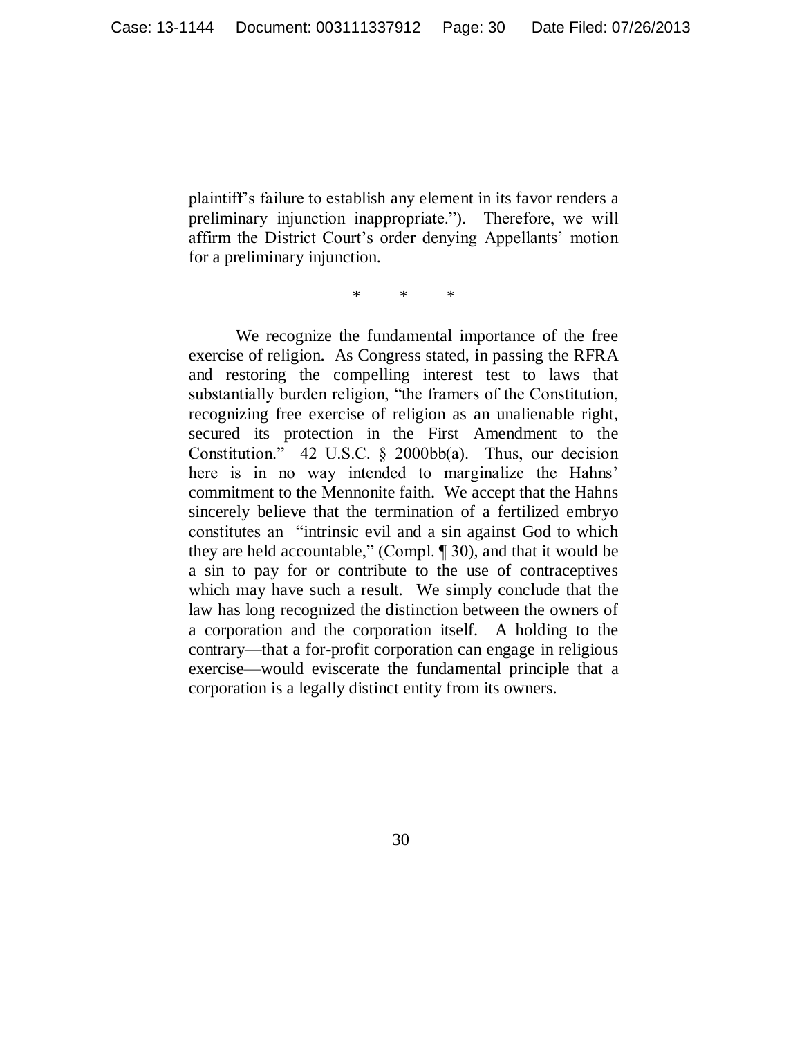plaintiff's failure to establish any element in its favor renders a preliminary injunction inappropriate."). Therefore, we will affirm the District Court's order denying Appellants' motion for a preliminary injunction.

\* \* \*

We recognize the fundamental importance of the free exercise of religion. As Congress stated, in passing the RFRA and restoring the compelling interest test to laws that substantially burden religion, "the framers of the Constitution, recognizing free exercise of religion as an unalienable right, secured its protection in the First Amendment to the Constitution." 42 U.S.C. § 2000bb(a). Thus, our decision here is in no way intended to marginalize the Hahns' commitment to the Mennonite faith. We accept that the Hahns sincerely believe that the termination of a fertilized embryo constitutes an "intrinsic evil and a sin against God to which they are held accountable," (Compl. ¶ 30), and that it would be a sin to pay for or contribute to the use of contraceptives which may have such a result. We simply conclude that the law has long recognized the distinction between the owners of a corporation and the corporation itself. A holding to the contrary—that a for-profit corporation can engage in religious exercise—would eviscerate the fundamental principle that a corporation is a legally distinct entity from its owners.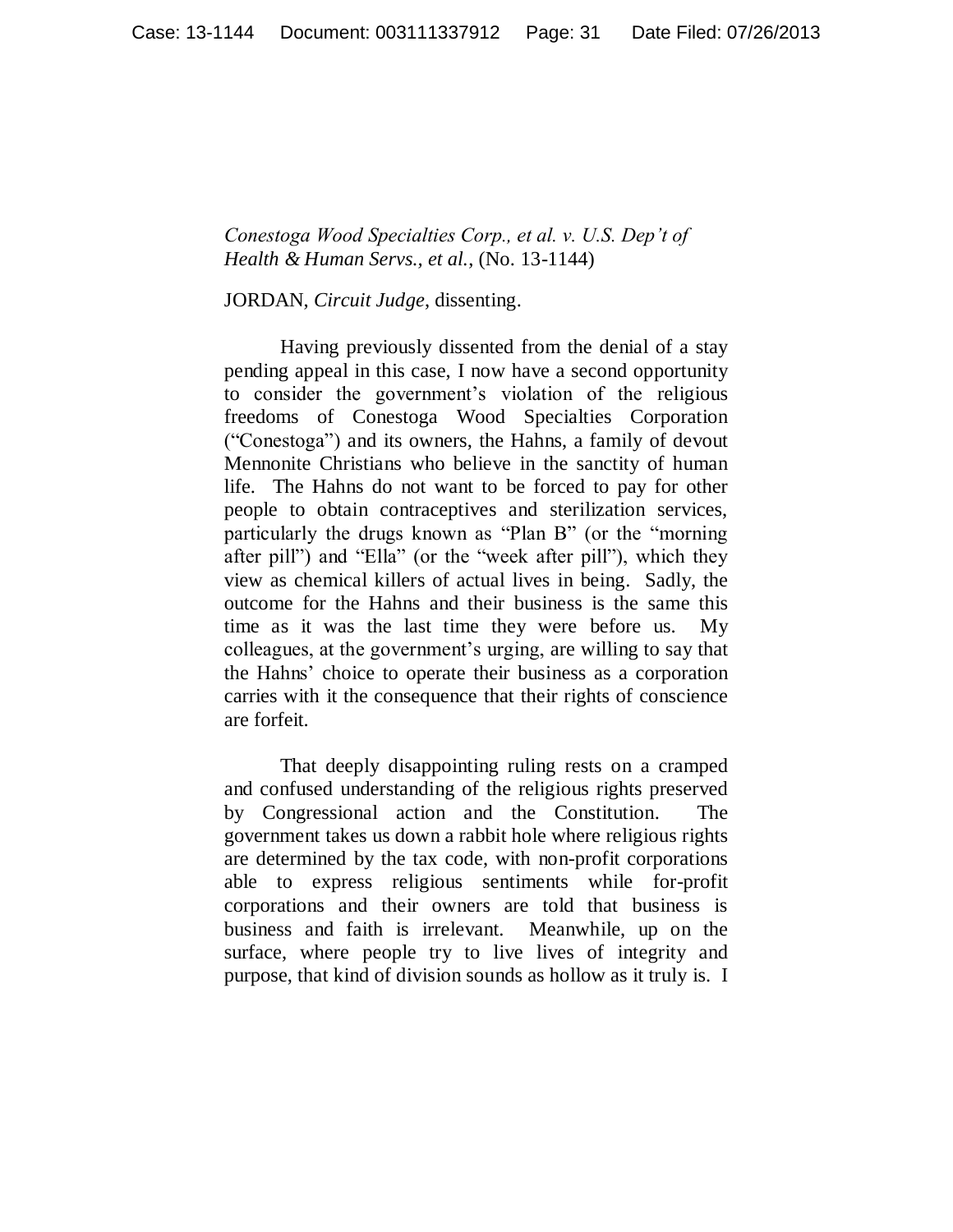*Conestoga Wood Specialties Corp., et al. v. U.S. Dep't of Health & Human Servs., et al.*, (No. 13-1144)

JORDAN, *Circuit Judge*, dissenting.

Having previously dissented from the denial of a stay pending appeal in this case, I now have a second opportunity to consider the government's violation of the religious freedoms of Conestoga Wood Specialties Corporation ("Conestoga") and its owners, the Hahns, a family of devout Mennonite Christians who believe in the sanctity of human life. The Hahns do not want to be forced to pay for other people to obtain contraceptives and sterilization services, particularly the drugs known as "Plan B" (or the "morning after pill") and "Ella" (or the "week after pill"), which they view as chemical killers of actual lives in being. Sadly, the outcome for the Hahns and their business is the same this time as it was the last time they were before us. My colleagues, at the government's urging, are willing to say that the Hahns' choice to operate their business as a corporation carries with it the consequence that their rights of conscience are forfeit.

That deeply disappointing ruling rests on a cramped and confused understanding of the religious rights preserved by Congressional action and the Constitution. The government takes us down a rabbit hole where religious rights are determined by the tax code, with non-profit corporations able to express religious sentiments while for-profit corporations and their owners are told that business is business and faith is irrelevant. Meanwhile, up on the surface, where people try to live lives of integrity and purpose, that kind of division sounds as hollow as it truly is. I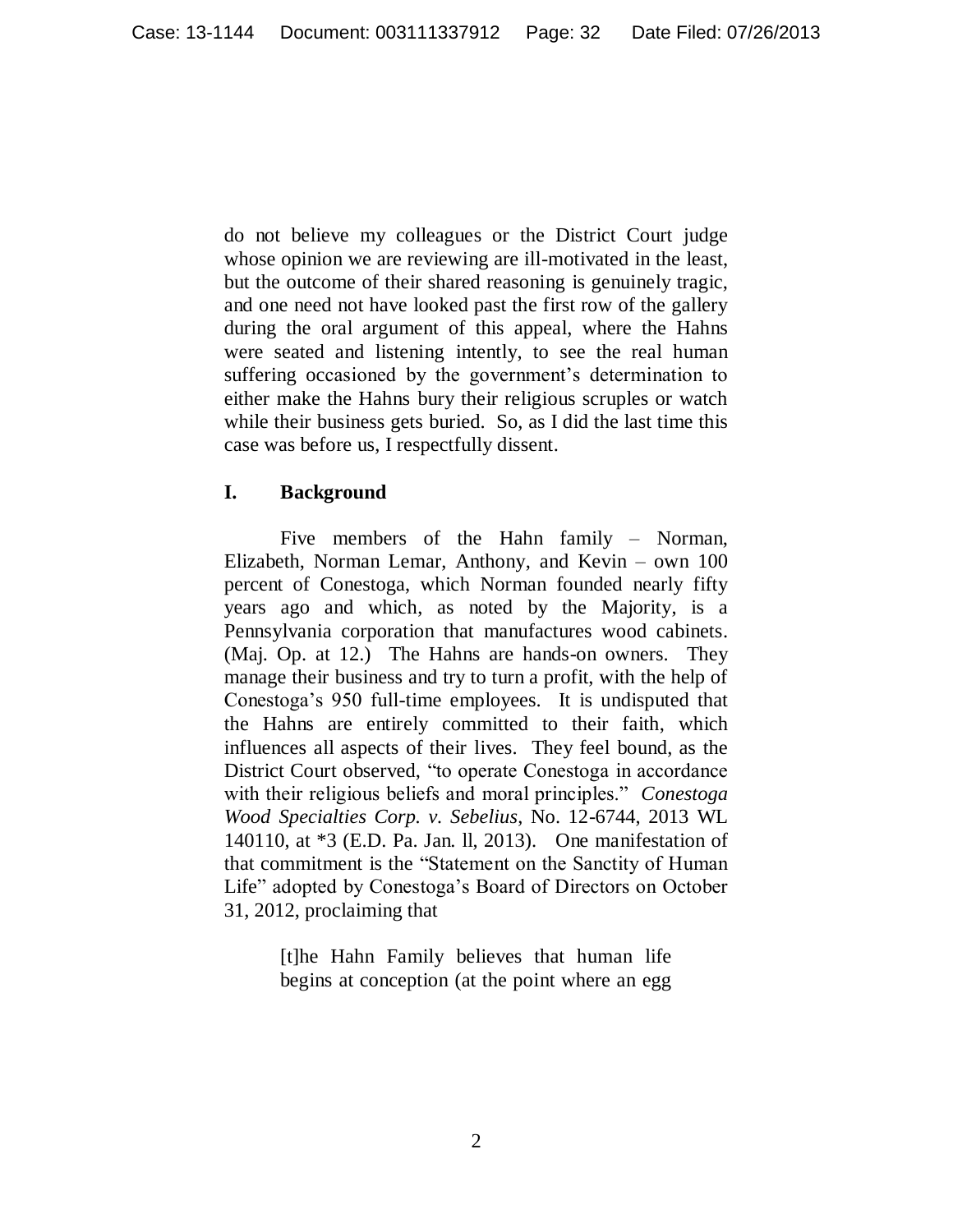do not believe my colleagues or the District Court judge whose opinion we are reviewing are ill-motivated in the least, but the outcome of their shared reasoning is genuinely tragic, and one need not have looked past the first row of the gallery during the oral argument of this appeal, where the Hahns were seated and listening intently, to see the real human suffering occasioned by the government's determination to either make the Hahns bury their religious scruples or watch while their business gets buried. So, as I did the last time this case was before us, I respectfully dissent.

## I. Background

Five members of the Hahn family – Norman, Elizabeth, Norman Lemar, Anthony, and Kevin – own 100 percent of Conestoga, which Norman founded nearly fifty years ago and which, as noted by the Majority, is a Pennsylvania corporation that manufactures wood cabinets. (Maj. Op. at 12.) The Hahns are hands-on owners. They manage their business and try to turn a profit, with the help of Conestoga's 950 full-time employees. It is undisputed that the Hahns are entirely committed to their faith, which influences all aspects of their lives. They feel bound, as the District Court observed, "to operate Conestoga in accordance with their religious beliefs and moral principles." *Conestoga Wood Specialties Corp. v. Sebelius*, No. 12-6744, 2013 WL 140110, at *3 (E.D. Pa. Jan. ll, 2013). One manifestation of that commitment is the "Statement on the Sanctity of Human Life" adopted by Conestoga's Board of Directors on October 31, 2012, proclaiming that

> [t]he Hahn Family believes that human life begins at conception (at the point where an egg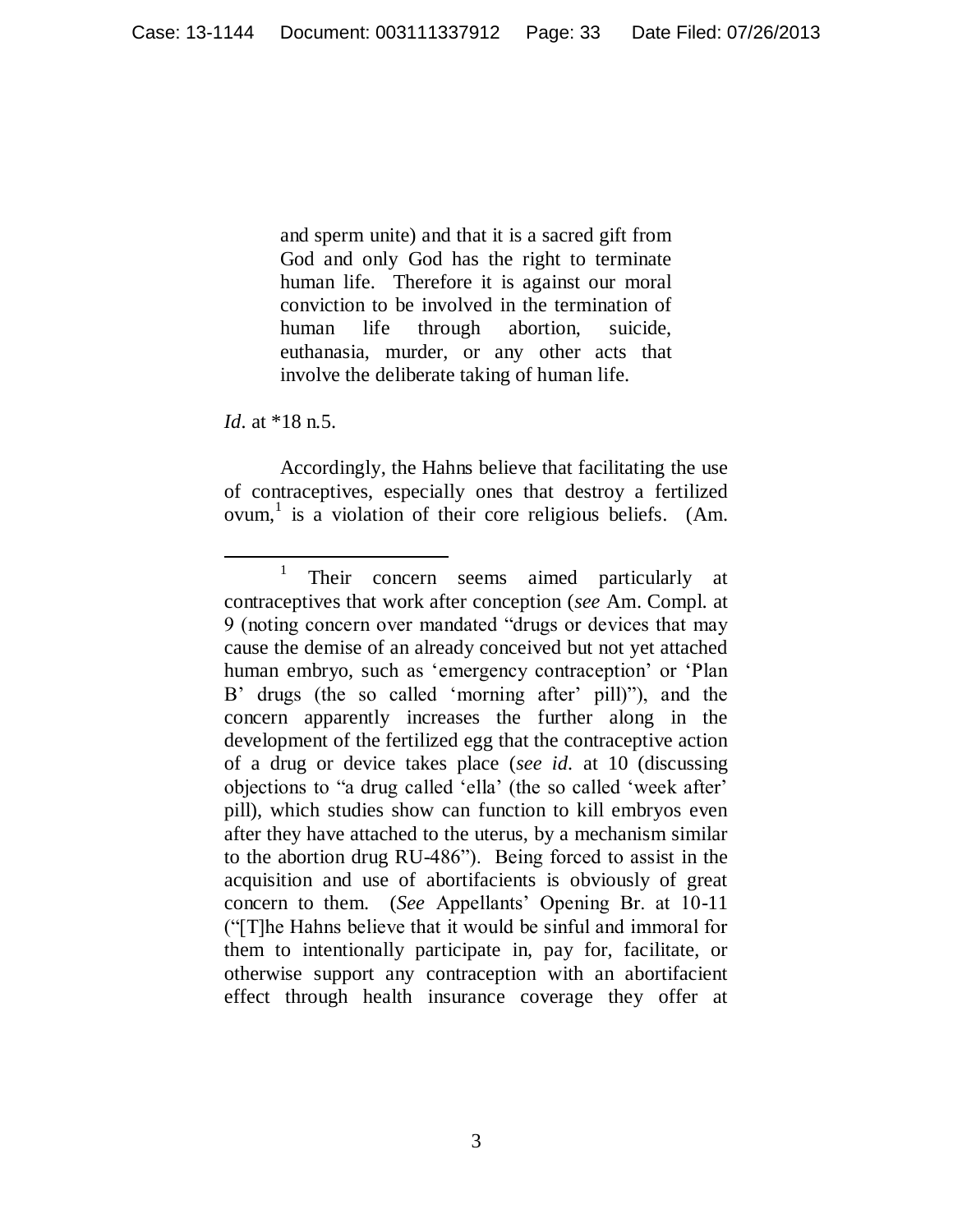> and sperm unite) and that it is a sacred gift from God and only God has the right to terminate human life. Therefore it is against our moral conviction to be involved in the termination of human life through abortion, suicide, euthanasia, murder, or any other acts that involve the deliberate taking of human life.

*Id*. at *18 n.5.

Accordingly, the Hahns believe that facilitating the use of contraceptives, especially ones that destroy a fertilized ovum,[1] is a violation of their core religious beliefs. (Am.

---

[1] Their concern seems aimed particularly at contraceptives that work after conception (*see* Am. Compl. at 9 (noting concern over mandated "drugs or devices that may cause the demise of an already conceived but not yet attached human embryo, such as 'emergency contraception' or 'Plan B' drugs (the so called 'morning after' pill)"), and the concern apparently increases the further along in the development of the fertilized egg that the contraceptive action of a drug or device takes place (*see id.* at 10 (discussing objections to "a drug called 'ella' (the so called 'week after' pill), which studies show can function to kill embryos even after they have attached to the uterus, by a mechanism similar to the abortion drug RU-486"). Being forced to assist in the acquisition and use of abortifacients is obviously of great concern to them. (*See* Appellants' Opening Br. at 10-11 ("[T]he Hahns believe that it would be sinful and immoral for them to intentionally participate in, pay for, facilitate, or otherwise support any contraception with an abortifacient effect through health insurance coverage they offer at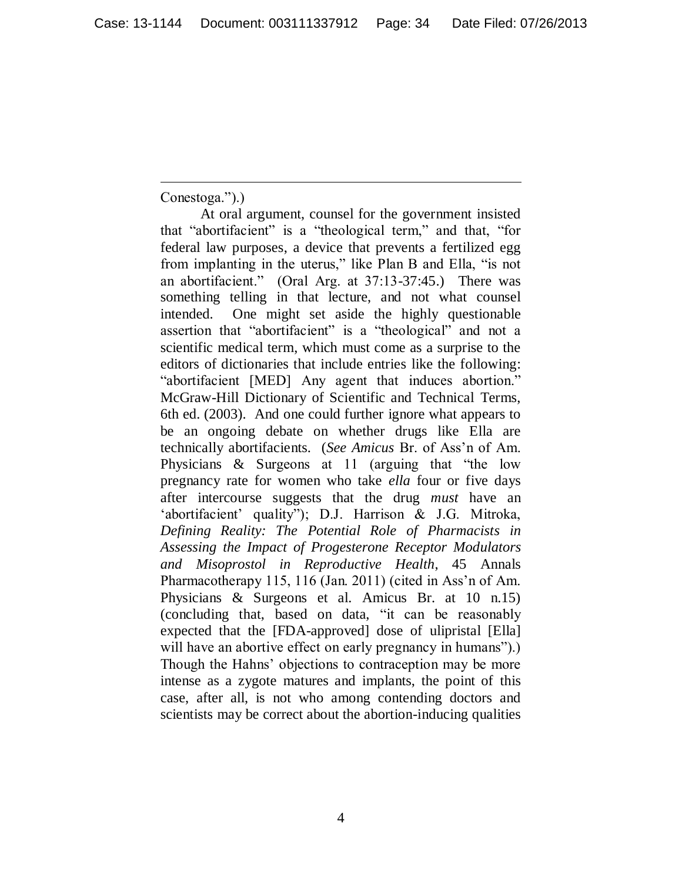Conestoga.").)

At oral argument, counsel for the government insisted that "abortifacient" is a "theological term," and that, "for federal law purposes, a device that prevents a fertilized egg from implanting in the uterus," like Plan B and Ella, "is not an abortifacient." (Oral Arg. at 37:13-37:45.) There was something telling in that lecture, and not what counsel intended. One might set aside the highly questionable assertion that "abortifacient" is a "theological" and not a scientific medical term, which must come as a surprise to the editors of dictionaries that include entries like the following: "abortifacient [MED] Any agent that induces abortion." McGraw-Hill Dictionary of Scientific and Technical Terms, 6th ed. (2003). And one could further ignore what appears to be an ongoing debate on whether drugs like Ella are technically abortifacients. (*See Amicus* Br. of Ass'n of Am. Physicians & Surgeons at 11 (arguing that "the low pregnancy rate for women who take *ella* four or five days after intercourse suggests that the drug *must* have an 'abortifacient' quality"); D.J. Harrison & J.G. Mitroka, *Defining Reality: The Potential Role of Pharmacists in Assessing the Impact of Progesterone Receptor Modulators and Misoprostol in Reproductive Health*, 45 Annals Pharmacotherapy 115, 116 (Jan. 2011) (cited in Ass'n of Am. Physicians & Surgeons et al. Amicus Br. at 10 n.15) (concluding that, based on data, "it can be reasonably expected that the [FDA-approved] dose of ulipristal [Ella] will have an abortive effect on early pregnancy in humans").) Though the Hahns' objections to contraception may be more intense as a zygote matures and implants, the point of this case, after all, is not who among contending doctors and scientists may be correct about the abortion-inducing qualities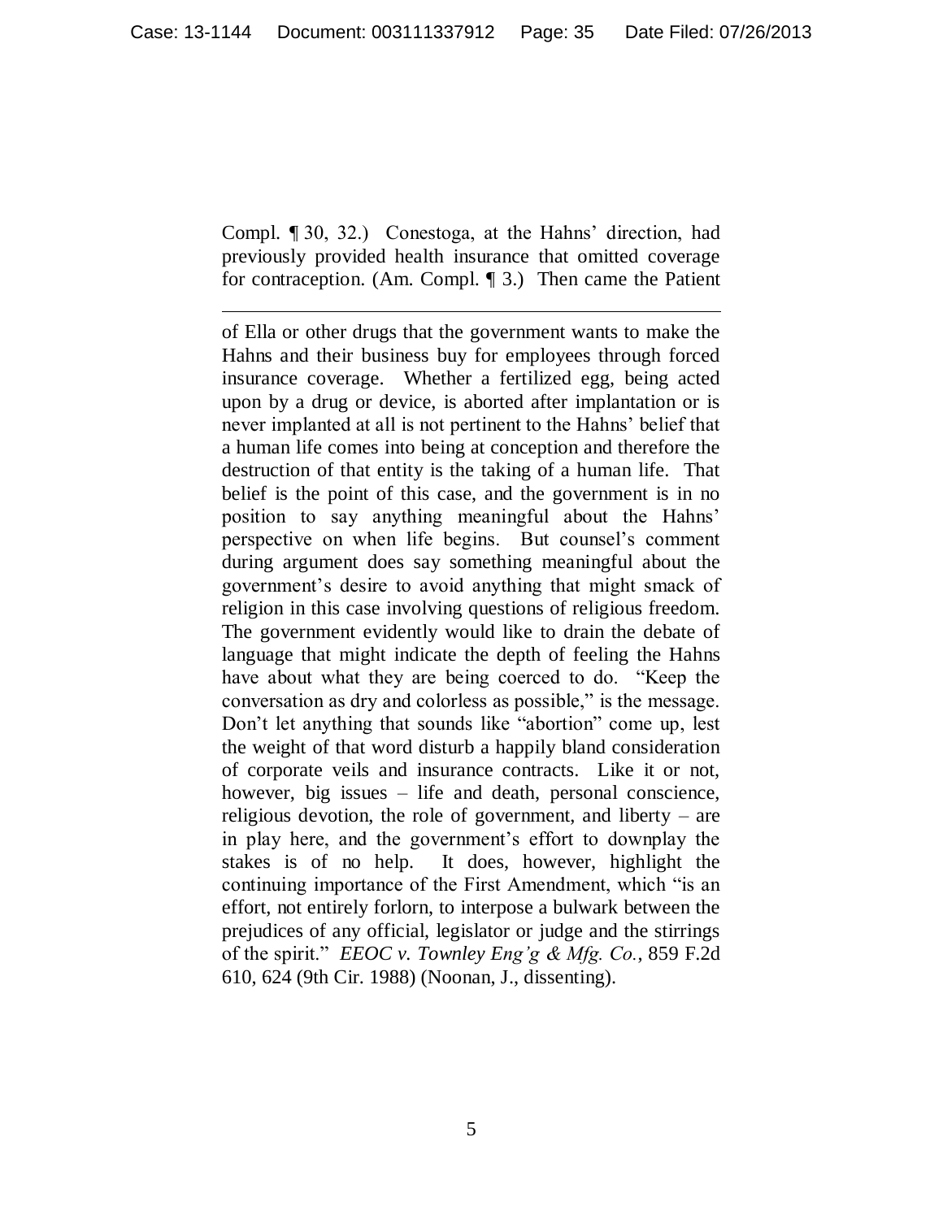Compl. ¶ 30, 32.) Conestoga, at the Hahns' direction, had previously provided health insurance that omitted coverage for contraception. (Am. Compl. ¶ 3.) Then came the Patient

---

of Ella or other drugs that the government wants to make the Hahns and their business buy for employees through forced insurance coverage. Whether a fertilized egg, being acted upon by a drug or device, is aborted after implantation or is never implanted at all is not pertinent to the Hahns' belief that a human life comes into being at conception and therefore the destruction of that entity is the taking of a human life. That belief is the point of this case, and the government is in no position to say anything meaningful about the Hahns' perspective on when life begins. But counsel's comment during argument does say something meaningful about the government's desire to avoid anything that might smack of religion in this case involving questions of religious freedom. The government evidently would like to drain the debate of language that might indicate the depth of feeling the Hahns have about what they are being coerced to do. "Keep the conversation as dry and colorless as possible," is the message. Don't let anything that sounds like "abortion" come up, lest the weight of that word disturb a happily bland consideration of corporate veils and insurance contracts. Like it or not, however, big issues – life and death, personal conscience, religious devotion, the role of government, and liberty – are in play here, and the government's effort to downplay the stakes is of no help. It does, however, highlight the continuing importance of the First Amendment, which "is an effort, not entirely forlorn, to interpose a bulwark between the prejudices of any official, legislator or judge and the stirrings of the spirit." *EEOC v. Townley Eng'g & Mfg. Co.*, 859 F.2d 610, 624 (9th Cir. 1988) (Noonan, J., dissenting).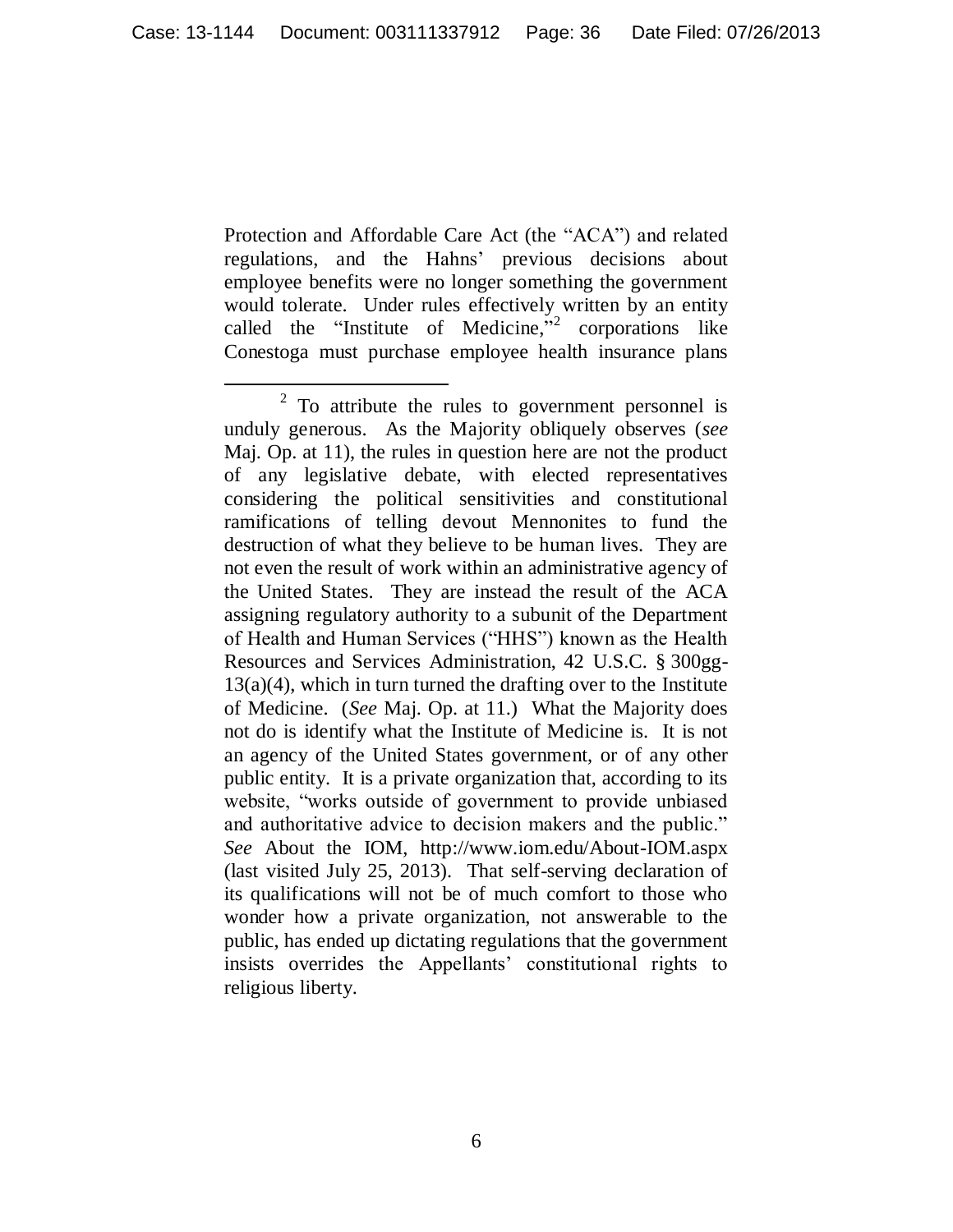Protection and Affordable Care Act (the "ACA") and related regulations, and the Hahns' previous decisions about employee benefits were no longer something the government would tolerate. Under rules effectively written by an entity called the "Institute of Medicine,"[2] corporations like Conestoga must purchase employee health insurance plans

---

[2] To attribute the rules to government personnel is unduly generous. As the Majority obliquely observes (*see* Maj. Op. at 11), the rules in question here are not the product of any legislative debate, with elected representatives considering the political sensitivities and constitutional ramifications of telling devout Mennonites to fund the destruction of what they believe to be human lives. They are not even the result of work within an administrative agency of the United States. They are instead the result of the ACA assigning regulatory authority to a subunit of the Department of Health and Human Services ("HHS") known as the Health Resources and Services Administration, 42 U.S.C. § 300gg-13(a)(4), which in turn turned the drafting over to the Institute of Medicine. (*See* Maj. Op. at 11.) What the Majority does not do is identify what the Institute of Medicine is. It is not an agency of the United States government, or of any other public entity. It is a private organization that, according to its website, "works outside of government to provide unbiased and authoritative advice to decision makers and the public." *See* About the IOM, http://www.iom.edu/About-IOM.aspx (last visited July 25, 2013). That self-serving declaration of its qualifications will not be of much comfort to those who wonder how a private organization, not answerable to the public, has ended up dictating regulations that the government insists overrides the Appellants' constitutional rights to religious liberty.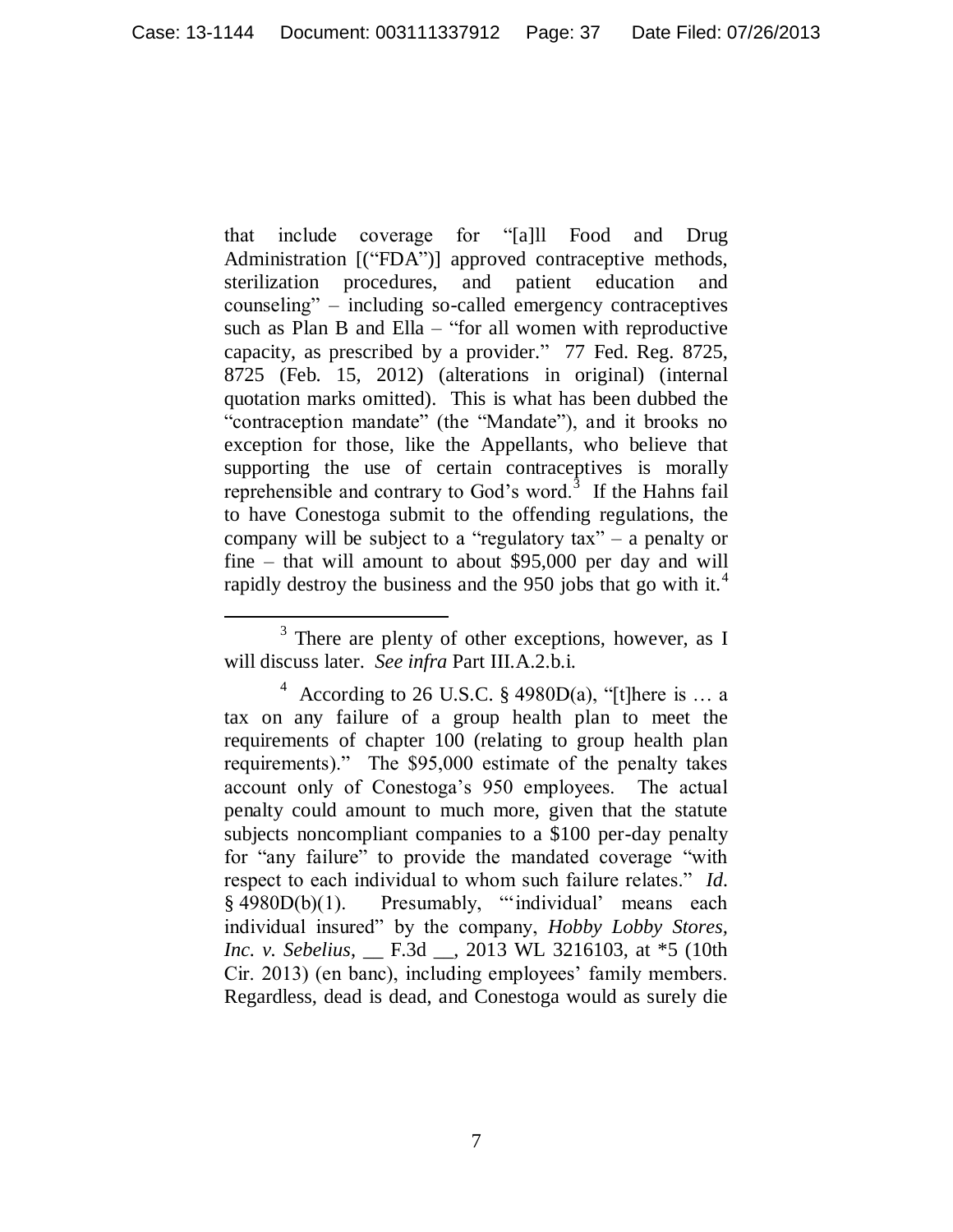that include coverage for "[a]ll Food and Drug Administration [("FDA")] approved contraceptive methods, sterilization procedures, and patient education and counseling" – including so-called emergency contraceptives such as Plan B and Ella – "for all women with reproductive capacity, as prescribed by a provider." 77 Fed. Reg. 8725, 8725 (Feb. 15, 2012) (alterations in original) (internal quotation marks omitted). This is what has been dubbed the "contraception mandate" (the "Mandate"), and it brooks no exception for those, like the Appellants, who believe that supporting the use of certain contraceptives is morally reprehensible and contrary to God's word.[3] If the Hahns fail to have Conestoga submit to the offending regulations, the company will be subject to a "regulatory tax" – a penalty or fine – that will amount to about $95,000 per day and will rapidly destroy the business and the 950 jobs that go with it.[4]

---

[3] There are plenty of other exceptions, however, as I will discuss later. *See infra* Part III.A.2.b.i.

[4] According to 26 U.S.C. § 4980D(a), "[t]here is … a tax on any failure of a group health plan to meet the requirements of chapter 100 (relating to group health plan requirements)." The $95,000 estimate of the penalty takes account only of Conestoga's 950 employees. The actual penalty could amount to much more, given that the statute subjects noncompliant companies to a $100 per-day penalty for "any failure" to provide the mandated coverage "with respect to each individual to whom such failure relates." *Id.* § 4980D(b)(1). Presumably, "'individual' means each individual insured" by the company, *Hobby Lobby Stores, Inc. v. Sebelius*, __ F.3d __, 2013 WL 3216103, at *5 (10th Cir. 2013) (en banc), including employees' family members. Regardless, dead is dead, and Conestoga would as surely die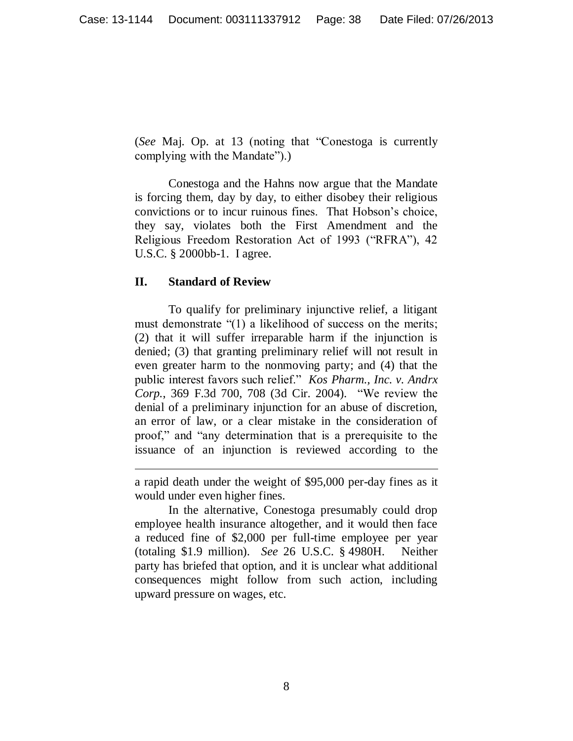(*See* Maj. Op. at 13 (noting that "Conestoga is currently complying with the Mandate").)

Conestoga and the Hahns now argue that the Mandate is forcing them, day by day, to either disobey their religious convictions or to incur ruinous fines. That Hobson's choice, they say, violates both the First Amendment and the Religious Freedom Restoration Act of 1993 ("RFRA"), 42 U.S.C. § 2000bb-1. I agree.

## II. Standard of Review

To qualify for preliminary injunctive relief, a litigant must demonstrate "(1) a likelihood of success on the merits; (2) that it will suffer irreparable harm if the injunction is denied; (3) that granting preliminary relief will not result in even greater harm to the nonmoving party; and (4) that the public interest favors such relief." *Kos Pharm., Inc. v. Andrx Corp.*, 369 F.3d 700, 708 (3d Cir. 2004). "We review the denial of a preliminary injunction for an abuse of discretion, an error of law, or a clear mistake in the consideration of proof," and "any determination that is a prerequisite to the issuance of an injunction is reviewed according to the

---

a rapid death under the weight of $95,000 per-day fines as it would under even higher fines.

In the alternative, Conestoga presumably could drop employee health insurance altogether, and it would then face a reduced fine of $2,000 per full-time employee per year (totaling $1.9 million). *See* 26 U.S.C. § 4980H. Neither party has briefed that option, and it is unclear what additional consequences might follow from such action, including upward pressure on wages, etc.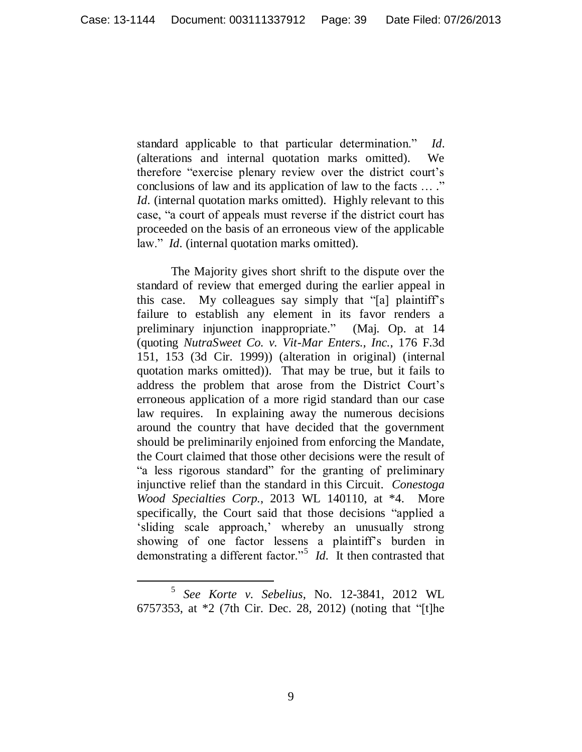standard applicable to that particular determination." *Id.* (alterations and internal quotation marks omitted). We therefore "exercise plenary review over the district court's conclusions of law and its application of law to the facts … ." *Id.* (internal quotation marks omitted). Highly relevant to this case, "a court of appeals must reverse if the district court has proceeded on the basis of an erroneous view of the applicable law." *Id.* (internal quotation marks omitted).

The Majority gives short shrift to the dispute over the standard of review that emerged during the earlier appeal in this case. My colleagues say simply that "[a] plaintiff's failure to establish any element in its favor renders a preliminary injunction inappropriate." (Maj. Op. at 14 (quoting *NutraSweet Co. v. Vit-Mar Enters., Inc.*, 176 F.3d 151, 153 (3d Cir. 1999)) (alteration in original) (internal quotation marks omitted)). That may be true, but it fails to address the problem that arose from the District Court's erroneous application of a more rigid standard than our case law requires. In explaining away the numerous decisions around the country that have decided that the government should be preliminarily enjoined from enforcing the Mandate, the Court claimed that those other decisions were the result of "a less rigorous standard" for the granting of preliminary injunctive relief than the standard in this Circuit. *Conestoga Wood Specialties Corp.*, 2013 WL 140110, at *4. More specifically, the Court said that those decisions "applied a 'sliding scale approach,' whereby an unusually strong showing of one factor lessens a plaintiff's burden in demonstrating a different factor."[5] *Id.* It then contrasted that

[5] *See Korte v. Sebelius*, No. 12-3841, 2012 WL 6757353, at *2 (7th Cir. Dec. 28, 2012) (noting that "[t]he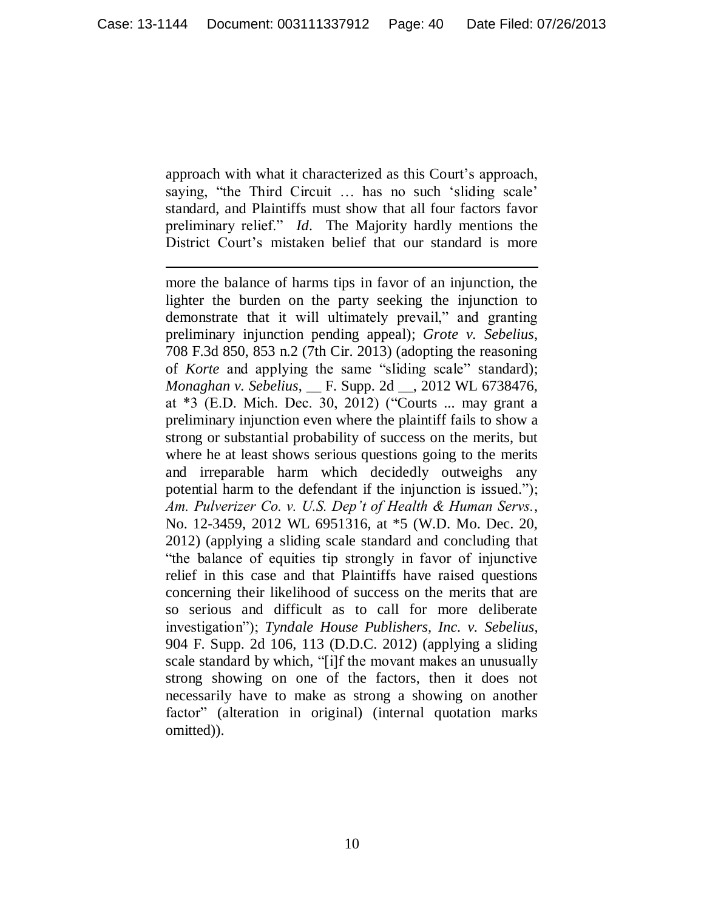approach with what it characterized as this Court's approach, saying, "the Third Circuit … has no such 'sliding scale' standard, and Plaintiffs must show that all four factors favor preliminary relief." *Id*. The Majority hardly mentions the District Court's mistaken belief that our standard is more

---

more the balance of harms tips in favor of an injunction, the lighter the burden on the party seeking the injunction to demonstrate that it will ultimately prevail," and granting preliminary injunction pending appeal); *Grote v. Sebelius*, 708 F.3d 850, 853 n.2 (7th Cir. 2013) (adopting the reasoning of *Korte* and applying the same "sliding scale" standard); *Monaghan v. Sebelius*, __ F. Supp. 2d __, 2012 WL 6738476, at *3 (E.D. Mich. Dec. 30, 2012) ("Courts ... may grant a preliminary injunction even where the plaintiff fails to show a strong or substantial probability of success on the merits, but where he at least shows serious questions going to the merits and irreparable harm which decidedly outweighs any potential harm to the defendant if the injunction is issued."); *Am. Pulverizer Co. v. U.S. Dep't of Health & Human Servs.*, No. 12-3459, 2012 WL 6951316, at *5 (W.D. Mo. Dec. 20, 2012) (applying a sliding scale standard and concluding that "the balance of equities tip strongly in favor of injunctive relief in this case and that Plaintiffs have raised questions concerning their likelihood of success on the merits that are so serious and difficult as to call for more deliberate investigation"); *Tyndale House Publishers, Inc. v. Sebelius*, 904 F. Supp. 2d 106, 113 (D.D.C. 2012) (applying a sliding scale standard by which, "[i]f the movant makes an unusually strong showing on one of the factors, then it does not necessarily have to make as strong a showing on another factor" (alteration in original) (internal quotation marks omitted)).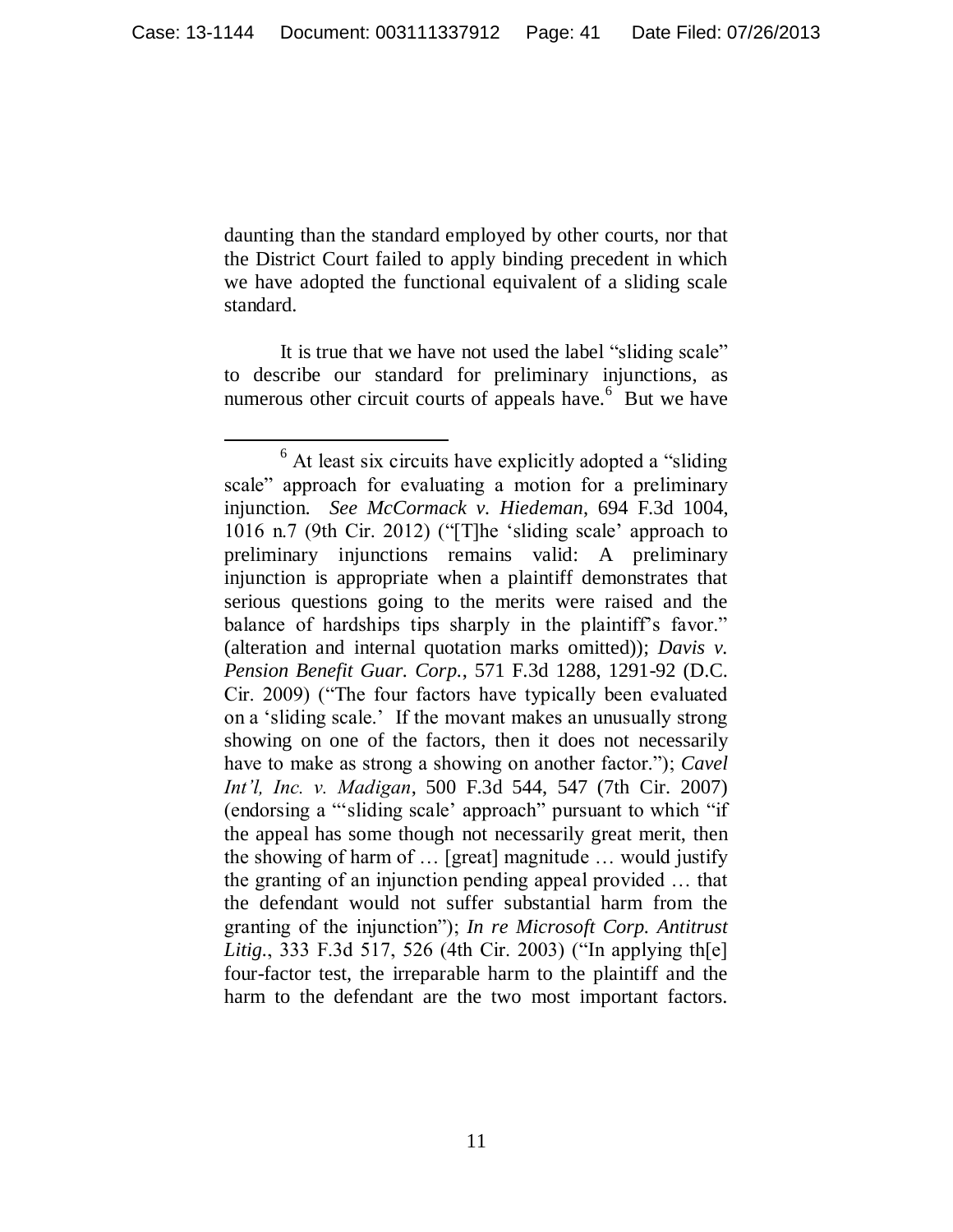daunting than the standard employed by other courts, nor that the District Court failed to apply binding precedent in which we have adopted the functional equivalent of a sliding scale standard.

It is true that we have not used the label "sliding scale" to describe our standard for preliminary injunctions, as numerous other circuit courts of appeals have.[6] But we have

---

[6] At least six circuits have explicitly adopted a "sliding scale" approach for evaluating a motion for a preliminary injunction. *See McCormack v. Hiedeman*, 694 F.3d 1004, 1016 n.7 (9th Cir. 2012) ("[T]he 'sliding scale' approach to preliminary injunctions remains valid: A preliminary injunction is appropriate when a plaintiff demonstrates that serious questions going to the merits were raised and the balance of hardships tips sharply in the plaintiff's favor." (alteration and internal quotation marks omitted)); *Davis v. Pension Benefit Guar. Corp.*, 571 F.3d 1288, 1291-92 (D.C. Cir. 2009) ("The four factors have typically been evaluated on a 'sliding scale.' If the movant makes an unusually strong showing on one of the factors, then it does not necessarily have to make as strong a showing on another factor."); *Cavel Int'l, Inc. v. Madigan*, 500 F.3d 544, 547 (7th Cir. 2007) (endorsing a "'sliding scale' approach" pursuant to which "if the appeal has some though not necessarily great merit, then the showing of harm of … [great] magnitude … would justify the granting of an injunction pending appeal provided … that the defendant would not suffer substantial harm from the granting of the injunction"); *In re Microsoft Corp. Antitrust Litig.*, 333 F.3d 517, 526 (4th Cir. 2003) ("In applying th[e] four-factor test, the irreparable harm to the plaintiff and the harm to the defendant are the two most important factors.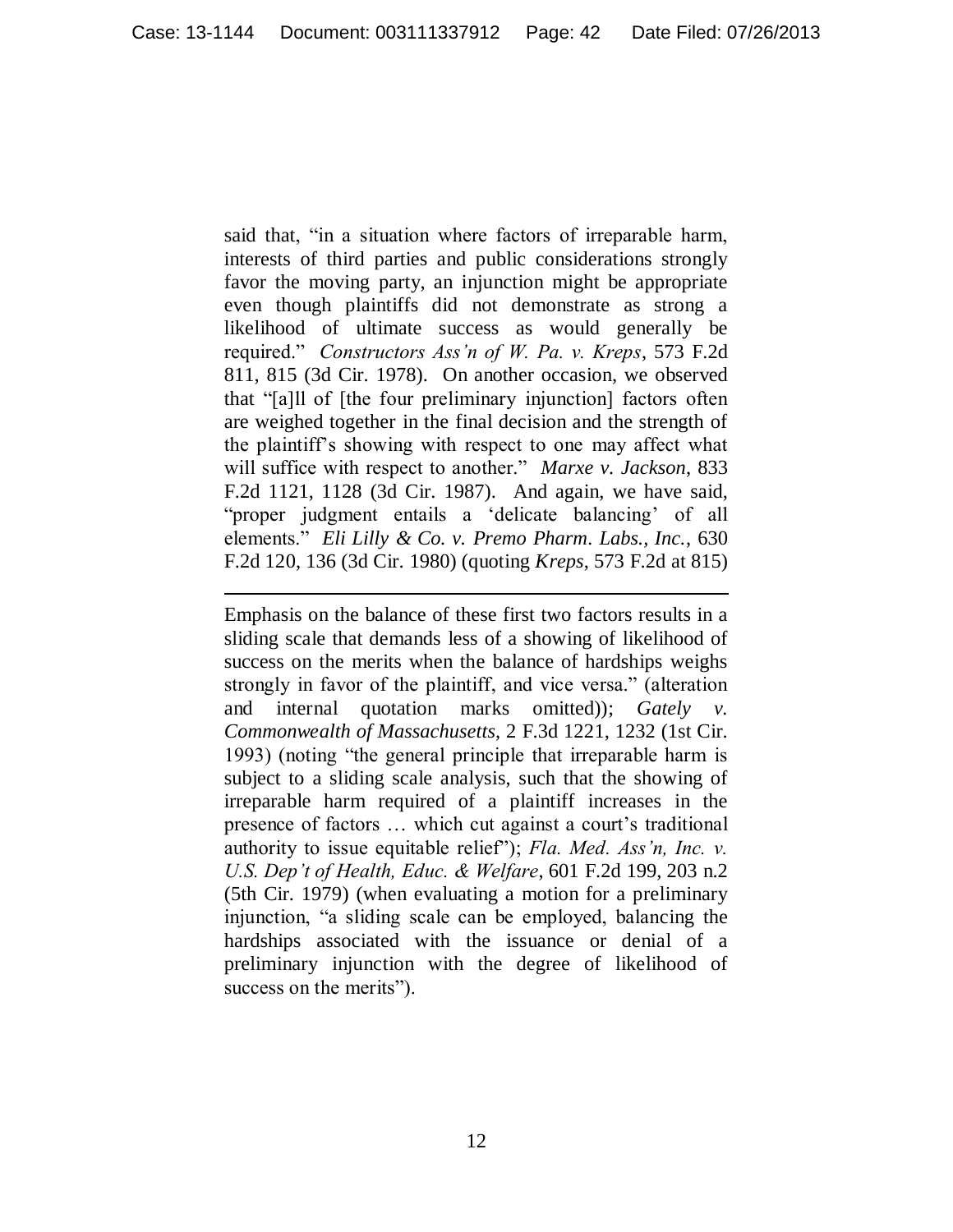said that, "in a situation where factors of irreparable harm, interests of third parties and public considerations strongly favor the moving party, an injunction might be appropriate even though plaintiffs did not demonstrate as strong a likelihood of ultimate success as would generally be required." *Constructors Ass'n of W. Pa. v. Kreps*, 573 F.2d 811, 815 (3d Cir. 1978). On another occasion, we observed that "[a]ll of [the four preliminary injunction] factors often are weighed together in the final decision and the strength of the plaintiff's showing with respect to one may affect what will suffice with respect to another." *Marxe v. Jackson*, 833 F.2d 1121, 1128 (3d Cir. 1987). And again, we have said, "proper judgment entails a 'delicate balancing' of all elements." *Eli Lilly & Co. v. Premo Pharm. Labs., Inc.*, 630 F.2d 120, 136 (3d Cir. 1980) (quoting *Kreps*, 573 F.2d at 815)

---

Emphasis on the balance of these first two factors results in a sliding scale that demands less of a showing of likelihood of success on the merits when the balance of hardships weighs strongly in favor of the plaintiff, and vice versa." (alteration and internal quotation marks omitted)); *Gately v. Commonwealth of Massachusetts*, 2 F.3d 1221, 1232 (1st Cir. 1993) (noting "the general principle that irreparable harm is subject to a sliding scale analysis, such that the showing of irreparable harm required of a plaintiff increases in the presence of factors … which cut against a court's traditional authority to issue equitable relief"); *Fla. Med. Ass'n, Inc. v. U.S. Dep't of Health, Educ. & Welfare*, 601 F.2d 199, 203 n.2 (5th Cir. 1979) (when evaluating a motion for a preliminary injunction, "a sliding scale can be employed, balancing the hardships associated with the issuance or denial of a preliminary injunction with the degree of likelihood of success on the merits").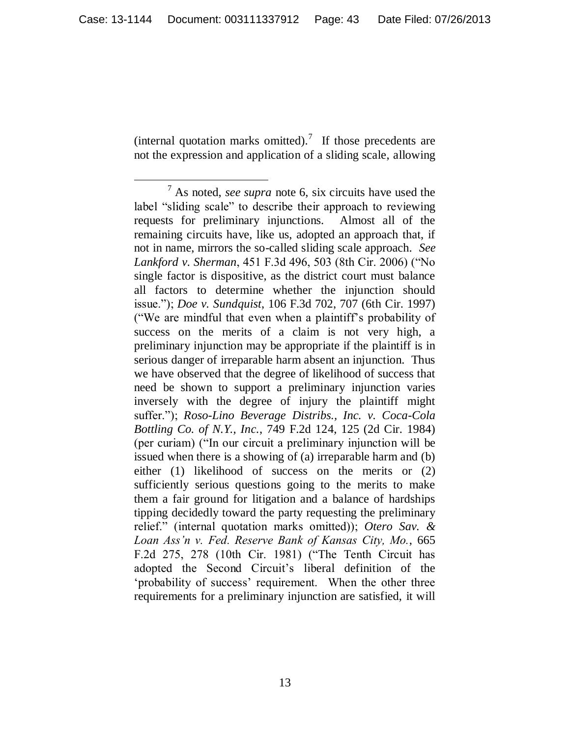(internal quotation marks omitted).[7] If those precedents are not the expression and application of a sliding scale, allowing

---

[7] As noted, *see supra* note 6, six circuits have used the label "sliding scale" to describe their approach to reviewing requests for preliminary injunctions. Almost all of the remaining circuits have, like us, adopted an approach that, if not in name, mirrors the so-called sliding scale approach. *See Lankford v. Sherman*, 451 F.3d 496, 503 (8th Cir. 2006) ("No single factor is dispositive, as the district court must balance all factors to determine whether the injunction should issue."); *Doe v. Sundquist*, 106 F.3d 702, 707 (6th Cir. 1997) ("We are mindful that even when a plaintiff's probability of success on the merits of a claim is not very high, a preliminary injunction may be appropriate if the plaintiff is in serious danger of irreparable harm absent an injunction. Thus we have observed that the degree of likelihood of success that need be shown to support a preliminary injunction varies inversely with the degree of injury the plaintiff might suffer."); *Roso-Lino Beverage Distribs., Inc. v. Coca-Cola Bottling Co. of N.Y., Inc.*, 749 F.2d 124, 125 (2d Cir. 1984) (per curiam) ("In our circuit a preliminary injunction will be issued when there is a showing of (a) irreparable harm and (b) either (1) likelihood of success on the merits or (2) sufficiently serious questions going to the merits to make them a fair ground for litigation and a balance of hardships tipping decidedly toward the party requesting the preliminary relief." (internal quotation marks omitted)); *Otero Sav. & Loan Ass'n v. Fed. Reserve Bank of Kansas City, Mo.*, 665 F.2d 275, 278 (10th Cir. 1981) ("The Tenth Circuit has adopted the Second Circuit's liberal definition of the 'probability of success' requirement. When the other three requirements for a preliminary injunction are satisfied, it will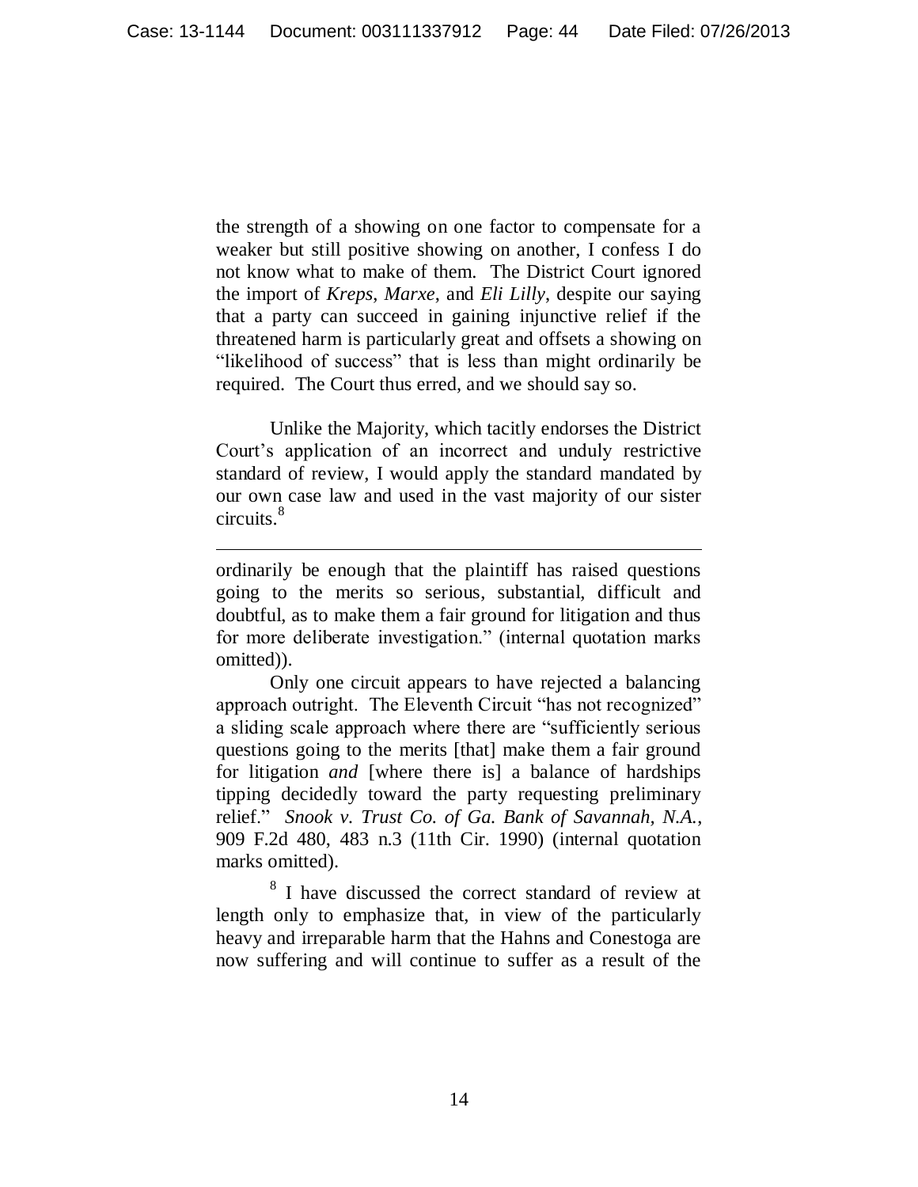the strength of a showing on one factor to compensate for a weaker but still positive showing on another, I confess I do not know what to make of them. The District Court ignored the import of *Kreps*, *Marxe*, and *Eli Lilly*, despite our saying that a party can succeed in gaining injunctive relief if the threatened harm is particularly great and offsets a showing on "likelihood of success" that is less than might ordinarily be required. The Court thus erred, and we should say so.

Unlike the Majority, which tacitly endorses the District Court's application of an incorrect and unduly restrictive standard of review, I would apply the standard mandated by our own case law and used in the vast majority of our sister circuits.[8]

---

ordinarily be enough that the plaintiff has raised questions going to the merits so serious, substantial, difficult and doubtful, as to make them a fair ground for litigation and thus for more deliberate investigation." (internal quotation marks omitted)).

Only one circuit appears to have rejected a balancing approach outright. The Eleventh Circuit "has not recognized" a sliding scale approach where there are "sufficiently serious questions going to the merits [that] make them a fair ground for litigation *and* [where there is] a balance of hardships tipping decidedly toward the party requesting preliminary relief." *Snook v. Trust Co. of Ga. Bank of Savannah, N.A.*, 909 F.2d 480, 483 n.3 (11th Cir. 1990) (internal quotation marks omitted).

[8] I have discussed the correct standard of review at length only to emphasize that, in view of the particularly heavy and irreparable harm that the Hahns and Conestoga are now suffering and will continue to suffer as a result of the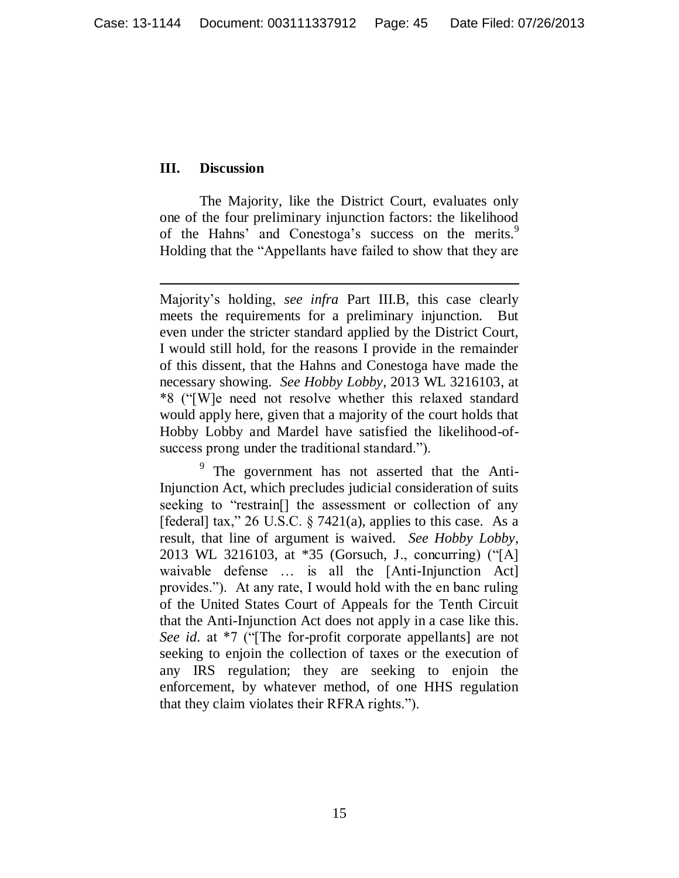## III. Discussion

The Majority, like the District Court, evaluates only one of the four preliminary injunction factors: the likelihood of the Hahns' and Conestoga's success on the merits.[9] Holding that the "Appellants have failed to show that they are

---

Majority's holding, *see infra* Part III.B, this case clearly meets the requirements for a preliminary injunction. But even under the stricter standard applied by the District Court, I would still hold, for the reasons I provide in the remainder of this dissent, that the Hahns and Conestoga have made the necessary showing. *See Hobby Lobby*, 2013 WL 3216103, at *8 ("[W]e need not resolve whether this relaxed standard would apply here, given that a majority of the court holds that Hobby Lobby and Mardel have satisfied the likelihood-of-success prong under the traditional standard.").

[9] The government has not asserted that the Anti-Injunction Act, which precludes judicial consideration of suits seeking to "restrain[] the assessment or collection of any [federal] tax," 26 U.S.C. § 7421(a), applies to this case. As a result, that line of argument is waived. *See Hobby Lobby*, 2013 WL 3216103, at *35 (Gorsuch, J., concurring) ("[A] waivable defense … is all the [Anti-Injunction Act] provides."). At any rate, I would hold with the en banc ruling of the United States Court of Appeals for the Tenth Circuit that the Anti-Injunction Act does not apply in a case like this. *See id.* at *7 ("[The for-profit corporate appellants] are not seeking to enjoin the collection of taxes or the execution of any IRS regulation; they are seeking to enjoin the enforcement, by whatever method, of one HHS regulation that they claim violates their RFRA rights.").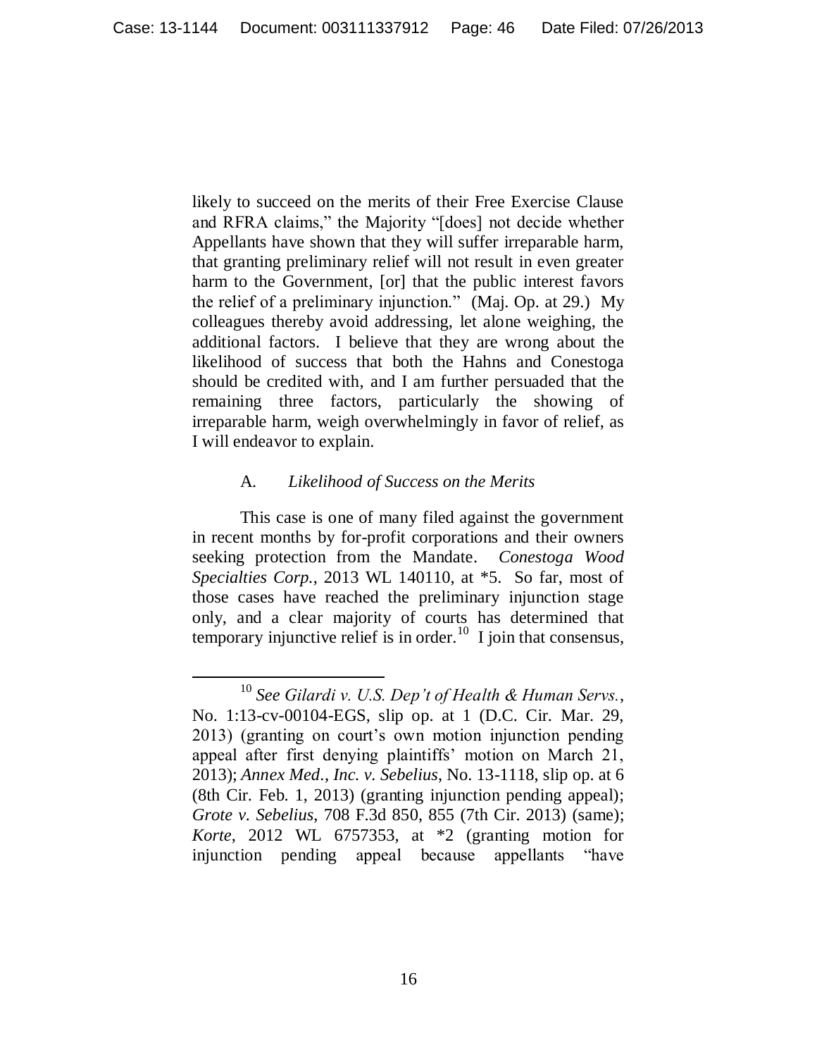likely to succeed on the merits of their Free Exercise Clause and RFRA claims," the Majority "[does] not decide whether Appellants have shown that they will suffer irreparable harm, that granting preliminary relief will not result in even greater harm to the Government, [or] that the public interest favors the relief of a preliminary injunction." (Maj. Op. at 29.) My colleagues thereby avoid addressing, let alone weighing, the additional factors. I believe that they are wrong about the likelihood of success that both the Hahns and Conestoga should be credited with, and I am further persuaded that the remaining three factors, particularly the showing of irreparable harm, weigh overwhelmingly in favor of relief, as I will endeavor to explain.

### A. *Likelihood of Success on the Merits*

This case is one of many filed against the government in recent months by for-profit corporations and their owners seeking protection from the Mandate. *Conestoga Wood Specialties Corp.*, 2013 WL 140110, at *5. So far, most of those cases have reached the preliminary injunction stage only, and a clear majority of courts has determined that temporary injunctive relief is in order.[10] I join that consensus,

---

[10] *See Gilardi v. U.S. Dep't of Health & Human Servs.*, No. 1:13-cv-00104-EGS, slip op. at 1 (D.C. Cir. Mar. 29, 2013) (granting on court's own motion injunction pending appeal after first denying plaintiffs' motion on March 21, 2013); *Annex Med., Inc. v. Sebelius*, No. 13-1118, slip op. at 6 (8th Cir. Feb. 1, 2013) (granting injunction pending appeal); *Grote v. Sebelius*, 708 F.3d 850, 855 (7th Cir. 2013) (same); *Korte*, 2012 WL 6757353, at *2 (granting motion for injunction pending appeal because appellants "have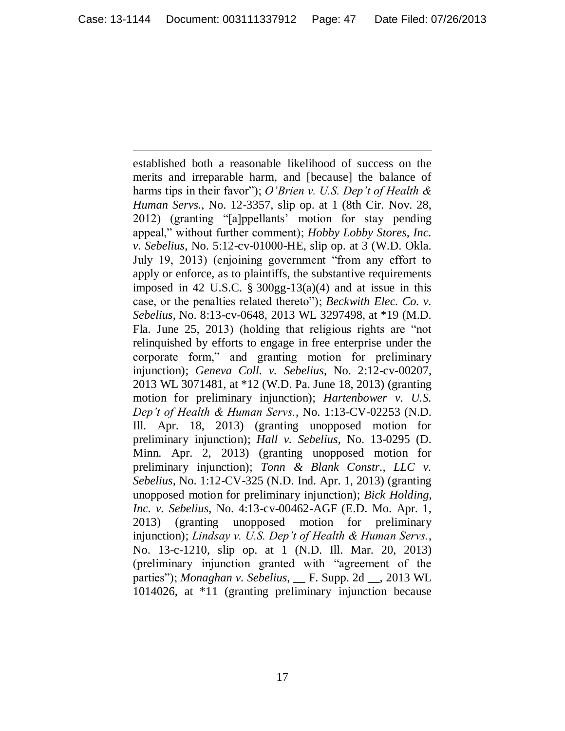established both a reasonable likelihood of success on the merits and irreparable harm, and [because] the balance of harms tips in their favor"); *O'Brien v. U.S. Dep't of Health & Human Servs.*, No. 12-3357, slip op. at 1 (8th Cir. Nov. 28, 2012) (granting "[a]ppellants' motion for stay pending appeal," without further comment); *Hobby Lobby Stores, Inc. v. Sebelius*, No. 5:12-cv-01000-HE, slip op. at 3 (W.D. Okla. July 19, 2013) (enjoining government "from any effort to apply or enforce, as to plaintiffs, the substantive requirements imposed in 42 U.S.C. § 300gg-13(a)(4) and at issue in this case, or the penalties related thereto"); *Beckwith Elec. Co. v. Sebelius*, No. 8:13-cv-0648, 2013 WL 3297498, at *19 (M.D. Fla. June 25, 2013) (holding that religious rights are "not relinquished by efforts to engage in free enterprise under the corporate form," and granting motion for preliminary injunction); *Geneva Coll. v. Sebelius*, No. 2:12-cv-00207, 2013 WL 3071481, at *12 (W.D. Pa. June 18, 2013) (granting motion for preliminary injunction); *Hartenbower v. U.S. Dep't of Health & Human Servs.*, No. 1:13-CV-02253 (N.D. Ill. Apr. 18, 2013) (granting unopposed motion for preliminary injunction); *Hall v. Sebelius*, No. 13-0295 (D. Minn. Apr. 2, 2013) (granting unopposed motion for preliminary injunction); *Tonn & Blank Constr., LLC v. Sebelius*, No. 1:12-CV-325 (N.D. Ind. Apr. 1, 2013) (granting unopposed motion for preliminary injunction); *Bick Holding, Inc. v. Sebelius*, No. 4:13-cv-00462-AGF (E.D. Mo. Apr. 1, 2013) (granting unopposed motion for preliminary injunction); *Lindsay v. U.S. Dep't of Health & Human Servs.*, No. 13-c-1210, slip op. at 1 (N.D. Ill. Mar. 20, 2013) (preliminary injunction granted with "agreement of the parties"); *Monaghan v. Sebelius*, __ F. Supp. 2d __, 2013 WL 1014026, at *11 (granting preliminary injunction because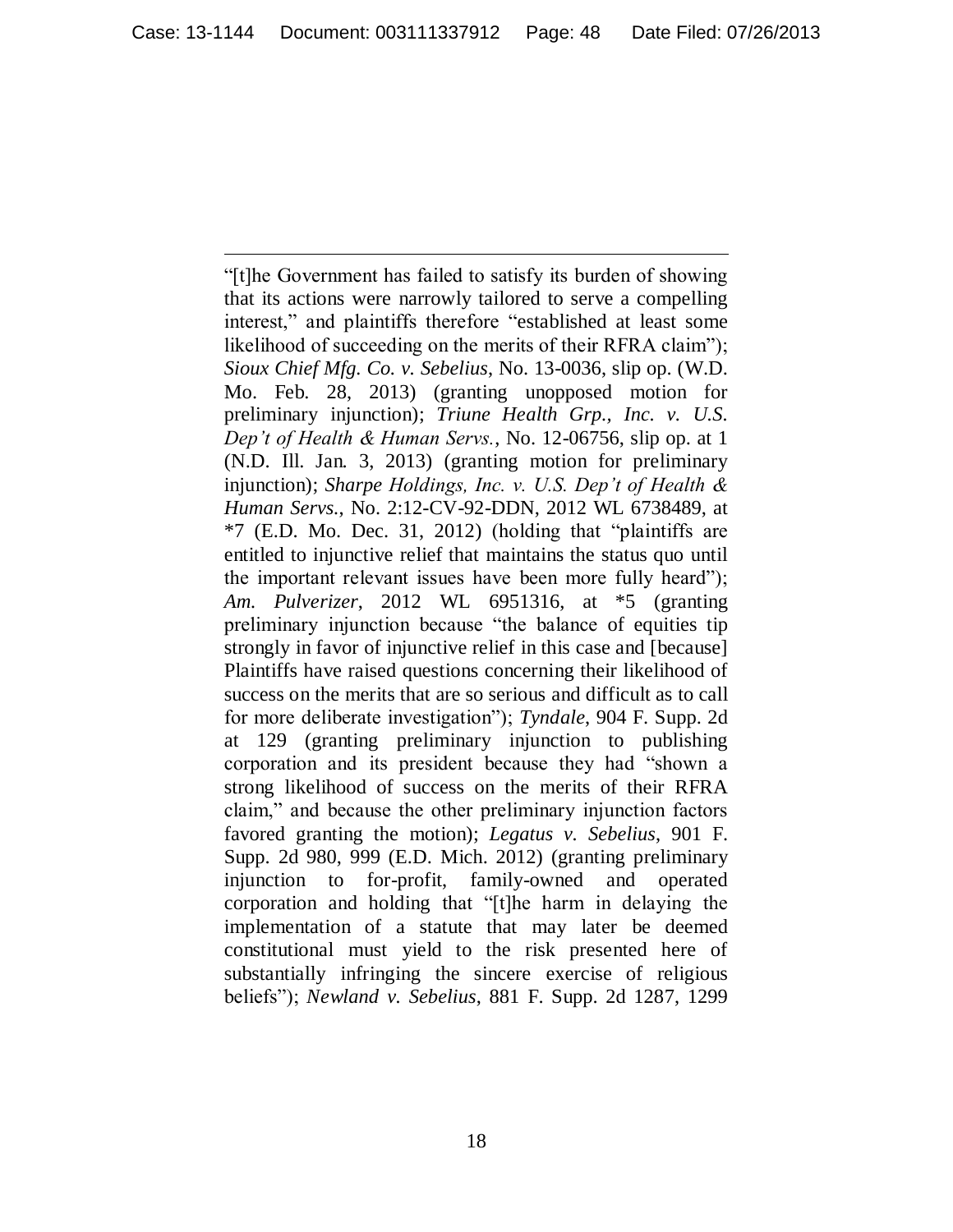"[t]he Government has failed to satisfy its burden of showing that its actions were narrowly tailored to serve a compelling interest," and plaintiffs therefore "established at least some likelihood of succeeding on the merits of their RFRA claim"); *Sioux Chief Mfg. Co. v. Sebelius*, No. 13-0036, slip op. (W.D. Mo. Feb. 28, 2013) (granting unopposed motion for preliminary injunction); *Triune Health Grp., Inc. v. U.S. Dep't of Health & Human Servs.*, No. 12-06756, slip op. at 1 (N.D. Ill. Jan. 3, 2013) (granting motion for preliminary injunction); *Sharpe Holdings, Inc. v. U.S. Dep't of Health & Human Servs.*, No. 2:12-CV-92-DDN, 2012 WL 6738489, at *7 (E.D. Mo. Dec. 31, 2012) (holding that "plaintiffs are entitled to injunctive relief that maintains the status quo until the important relevant issues have been more fully heard"); *Am. Pulverizer*, 2012 WL 6951316, at *5 (granting preliminary injunction because "the balance of equities tip strongly in favor of injunctive relief in this case and [because] Plaintiffs have raised questions concerning their likelihood of success on the merits that are so serious and difficult as to call for more deliberate investigation"); *Tyndale*, 904 F. Supp. 2d at 129 (granting preliminary injunction to publishing corporation and its president because they had "shown a strong likelihood of success on the merits of their RFRA claim," and because the other preliminary injunction factors favored granting the motion); *Legatus v. Sebelius*, 901 F. Supp. 2d 980, 999 (E.D. Mich. 2012) (granting preliminary injunction to for-profit, family-owned and operated corporation and holding that "[t]he harm in delaying the implementation of a statute that may later be deemed constitutional must yield to the risk presented here of substantially infringing the sincere exercise of religious beliefs"); *Newland v. Sebelius*, 881 F. Supp. 2d 1287, 1299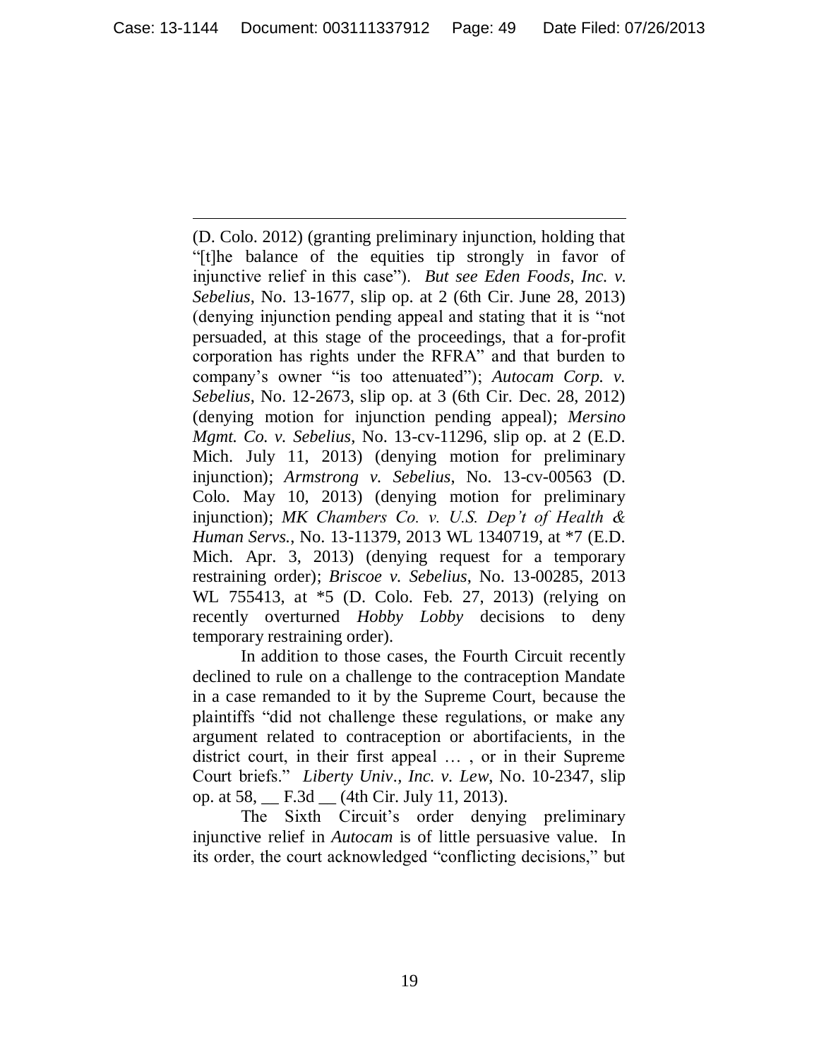(D. Colo. 2012) (granting preliminary injunction, holding that "[t]he balance of the equities tip strongly in favor of injunctive relief in this case"). *But see Eden Foods, Inc. v. Sebelius*, No. 13-1677, slip op. at 2 (6th Cir. June 28, 2013) (denying injunction pending appeal and stating that it is "not persuaded, at this stage of the proceedings, that a for-profit corporation has rights under the RFRA" and that burden to company's owner "is too attenuated"); *Autocam Corp. v. Sebelius*, No. 12-2673, slip op. at 3 (6th Cir. Dec. 28, 2012) (denying motion for injunction pending appeal); *Mersino Mgmt. Co. v. Sebelius*, No. 13-cv-11296, slip op. at 2 (E.D. Mich. July 11, 2013) (denying motion for preliminary injunction); *Armstrong v. Sebelius*, No. 13-cv-00563 (D. Colo. May 10, 2013) (denying motion for preliminary injunction); *MK Chambers Co. v. U.S. Dep't of Health & Human Servs.*, No. 13-11379, 2013 WL 1340719, at *7 (E.D. Mich. Apr. 3, 2013) (denying request for a temporary restraining order); *Briscoe v. Sebelius*, No. 13-00285, 2013 WL 755413, at *5 (D. Colo. Feb. 27, 2013) (relying on recently overturned *Hobby Lobby* decisions to deny temporary restraining order).

In addition to those cases, the Fourth Circuit recently declined to rule on a challenge to the contraception Mandate in a case remanded to it by the Supreme Court, because the plaintiffs "did not challenge these regulations, or make any argument related to contraception or abortifacients, in the district court, in their first appeal … , or in their Supreme Court briefs." *Liberty Univ., Inc. v. Lew*, No. 10-2347, slip op. at 58, __ F.3d __ (4th Cir. July 11, 2013).

The Sixth Circuit's order denying preliminary injunctive relief in *Autocam* is of little persuasive value. In its order, the court acknowledged "conflicting decisions," but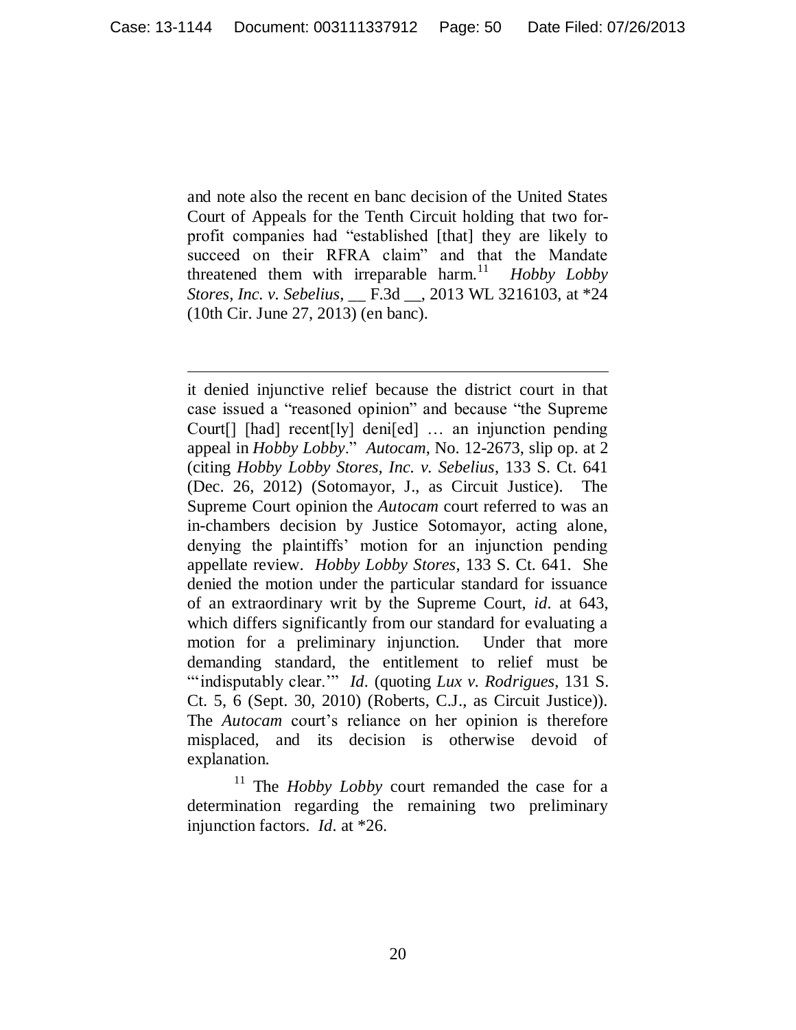and note also the recent en banc decision of the United States Court of Appeals for the Tenth Circuit holding that two for-profit companies had "established [that] they are likely to succeed on their RFRA claim" and that the Mandate threatened them with irreparable harm.[11] *Hobby Lobby Stores, Inc. v. Sebelius*, __ F.3d __, 2013 WL 3216103, at *24 (10th Cir. June 27, 2013) (en banc).

---

it denied injunctive relief because the district court in that case issued a "reasoned opinion" and because "the Supreme Court[] [had] recent[ly] deni[ed] … an injunction pending appeal in *Hobby Lobby*." *Autocam*, No. 12-2673, slip op. at 2 (citing *Hobby Lobby Stores, Inc. v. Sebelius*, 133 S. Ct. 641 (Dec. 26, 2012) (Sotomayor, J., as Circuit Justice). The Supreme Court opinion the *Autocam* court referred to was an in-chambers decision by Justice Sotomayor, acting alone, denying the plaintiffs' motion for an injunction pending appellate review. *Hobby Lobby Stores*, 133 S. Ct. 641. She denied the motion under the particular standard for issuance of an extraordinary writ by the Supreme Court, *id*. at 643, which differs significantly from our standard for evaluating a motion for a preliminary injunction. Under that more demanding standard, the entitlement to relief must be "'indisputably clear.'" *Id*. (quoting *Lux v. Rodrigues*, 131 S. Ct. 5, 6 (Sept. 30, 2010) (Roberts, C.J., as Circuit Justice)). The *Autocam* court's reliance on her opinion is therefore misplaced, and its decision is otherwise devoid of explanation.

[11] The *Hobby Lobby* court remanded the case for a determination regarding the remaining two preliminary injunction factors. *Id*. at *26.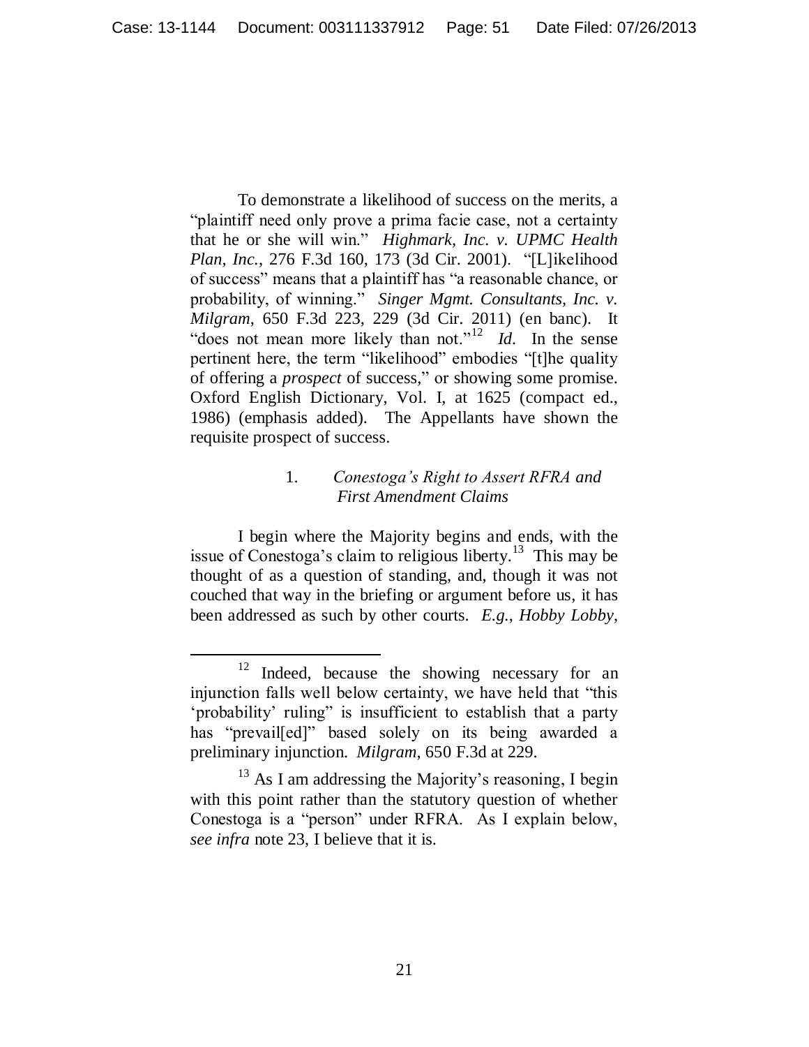To demonstrate a likelihood of success on the merits, a "plaintiff need only prove a prima facie case, not a certainty that he or she will win." *Highmark, Inc. v. UPMC Health Plan, Inc.*, 276 F.3d 160, 173 (3d Cir. 2001). "[L]ikelihood of success" means that a plaintiff has "a reasonable chance, or probability, of winning." *Singer Mgmt. Consultants, Inc. v. Milgram*, 650 F.3d 223, 229 (3d Cir. 2011) (en banc). It "does not mean more likely than not."[12] *Id.* In the sense pertinent here, the term "likelihood" embodies "[t]he quality of offering a *prospect* of success," or showing some promise. Oxford English Dictionary, Vol. I, at 1625 (compact ed., 1986) (emphasis added). The Appellants have shown the requisite prospect of success.

### 1. *Conestoga's Right to Assert RFRA and First Amendment Claims*

I begin where the Majority begins and ends, with the issue of Conestoga's claim to religious liberty.[13] This may be thought of as a question of standing, and, though it was not couched that way in the briefing or argument before us, it has been addressed as such by other courts. *E.g.*, *Hobby Lobby*,

---

[12] Indeed, because the showing necessary for an injunction falls well below certainty, we have held that "this 'probability' ruling" is insufficient to establish that a party has "prevail[ed]" based solely on its being awarded a preliminary injunction. *Milgram*, 650 F.3d at 229.

[13] As I am addressing the Majority's reasoning, I begin with this point rather than the statutory question of whether Conestoga is a "person" under RFRA. As I explain below, *see infra* note 23, I believe that it is.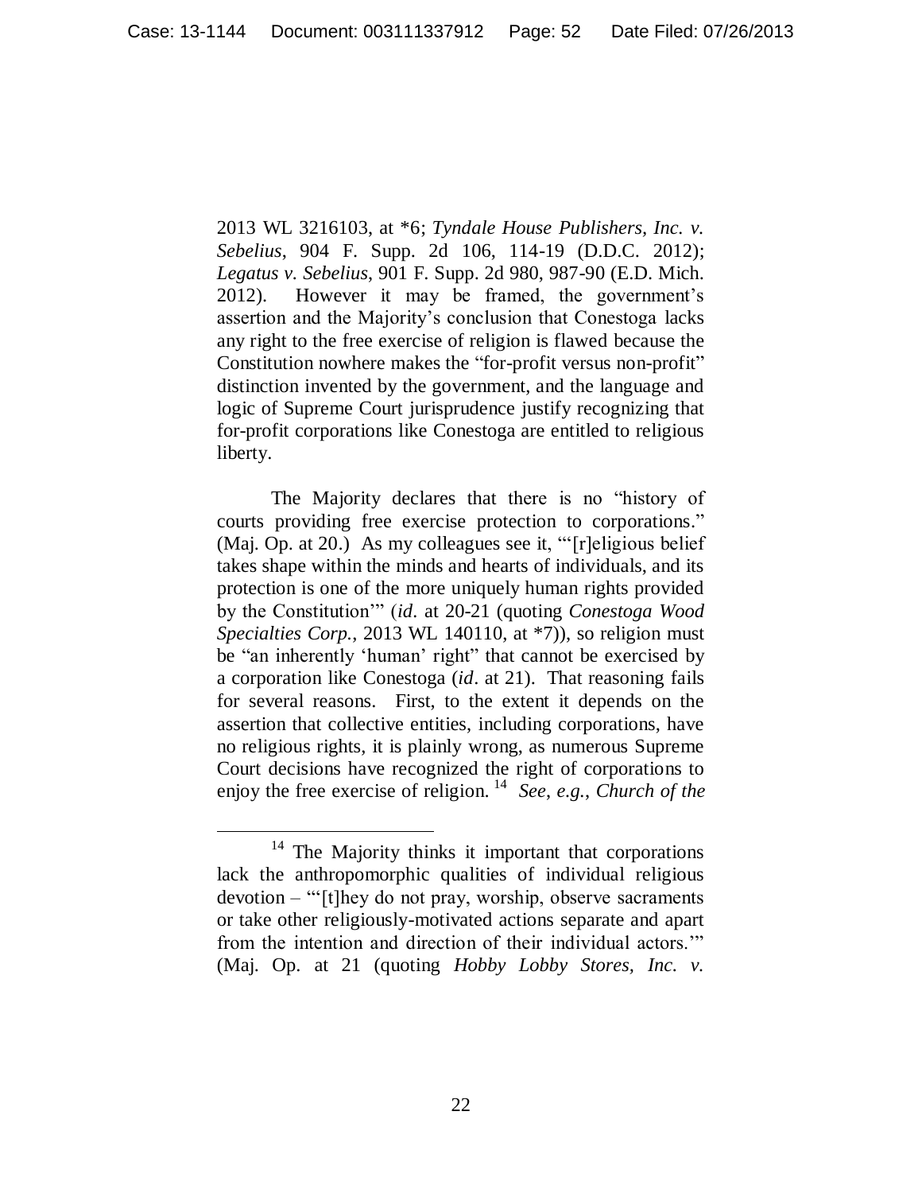2013 WL 3216103, at *6; *Tyndale House Publishers, Inc. v. Sebelius*, 904 F. Supp. 2d 106, 114-19 (D.D.C. 2012); *Legatus v. Sebelius*, 901 F. Supp. 2d 980, 987-90 (E.D. Mich. 2012). However it may be framed, the government's assertion and the Majority's conclusion that Conestoga lacks any right to the free exercise of religion is flawed because the Constitution nowhere makes the "for-profit versus non-profit" distinction invented by the government, and the language and logic of Supreme Court jurisprudence justify recognizing that for-profit corporations like Conestoga are entitled to religious liberty.

The Majority declares that there is no "history of courts providing free exercise protection to corporations." (Maj. Op. at 20.) As my colleagues see it, "'[r]eligious belief takes shape within the minds and hearts of individuals, and its protection is one of the more uniquely human rights provided by the Constitution'" (*id*. at 20-21 (quoting *Conestoga Wood Specialties Corp.*, 2013 WL 140110, at *7)), so religion must be "an inherently 'human' right" that cannot be exercised by a corporation like Conestoga (*id*. at 21). That reasoning fails for several reasons. First, to the extent it depends on the assertion that collective entities, including corporations, have no religious rights, it is plainly wrong, as numerous Supreme Court decisions have recognized the right of corporations to enjoy the free exercise of religion.[14] *See, e.g.*, *Church of the*

[14] The Majority thinks it important that corporations lack the anthropomorphic qualities of individual religious devotion – "'[t]hey do not pray, worship, observe sacraments or take other religiously-motivated actions separate and apart from the intention and direction of their individual actors.'" (Maj. Op. at 21 (quoting *Hobby Lobby Stores, Inc. v.*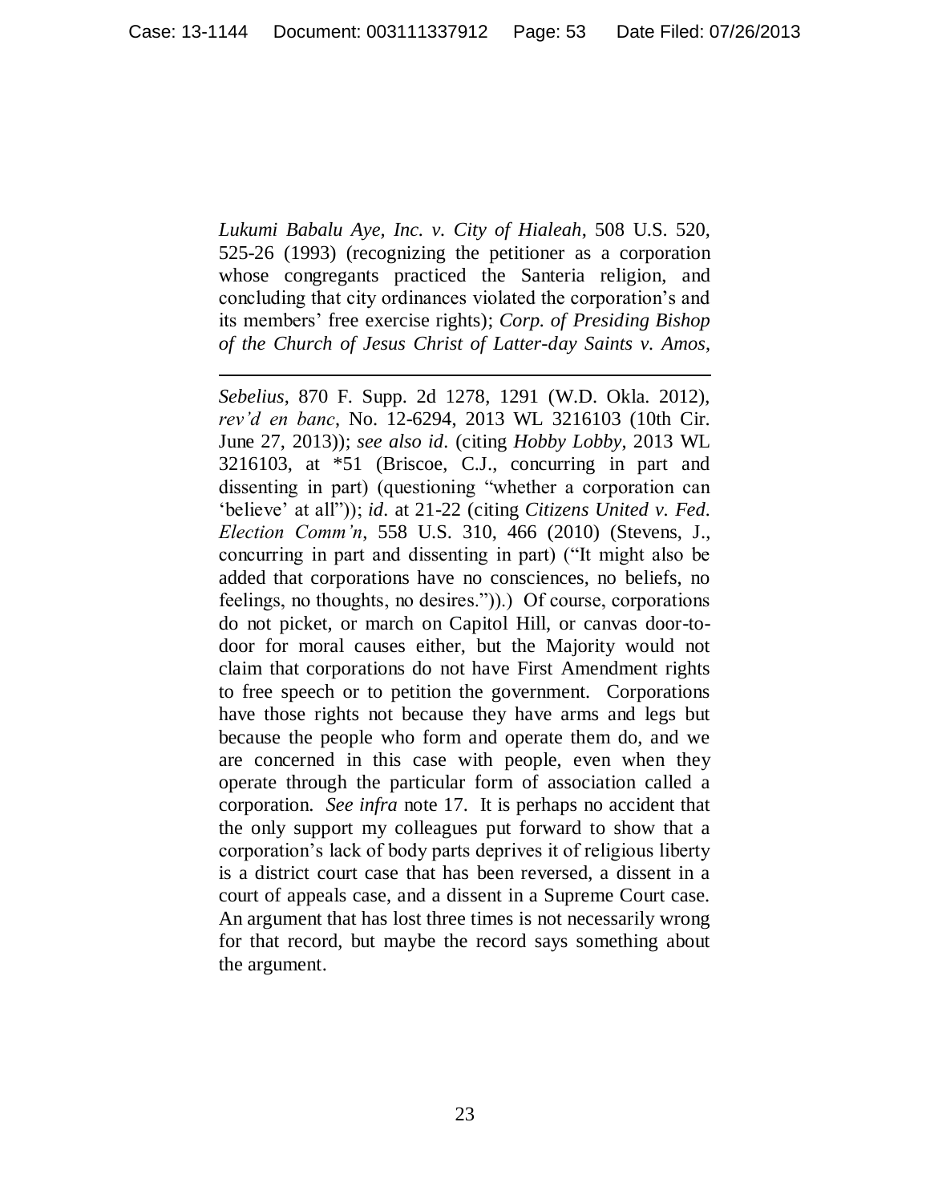*Lukumi Babalu Aye, Inc. v. City of Hialeah*, 508 U.S. 520, 525-26 (1993) (recognizing the petitioner as a corporation whose congregants practiced the Santeria religion, and concluding that city ordinances violated the corporation's and its members' free exercise rights); *Corp. of Presiding Bishop of the Church of Jesus Christ of Latter-day Saints v. Amos*,

---

*Sebelius*, 870 F. Supp. 2d 1278, 1291 (W.D. Okla. 2012), *rev'd en banc*, No. 12-6294, 2013 WL 3216103 (10th Cir. June 27, 2013)); *see also id*. (citing *Hobby Lobby*, 2013 WL 3216103, at *51 (Briscoe, C.J., concurring in part and dissenting in part) (questioning "whether a corporation can 'believe' at all")); *id*. at 21-22 (citing *Citizens United v. Fed. Election Comm'n*, 558 U.S. 310, 466 (2010) (Stevens, J., concurring in part and dissenting in part) ("It might also be added that corporations have no consciences, no beliefs, no feelings, no thoughts, no desires."))).) Of course, corporations do not picket, or march on Capitol Hill, or canvas door-to-door for moral causes either, but the Majority would not claim that corporations do not have First Amendment rights to free speech or to petition the government. Corporations have those rights not because they have arms and legs but because the people who form and operate them do, and we are concerned in this case with people, even when they operate through the particular form of association called a corporation. *See infra* note 17. It is perhaps no accident that the only support my colleagues put forward to show that a corporation's lack of body parts deprives it of religious liberty is a district court case that has been reversed, a dissent in a court of appeals case, and a dissent in a Supreme Court case. An argument that has lost three times is not necessarily wrong for that record, but maybe the record says something about the argument.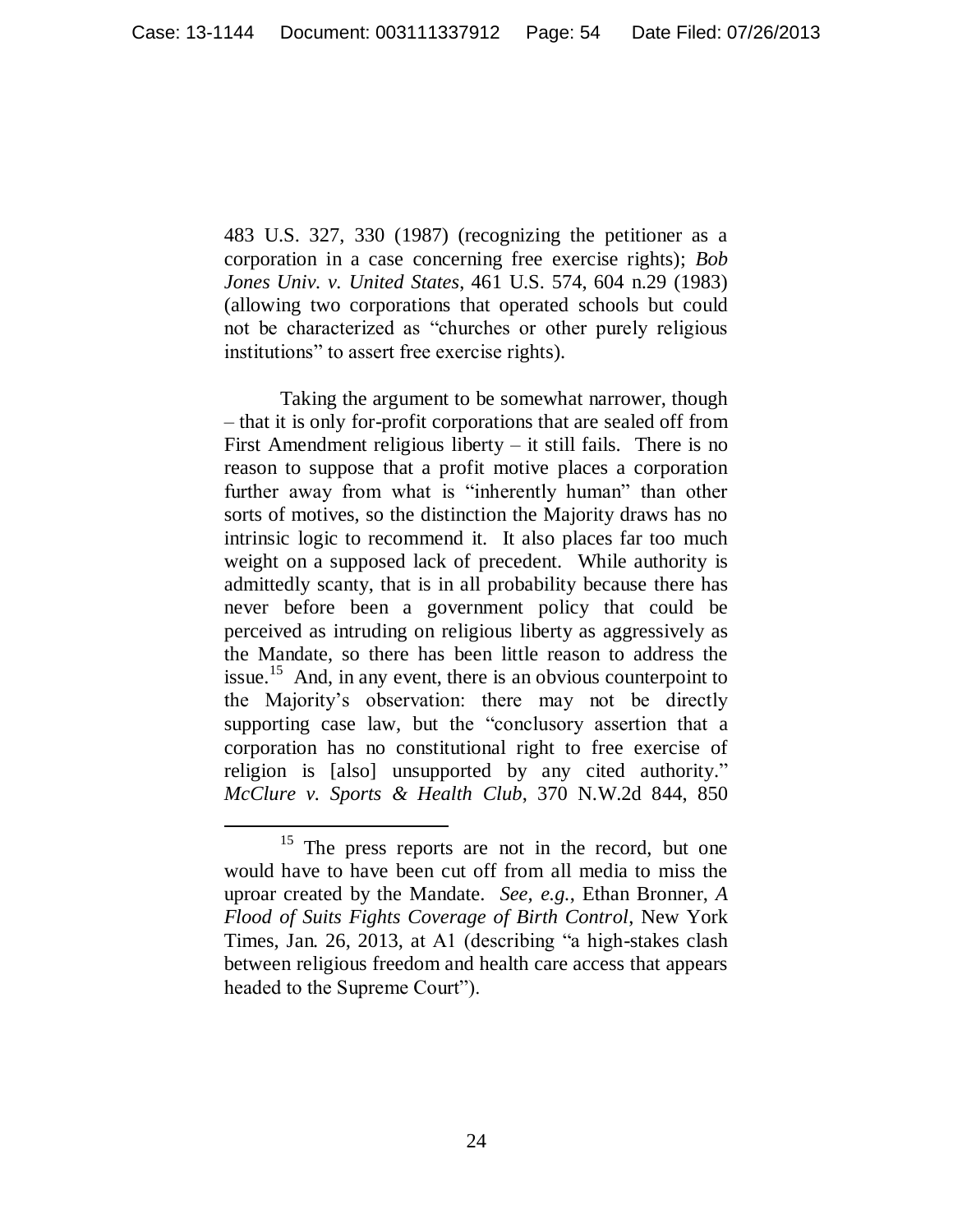483 U.S. 327, 330 (1987) (recognizing the petitioner as a corporation in a case concerning free exercise rights); *Bob Jones Univ. v. United States*, 461 U.S. 574, 604 n.29 (1983) (allowing two corporations that operated schools but could not be characterized as "churches or other purely religious institutions" to assert free exercise rights).

Taking the argument to be somewhat narrower, though – that it is only for-profit corporations that are sealed off from First Amendment religious liberty – it still fails. There is no reason to suppose that a profit motive places a corporation further away from what is "inherently human" than other sorts of motives, so the distinction the Majority draws has no intrinsic logic to recommend it. It also places far too much weight on a supposed lack of precedent. While authority is admittedly scanty, that is in all probability because there has never before been a government policy that could be perceived as intruding on religious liberty as aggressively as the Mandate, so there has been little reason to address the issue.[15] And, in any event, there is an obvious counterpoint to the Majority's observation: there may not be directly supporting case law, but the "conclusory assertion that a corporation has no constitutional right to free exercise of religion is [also] unsupported by any cited authority." *McClure v. Sports & Health Club*, 370 N.W.2d 844, 850

---

[15] The press reports are not in the record, but one would have to have been cut off from all media to miss the uproar created by the Mandate. *See, e.g.*, Ethan Bronner, *A Flood of Suits Fights Coverage of Birth Control*, New York Times, Jan. 26, 2013, at A1 (describing "a high-stakes clash between religious freedom and health care access that appears headed to the Supreme Court").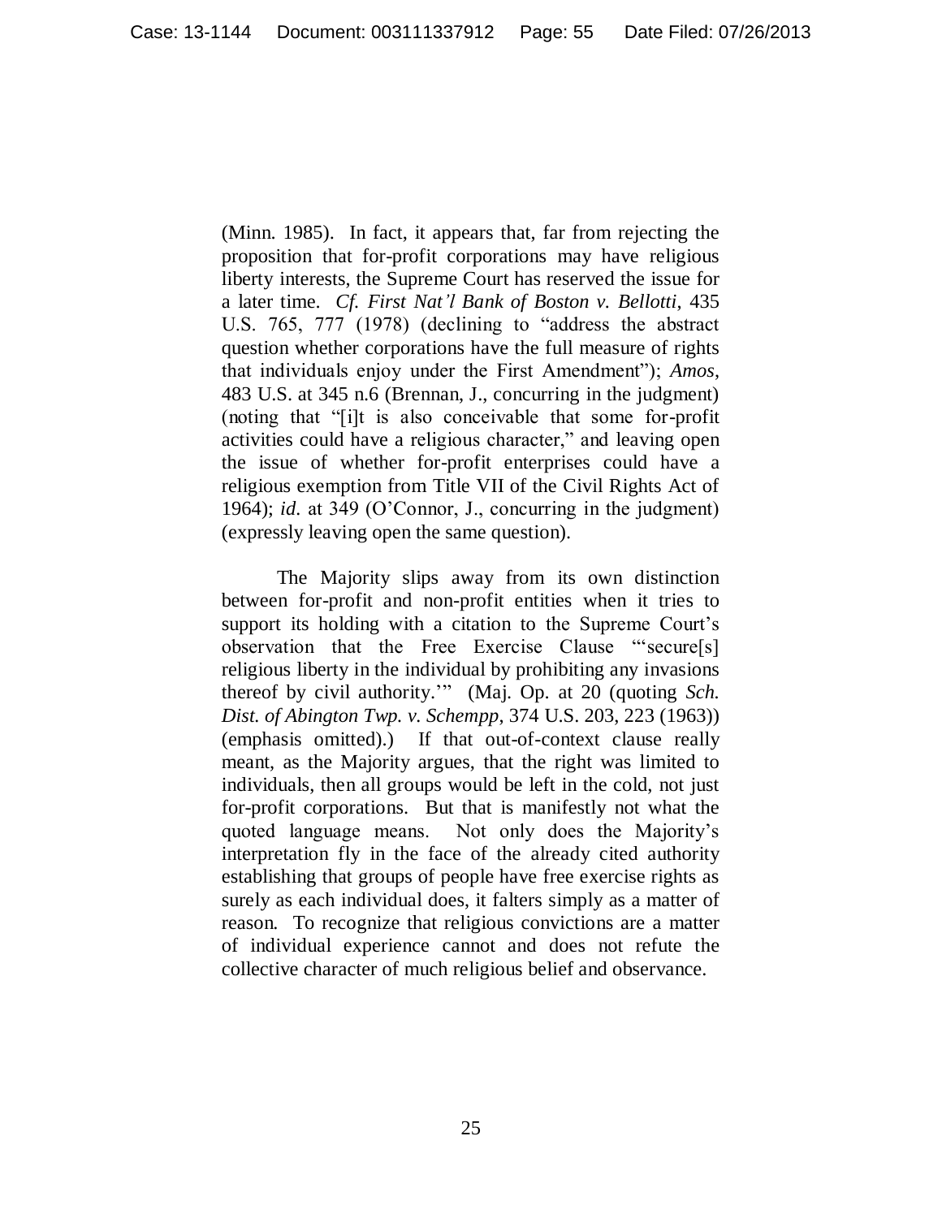(Minn. 1985). In fact, it appears that, far from rejecting the proposition that for-profit corporations may have religious liberty interests, the Supreme Court has reserved the issue for a later time. *Cf. First Nat'l Bank of Boston v. Bellotti*, 435 U.S. 765, 777 (1978) (declining to "address the abstract question whether corporations have the full measure of rights that individuals enjoy under the First Amendment"); *Amos*, 483 U.S. at 345 n.6 (Brennan, J., concurring in the judgment) (noting that "[i]t is also conceivable that some for-profit activities could have a religious character," and leaving open the issue of whether for-profit enterprises could have a religious exemption from Title VII of the Civil Rights Act of 1964); *id.* at 349 (O'Connor, J., concurring in the judgment) (expressly leaving open the same question).

The Majority slips away from its own distinction between for-profit and non-profit entities when it tries to support its holding with a citation to the Supreme Court's observation that the Free Exercise Clause "'secure[s] religious liberty in the individual by prohibiting any invasions thereof by civil authority.'" (Maj. Op. at 20 (quoting *Sch. Dist. of Abington Twp. v. Schempp*, 374 U.S. 203, 223 (1963)) (emphasis omitted).) If that out-of-context clause really meant, as the Majority argues, that the right was limited to individuals, then all groups would be left in the cold, not just for-profit corporations. But that is manifestly not what the quoted language means. Not only does the Majority's interpretation fly in the face of the already cited authority establishing that groups of people have free exercise rights as surely as each individual does, it falters simply as a matter of reason. To recognize that religious convictions are a matter of individual experience cannot and does not refute the collective character of much religious belief and observance.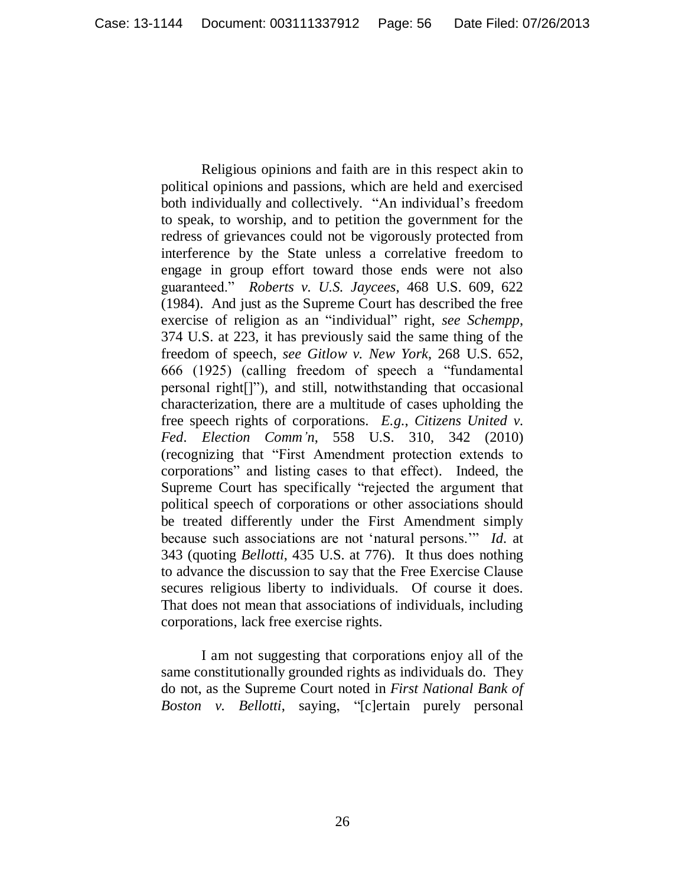Religious opinions and faith are in this respect akin to political opinions and passions, which are held and exercised both individually and collectively. "An individual's freedom to speak, to worship, and to petition the government for the redress of grievances could not be vigorously protected from interference by the State unless a correlative freedom to engage in group effort toward those ends were not also guaranteed." *Roberts v. U.S. Jaycees*, 468 U.S. 609, 622 (1984). And just as the Supreme Court has described the free exercise of religion as an "individual" right, *see Schempp*, 374 U.S. at 223, it has previously said the same thing of the freedom of speech, *see Gitlow v. New York*, 268 U.S. 652, 666 (1925) (calling freedom of speech a "fundamental personal right[]"), and still, notwithstanding that occasional characterization, there are a multitude of cases upholding the free speech rights of corporations. *E.g.*, *Citizens United v. Fed. Election Comm'n*, 558 U.S. 310, 342 (2010) (recognizing that "First Amendment protection extends to corporations" and listing cases to that effect). Indeed, the Supreme Court has specifically "rejected the argument that political speech of corporations or other associations should be treated differently under the First Amendment simply because such associations are not 'natural persons.'" *Id.* at 343 (quoting *Bellotti*, 435 U.S. at 776). It thus does nothing to advance the discussion to say that the Free Exercise Clause secures religious liberty to individuals. Of course it does. That does not mean that associations of individuals, including corporations, lack free exercise rights.

I am not suggesting that corporations enjoy all of the same constitutionally grounded rights as individuals do. They do not, as the Supreme Court noted in *First National Bank of Boston v. Bellotti*, saying, "[c]ertain purely personal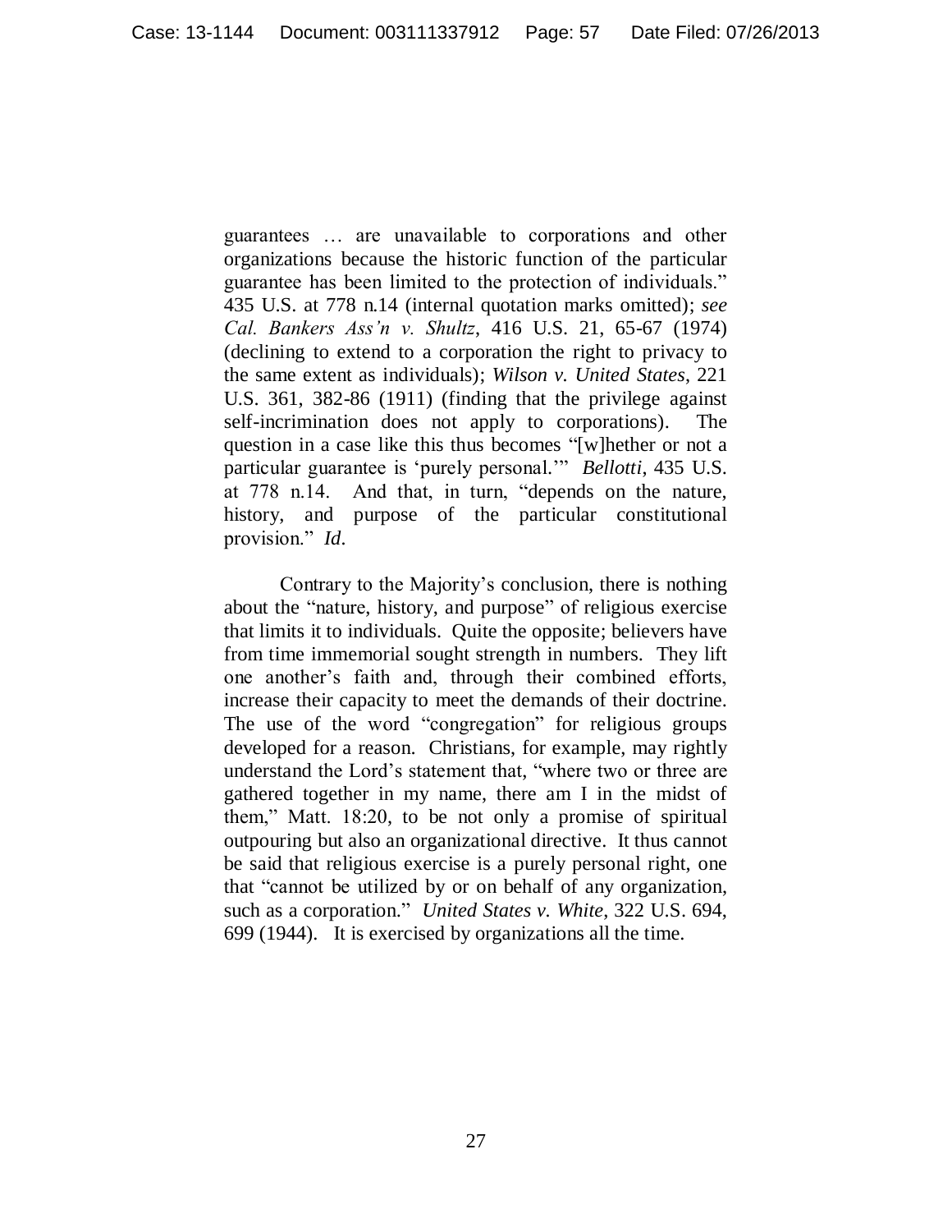guarantees … are unavailable to corporations and other organizations because the historic function of the particular guarantee has been limited to the protection of individuals." 435 U.S. at 778 n.14 (internal quotation marks omitted); *see Cal. Bankers Ass'n v. Shultz*, 416 U.S. 21, 65-67 (1974) (declining to extend to a corporation the right to privacy to the same extent as individuals); *Wilson v. United States*, 221 U.S. 361, 382-86 (1911) (finding that the privilege against self-incrimination does not apply to corporations). The question in a case like this thus becomes "[w]hether or not a particular guarantee is 'purely personal.'" *Bellotti*, 435 U.S. at 778 n.14. And that, in turn, "depends on the nature, history, and purpose of the particular constitutional provision." *Id*.

Contrary to the Majority's conclusion, there is nothing about the "nature, history, and purpose" of religious exercise that limits it to individuals. Quite the opposite; believers have from time immemorial sought strength in numbers. They lift one another's faith and, through their combined efforts, increase their capacity to meet the demands of their doctrine. The use of the word "congregation" for religious groups developed for a reason. Christians, for example, may rightly understand the Lord's statement that, "where two or three are gathered together in my name, there am I in the midst of them," Matt. 18:20, to be not only a promise of spiritual outpouring but also an organizational directive. It thus cannot be said that religious exercise is a purely personal right, one that "cannot be utilized by or on behalf of any organization, such as a corporation." *United States v. White*, 322 U.S. 694, 699 (1944). It is exercised by organizations all the time.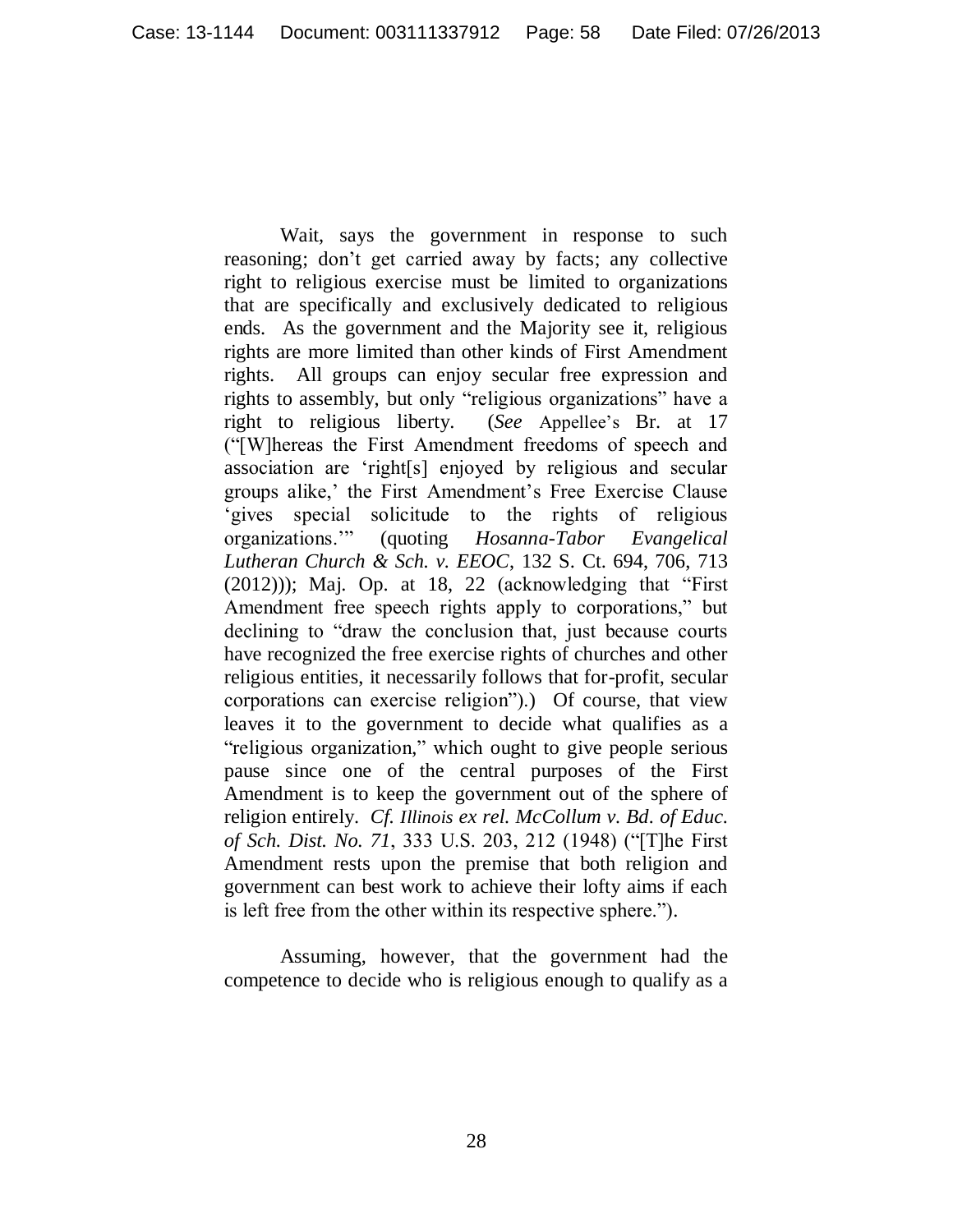Wait, says the government in response to such reasoning; don't get carried away by facts; any collective right to religious exercise must be limited to organizations that are specifically and exclusively dedicated to religious ends. As the government and the Majority see it, religious rights are more limited than other kinds of First Amendment rights. All groups can enjoy secular free expression and rights to assembly, but only "religious organizations" have a right to religious liberty. (*See* Appellee's Br. at 17 ("[W]hereas the First Amendment freedoms of speech and association are 'right[s] enjoyed by religious and secular groups alike,' the First Amendment's Free Exercise Clause 'gives special solicitude to the rights of religious organizations.'" (quoting *Hosanna-Tabor Evangelical Lutheran Church & Sch. v. EEOC*, 132 S. Ct. 694, 706, 713 (2012))); Maj. Op. at 18, 22 (acknowledging that "First Amendment free speech rights apply to corporations," but declining to "draw the conclusion that, just because courts have recognized the free exercise rights of churches and other religious entities, it necessarily follows that for-profit, secular corporations can exercise religion").) Of course, that view leaves it to the government to decide what qualifies as a "religious organization," which ought to give people serious pause since one of the central purposes of the First Amendment is to keep the government out of the sphere of religion entirely. *Cf. Illinois ex rel. McCollum v. Bd. of Educ. of Sch. Dist. No. 71*, 333 U.S. 203, 212 (1948) ("[T]he First Amendment rests upon the premise that both religion and government can best work to achieve their lofty aims if each is left free from the other within its respective sphere.").

Assuming, however, that the government had the competence to decide who is religious enough to qualify as a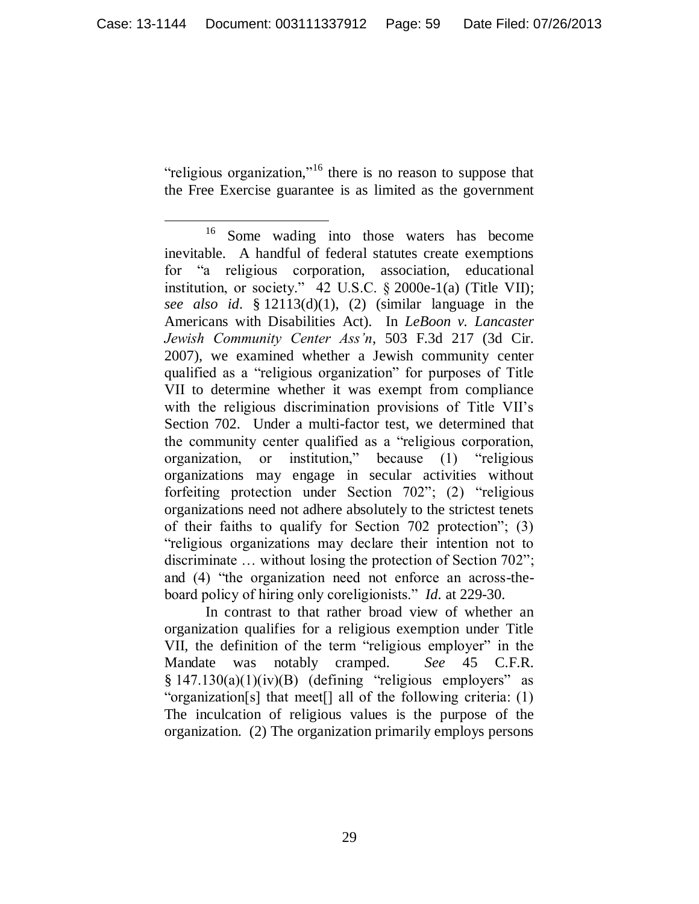"religious organization,"[16] there is no reason to suppose that the Free Exercise guarantee is as limited as the government

---

[16] Some wading into those waters has become inevitable. A handful of federal statutes create exemptions for "a religious corporation, association, educational institution, or society." 42 U.S.C. § 2000e-1(a) (Title VII); *see also id*. § 12113(d)(1), (2) (similar language in the Americans with Disabilities Act). In *LeBoon v. Lancaster Jewish Community Center Ass'n*, 503 F.3d 217 (3d Cir. 2007), we examined whether a Jewish community center qualified as a "religious organization" for purposes of Title VII to determine whether it was exempt from compliance with the religious discrimination provisions of Title VII's Section 702. Under a multi-factor test, we determined that the community center qualified as a "religious corporation, organization, or institution," because (1) "religious organizations may engage in secular activities without forfeiting protection under Section 702"; (2) "religious organizations need not adhere absolutely to the strictest tenets of their faiths to qualify for Section 702 protection"; (3) "religious organizations may declare their intention not to discriminate … without losing the protection of Section 702"; and (4) "the organization need not enforce an across-the-board policy of hiring only coreligionists." *Id.* at 229-30.

In contrast to that rather broad view of whether an organization qualifies for a religious exemption under Title VII, the definition of the term "religious employer" in the Mandate was notably cramped. *See* 45 C.F.R. § 147.130(a)(1)(iv)(B) (defining "religious employers" as "organization[s] that meet[] all of the following criteria: (1) The inculcation of religious values is the purpose of the organization. (2) The organization primarily employs persons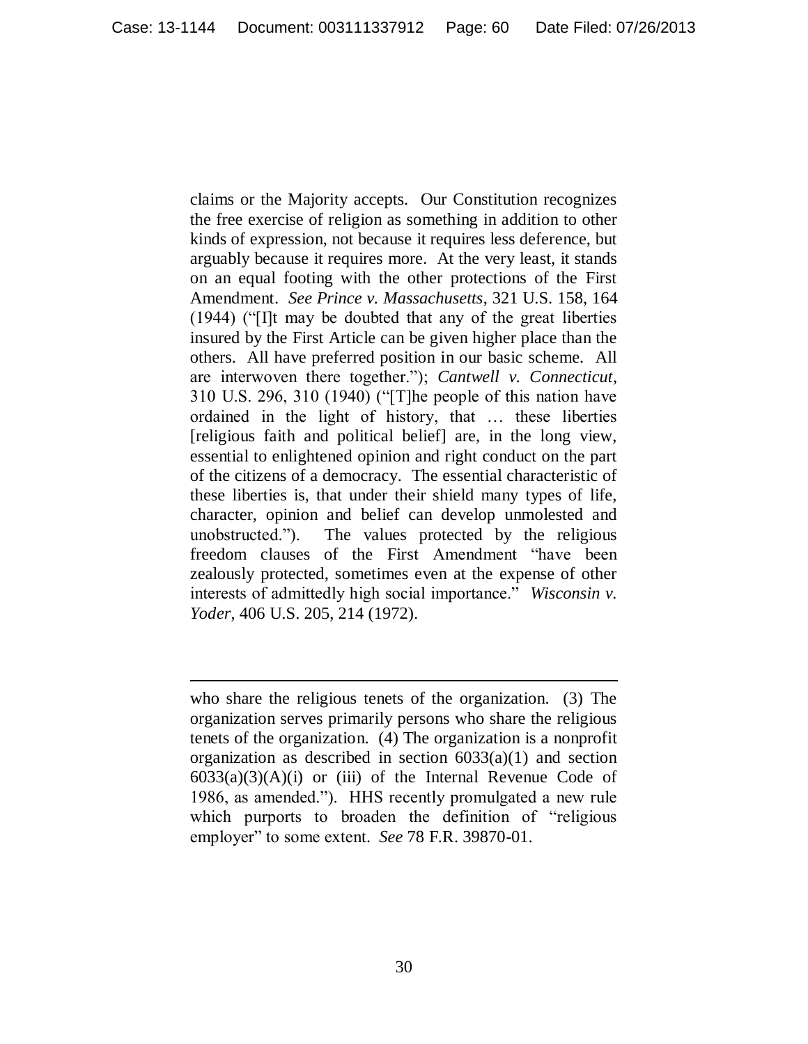claims or the Majority accepts. Our Constitution recognizes the free exercise of religion as something in addition to other kinds of expression, not because it requires less deference, but arguably because it requires more. At the very least, it stands on an equal footing with the other protections of the First Amendment. *See Prince v. Massachusetts*, 321 U.S. 158, 164 (1944) ("[I]t may be doubted that any of the great liberties insured by the First Article can be given higher place than the others. All have preferred position in our basic scheme. All are interwoven there together."); *Cantwell v. Connecticut*, 310 U.S. 296, 310 (1940) ("[T]he people of this nation have ordained in the light of history, that … these liberties [religious faith and political belief] are, in the long view, essential to enlightened opinion and right conduct on the part of the citizens of a democracy. The essential characteristic of these liberties is, that under their shield many types of life, character, opinion and belief can develop unmolested and unobstructed."). The values protected by the religious freedom clauses of the First Amendment "have been zealously protected, sometimes even at the expense of other interests of admittedly high social importance." *Wisconsin v. Yoder*, 406 U.S. 205, 214 (1972).

---

who share the religious tenets of the organization. (3) The organization serves primarily persons who share the religious tenets of the organization. (4) The organization is a nonprofit organization as described in section 6033(a)(1) and section 6033(a)(3)(A)(i) or (iii) of the Internal Revenue Code of 1986, as amended."). HHS recently promulgated a new rule which purports to broaden the definition of "religious employer" to some extent. *See* 78 F.R. 39870-01.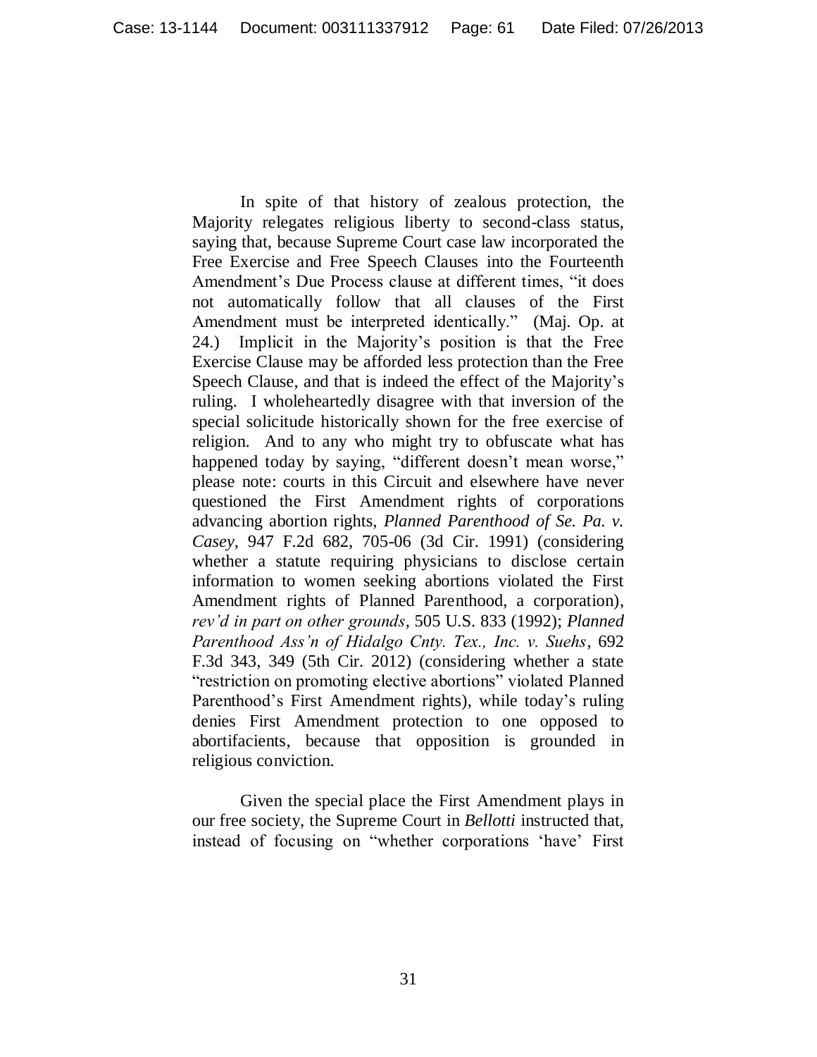In spite of that history of zealous protection, the Majority relegates religious liberty to second-class status, saying that, because Supreme Court case law incorporated the Free Exercise and Free Speech Clauses into the Fourteenth Amendment's Due Process clause at different times, "it does not automatically follow that all clauses of the First Amendment must be interpreted identically." (Maj. Op. at 24.) Implicit in the Majority's position is that the Free Exercise Clause may be afforded less protection than the Free Speech Clause, and that is indeed the effect of the Majority's ruling. I wholeheartedly disagree with that inversion of the special solicitude historically shown for the free exercise of religion. And to any who might try to obfuscate what has happened today by saying, "different doesn't mean worse," please note: courts in this Circuit and elsewhere have never questioned the First Amendment rights of corporations advancing abortion rights, *Planned Parenthood of Se. Pa. v. Casey*, 947 F.2d 682, 705-06 (3d Cir. 1991) (considering whether a statute requiring physicians to disclose certain information to women seeking abortions violated the First Amendment rights of Planned Parenthood, a corporation), *rev'd in part on other grounds*, 505 U.S. 833 (1992); *Planned Parenthood Ass'n of Hidalgo Cnty. Tex., Inc. v. Suehs*, 692 F.3d 343, 349 (5th Cir. 2012) (considering whether a state "restriction on promoting elective abortions" violated Planned Parenthood's First Amendment rights), while today's ruling denies First Amendment protection to one opposed to abortifacients, because that opposition is grounded in religious conviction.

Given the special place the First Amendment plays in our free society, the Supreme Court in *Bellotti* instructed that, instead of focusing on "whether corporations 'have' First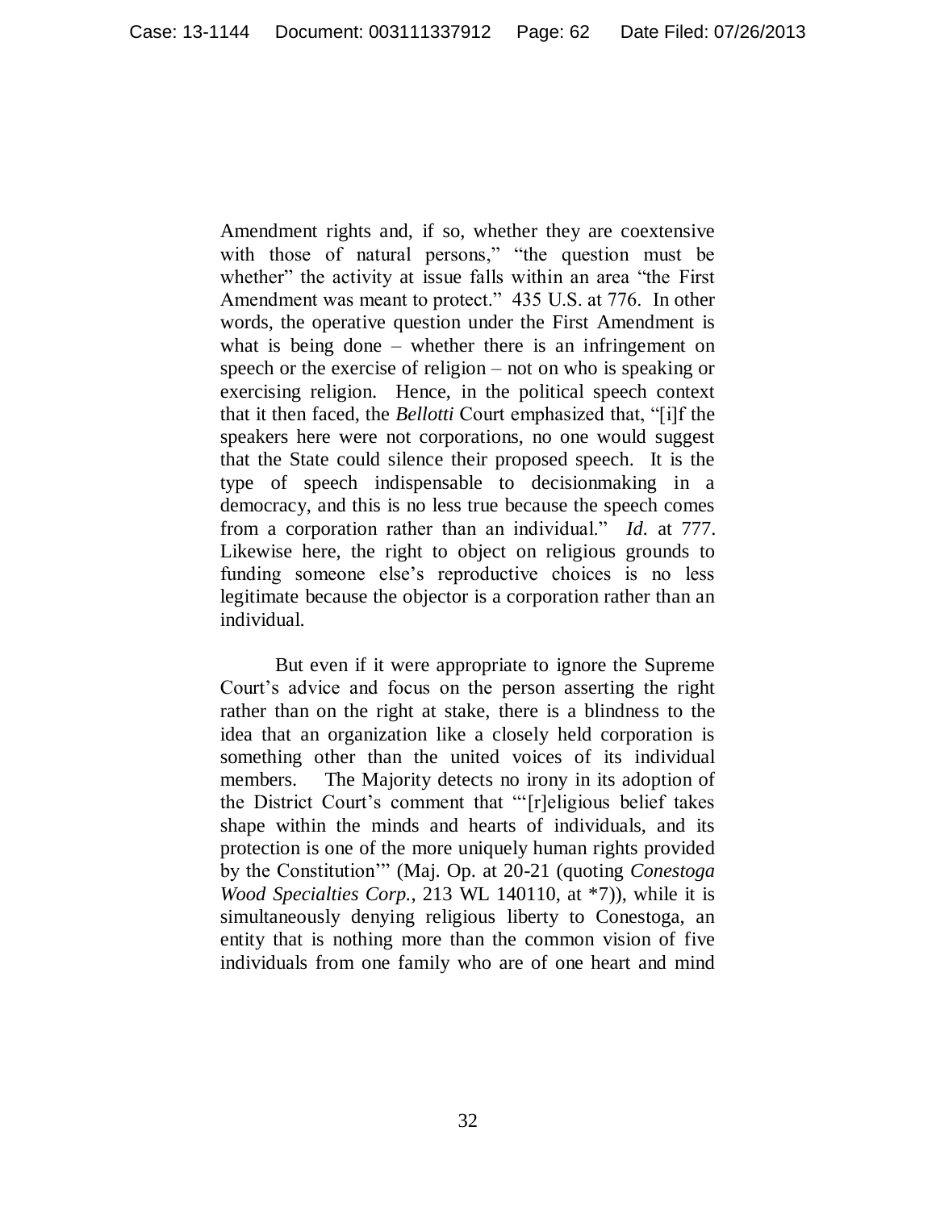Amendment rights and, if so, whether they are coextensive with those of natural persons," "the question must be whether" the activity at issue falls within an area "the First Amendment was meant to protect." 435 U.S. at 776. In other words, the operative question under the First Amendment is what is being done – whether there is an infringement on speech or the exercise of religion – not on who is speaking or exercising religion. Hence, in the political speech context that it then faced, the *Bellotti* Court emphasized that, "[i]f the speakers here were not corporations, no one would suggest that the State could silence their proposed speech. It is the type of speech indispensable to decisionmaking in a democracy, and this is no less true because the speech comes from a corporation rather than an individual." *Id.* at 777. Likewise here, the right to object on religious grounds to funding someone else's reproductive choices is no less legitimate because the objector is a corporation rather than an individual.

But even if it were appropriate to ignore the Supreme Court's advice and focus on the person asserting the right rather than on the right at stake, there is a blindness to the idea that an organization like a closely held corporation is something other than the united voices of its individual members. The Majority detects no irony in its adoption of the District Court's comment that "'[r]eligious belief takes shape within the minds and hearts of individuals, and its protection is one of the more uniquely human rights provided by the Constitution'" (Maj. Op. at 20-21 (quoting *Conestoga Wood Specialties Corp.*, 213 WL 140110, at *7)), while it is simultaneously denying religious liberty to Conestoga, an entity that is nothing more than the common vision of five individuals from one family who are of one heart and mind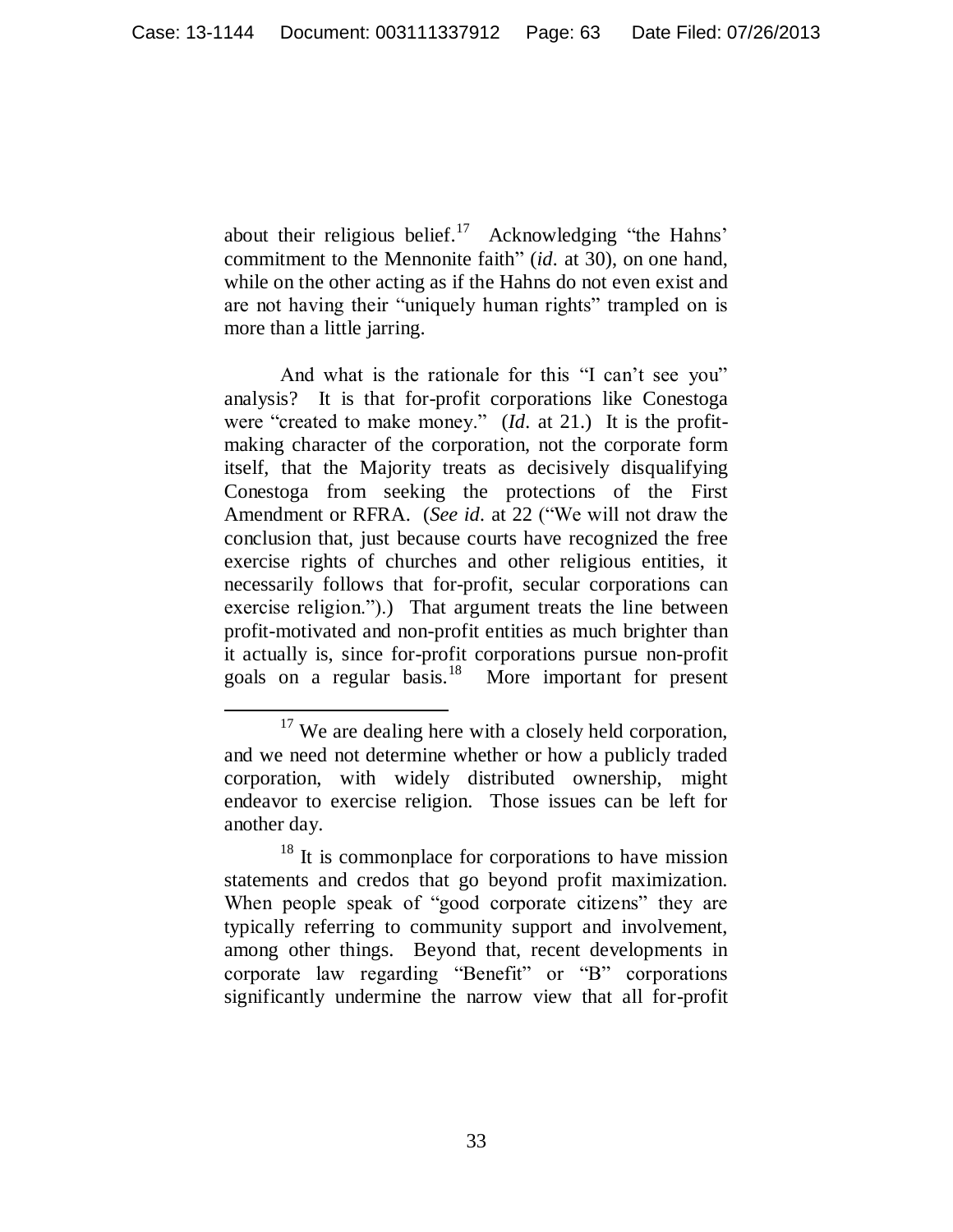about their religious belief.[17] Acknowledging "the Hahns' commitment to the Mennonite faith" (*id*. at 30), on one hand, while on the other acting as if the Hahns do not even exist and are not having their "uniquely human rights" trampled on is more than a little jarring.

And what is the rationale for this "I can't see you" analysis? It is that for-profit corporations like Conestoga were "created to make money." (*Id*. at 21.) It is the profit-making character of the corporation, not the corporate form itself, that the Majority treats as decisively disqualifying Conestoga from seeking the protections of the First Amendment or RFRA. (*See id*. at 22 ("We will not draw the conclusion that, just because courts have recognized the free exercise rights of churches and other religious entities, it necessarily follows that for-profit, secular corporations can exercise religion.").) That argument treats the line between profit-motivated and non-profit entities as much brighter than it actually is, since for-profit corporations pursue non-profit goals on a regular basis.[18] More important for present

---

[17] We are dealing here with a closely held corporation, and we need not determine whether or how a publicly traded corporation, with widely distributed ownership, might endeavor to exercise religion. Those issues can be left for another day.

[18] It is commonplace for corporations to have mission statements and credos that go beyond profit maximization. When people speak of "good corporate citizens" they are typically referring to community support and involvement, among other things. Beyond that, recent developments in corporate law regarding "Benefit" or "B" corporations significantly undermine the narrow view that all for-profit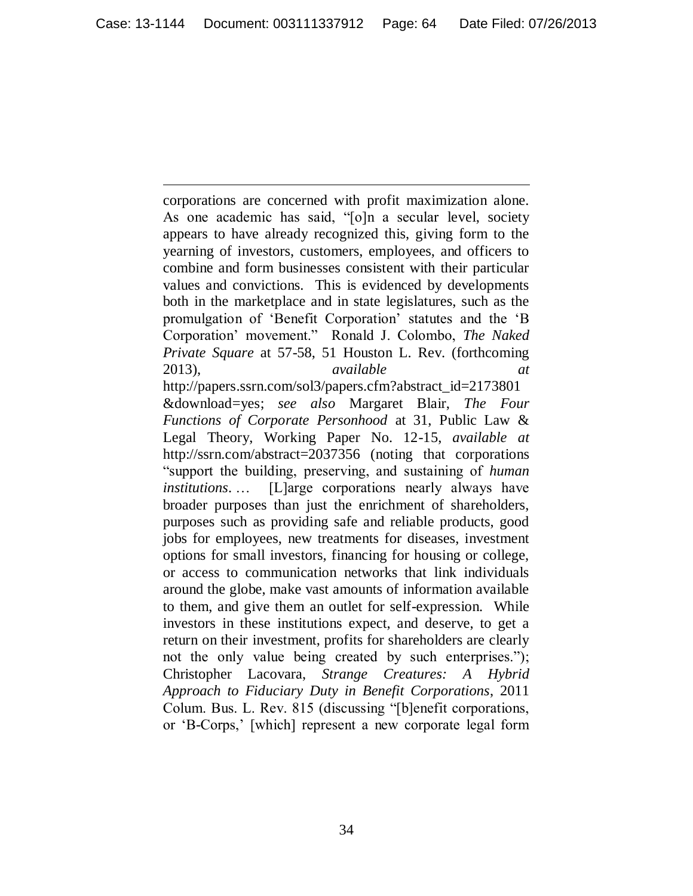corporations are concerned with profit maximization alone. As one academic has said, "[o]n a secular level, society appears to have already recognized this, giving form to the yearning of investors, customers, employees, and officers to combine and form businesses consistent with their particular values and convictions. This is evidenced by developments both in the marketplace and in state legislatures, such as the promulgation of 'Benefit Corporation' statutes and the 'B Corporation' movement." Ronald J. Colombo, *The Naked Private Square* at 57-58, 51 Houston L. Rev. (forthcoming 2013), *available at* http://papers.ssrn.com/sol3/papers.cfm?abstract_id=2173801 &download=yes; *see also* Margaret Blair, *The Four Functions of Corporate Personhood* at 31, Public Law & Legal Theory, Working Paper No. 12-15, *available at* http://ssrn.com/abstract=2037356 (noting that corporations "support the building, preserving, and sustaining of *human institutions*. … [L]arge corporations nearly always have broader purposes than just the enrichment of shareholders, purposes such as providing safe and reliable products, good jobs for employees, new treatments for diseases, investment options for small investors, financing for housing or college, or access to communication networks that link individuals around the globe, make vast amounts of information available to them, and give them an outlet for self-expression. While investors in these institutions expect, and deserve, to get a return on their investment, profits for shareholders are clearly not the only value being created by such enterprises."); Christopher Lacovara, *Strange Creatures: A Hybrid Approach to Fiduciary Duty in Benefit Corporations*, 2011 Colum. Bus. L. Rev. 815 (discussing "[b]enefit corporations, or 'B-Corps,' [which] represent a new corporate legal form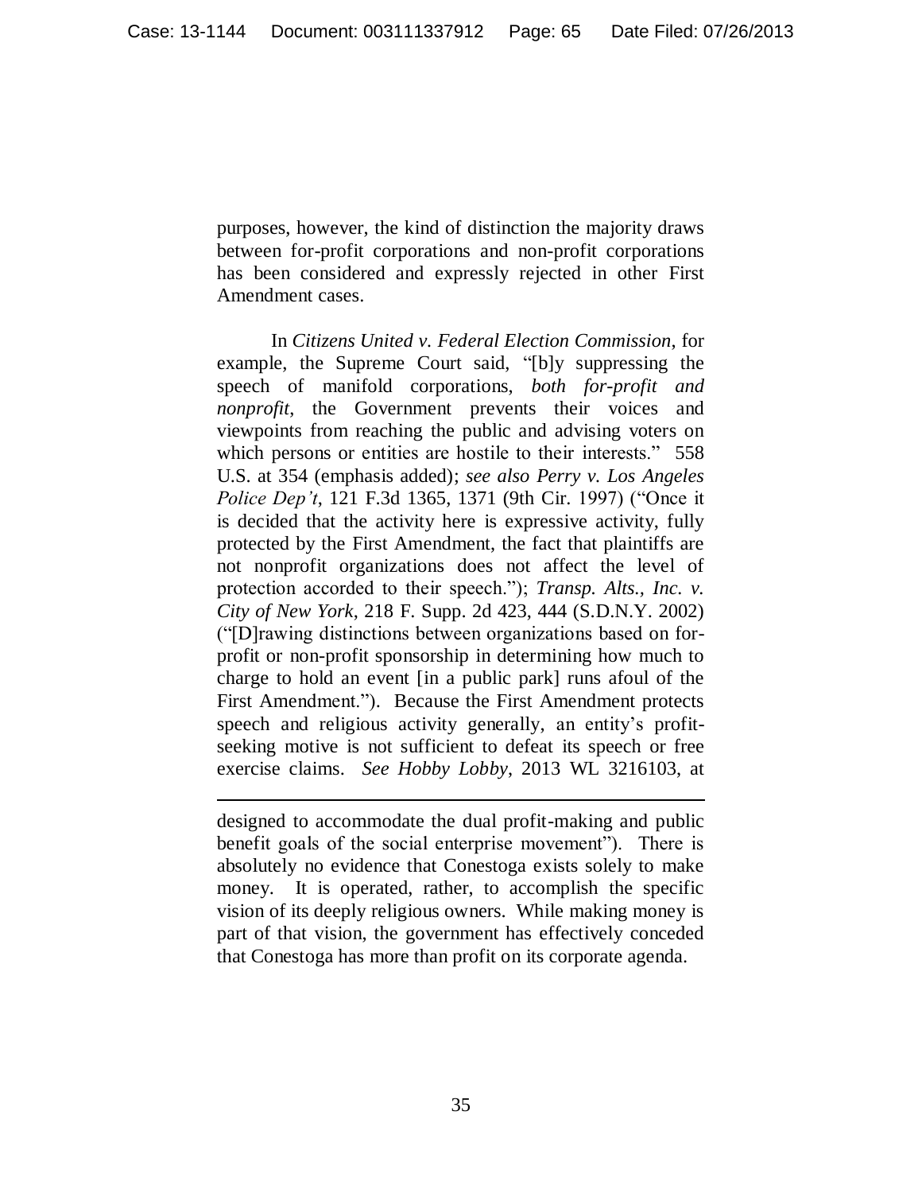purposes, however, the kind of distinction the majority draws between for-profit corporations and non-profit corporations has been considered and expressly rejected in other First Amendment cases.

In *Citizens United v. Federal Election Commission*, for example, the Supreme Court said, "[b]y suppressing the speech of manifold corporations, *both for-profit and nonprofit*, the Government prevents their voices and viewpoints from reaching the public and advising voters on which persons or entities are hostile to their interests." 558 U.S. at 354 (emphasis added); *see also Perry v. Los Angeles Police Dep't*, 121 F.3d 1365, 1371 (9th Cir. 1997) ("Once it is decided that the activity here is expressive activity, fully protected by the First Amendment, the fact that plaintiffs are not nonprofit organizations does not affect the level of protection accorded to their speech."); *Transp. Alts., Inc. v. City of New York*, 218 F. Supp. 2d 423, 444 (S.D.N.Y. 2002) ("[D]rawing distinctions between organizations based on for-profit or non-profit sponsorship in determining how much to charge to hold an event [in a public park] runs afoul of the First Amendment."). Because the First Amendment protects speech and religious activity generally, an entity's profit-seeking motive is not sufficient to defeat its speech or free exercise claims. *See Hobby Lobby*, 2013 WL 3216103, at

---

designed to accommodate the dual profit-making and public benefit goals of the social enterprise movement"). There is absolutely no evidence that Conestoga exists solely to make money. It is operated, rather, to accomplish the specific vision of its deeply religious owners. While making money is part of that vision, the government has effectively conceded that Conestoga has more than profit on its corporate agenda.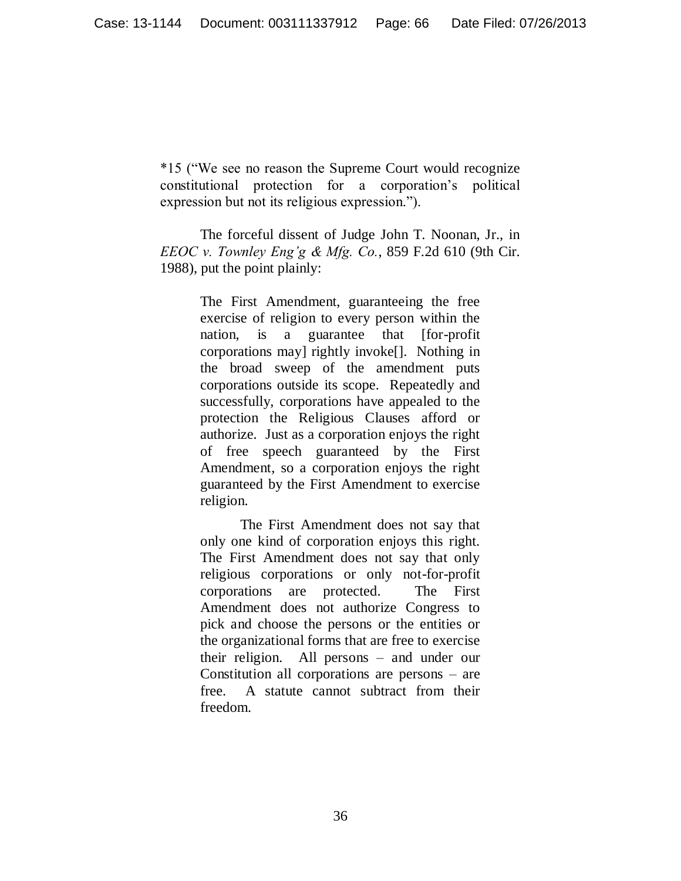*15 ("We see no reason the Supreme Court would recognize constitutional protection for a corporation's political expression but not its religious expression.").

The forceful dissent of Judge John T. Noonan, Jr., in *EEOC v. Townley Eng'g & Mfg. Co.*, 859 F.2d 610 (9th Cir. 1988), put the point plainly:

> The First Amendment, guaranteeing the free exercise of religion to every person within the nation, is a guarantee that [for-profit corporations may] rightly invoke[]. Nothing in the broad sweep of the amendment puts corporations outside its scope. Repeatedly and successfully, corporations have appealed to the protection the Religious Clauses afford or authorize. Just as a corporation enjoys the right of free speech guaranteed by the First Amendment, so a corporation enjoys the right guaranteed by the First Amendment to exercise religion.
>
> The First Amendment does not say that only one kind of corporation enjoys this right. The First Amendment does not say that only religious corporations or only not-for-profit corporations are protected. The First Amendment does not authorize Congress to pick and choose the persons or the entities or the organizational forms that are free to exercise their religion. All persons – and under our Constitution all corporations are persons – are free. A statute cannot subtract from their freedom.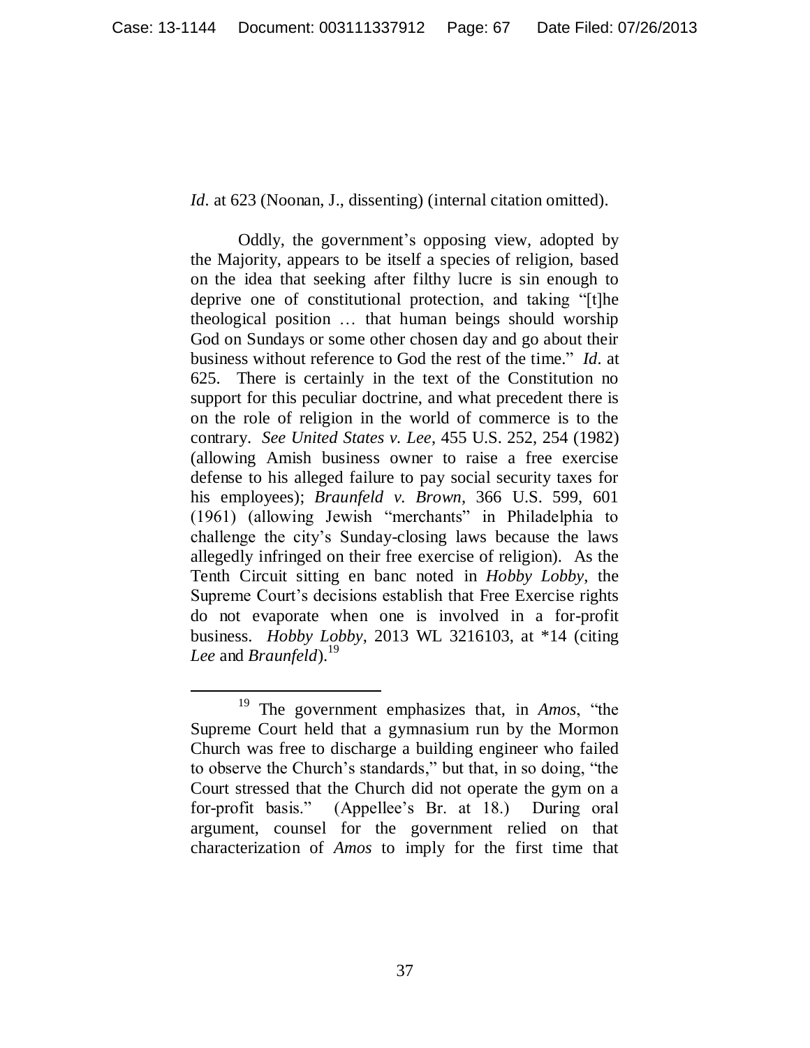*Id*. at 623 (Noonan, J., dissenting) (internal citation omitted).

Oddly, the government's opposing view, adopted by the Majority, appears to be itself a species of religion, based on the idea that seeking after filthy lucre is sin enough to deprive one of constitutional protection, and taking "[t]he theological position … that human beings should worship God on Sundays or some other chosen day and go about their business without reference to God the rest of the time." *Id*. at 625. There is certainly in the text of the Constitution no support for this peculiar doctrine, and what precedent there is on the role of religion in the world of commerce is to the contrary. *See United States v. Lee*, 455 U.S. 252, 254 (1982) (allowing Amish business owner to raise a free exercise defense to his alleged failure to pay social security taxes for his employees); *Braunfeld v. Brown*, 366 U.S. 599, 601 (1961) (allowing Jewish "merchants" in Philadelphia to challenge the city's Sunday-closing laws because the laws allegedly infringed on their free exercise of religion). As the Tenth Circuit sitting en banc noted in *Hobby Lobby*, the Supreme Court's decisions establish that Free Exercise rights do not evaporate when one is involved in a for-profit business. *Hobby Lobby*, 2013 WL 3216103, at *14 (citing *Lee* and *Braunfeld*).[19]

---

[19] The government emphasizes that, in *Amos*, "the Supreme Court held that a gymnasium run by the Mormon Church was free to discharge a building engineer who failed to observe the Church's standards," but that, in so doing, "the Court stressed that the Church did not operate the gym on a for-profit basis." (Appellee's Br. at 18.) During oral argument, counsel for the government relied on that characterization of *Amos* to imply for the first time that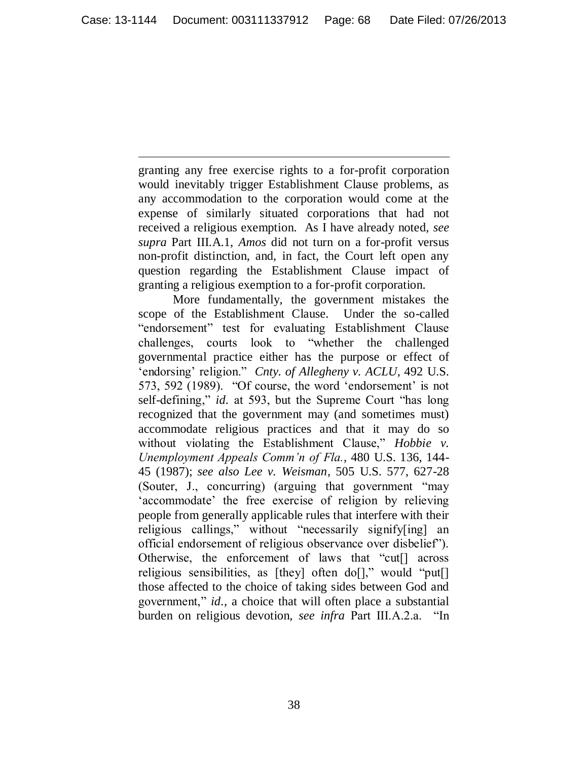granting any free exercise rights to a for-profit corporation would inevitably trigger Establishment Clause problems, as any accommodation to the corporation would come at the expense of similarly situated corporations that had not received a religious exemption. As I have already noted, *see supra* Part III.A.1, *Amos* did not turn on a for-profit versus non-profit distinction, and, in fact, the Court left open any question regarding the Establishment Clause impact of granting a religious exemption to a for-profit corporation.

More fundamentally, the government mistakes the scope of the Establishment Clause. Under the so-called "endorsement" test for evaluating Establishment Clause challenges, courts look to "whether the challenged governmental practice either has the purpose or effect of 'endorsing' religion." *Cnty. of Allegheny v. ACLU*, 492 U.S. 573, 592 (1989). "Of course, the word 'endorsement' is not self-defining," *id.* at 593, but the Supreme Court "has long recognized that the government may (and sometimes must) accommodate religious practices and that it may do so without violating the Establishment Clause," *Hobbie v. Unemployment Appeals Comm'n of Fla.*, 480 U.S. 136, 144-45 (1987); *see also Lee v. Weisman*, 505 U.S. 577, 627-28 (Souter, J., concurring) (arguing that government "may 'accommodate' the free exercise of religion by relieving people from generally applicable rules that interfere with their religious callings," without "necessarily signify[ing] an official endorsement of religious observance over disbelief"). Otherwise, the enforcement of laws that "cut[] across religious sensibilities, as [they] often do[]," would "put[] those affected to the choice of taking sides between God and government," *id.*, a choice that will often place a substantial burden on religious devotion, *see infra* Part III.A.2.a. "In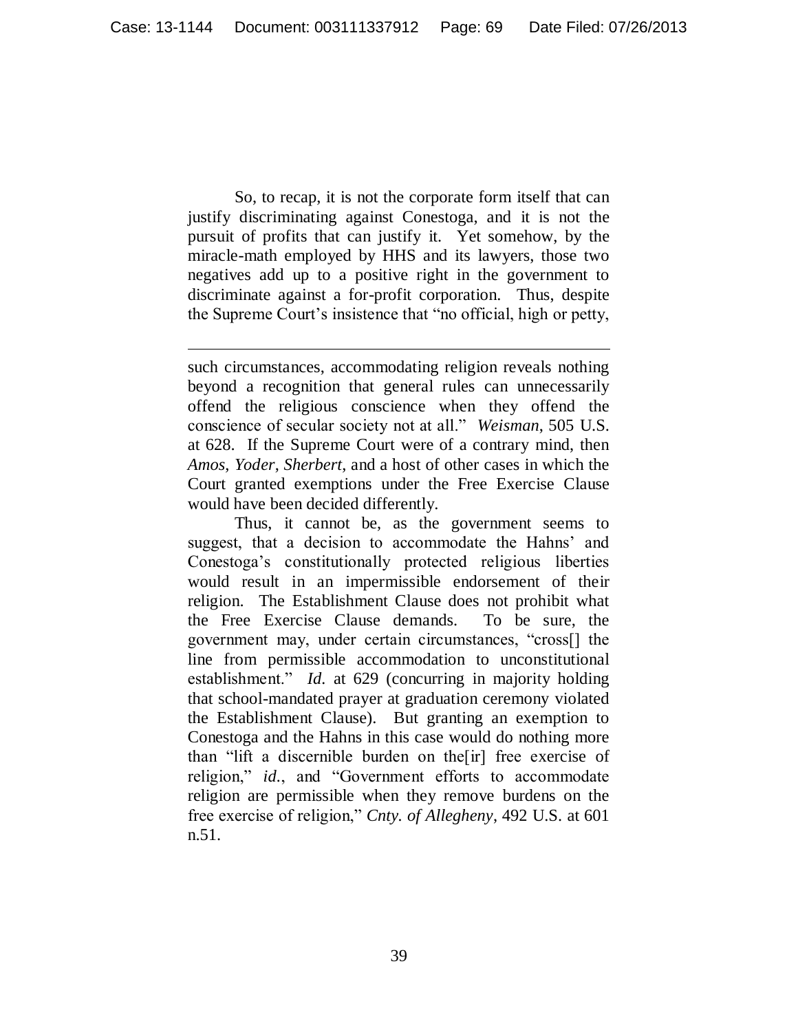So, to recap, it is not the corporate form itself that can justify discriminating against Conestoga, and it is not the pursuit of profits that can justify it. Yet somehow, by the miracle-math employed by HHS and its lawyers, those two negatives add up to a positive right in the government to discriminate against a for-profit corporation. Thus, despite the Supreme Court's insistence that "no official, high or petty,

---

such circumstances, accommodating religion reveals nothing beyond a recognition that general rules can unnecessarily offend the religious conscience when they offend the conscience of secular society not at all." *Weisman*, 505 U.S. at 628. If the Supreme Court were of a contrary mind, then *Amos*, *Yoder*, *Sherbert*, and a host of other cases in which the Court granted exemptions under the Free Exercise Clause would have been decided differently.

Thus, it cannot be, as the government seems to suggest, that a decision to accommodate the Hahns' and Conestoga's constitutionally protected religious liberties would result in an impermissible endorsement of their religion. The Establishment Clause does not prohibit what the Free Exercise Clause demands. To be sure, the government may, under certain circumstances, "cross[] the line from permissible accommodation to unconstitutional establishment." *Id.* at 629 (concurring in majority holding that school-mandated prayer at graduation ceremony violated the Establishment Clause). But granting an exemption to Conestoga and the Hahns in this case would do nothing more than "lift a discernible burden on the[ir] free exercise of religion," *id.*, and "Government efforts to accommodate religion are permissible when they remove burdens on the free exercise of religion," *Cnty. of Allegheny*, 492 U.S. at 601 n.51.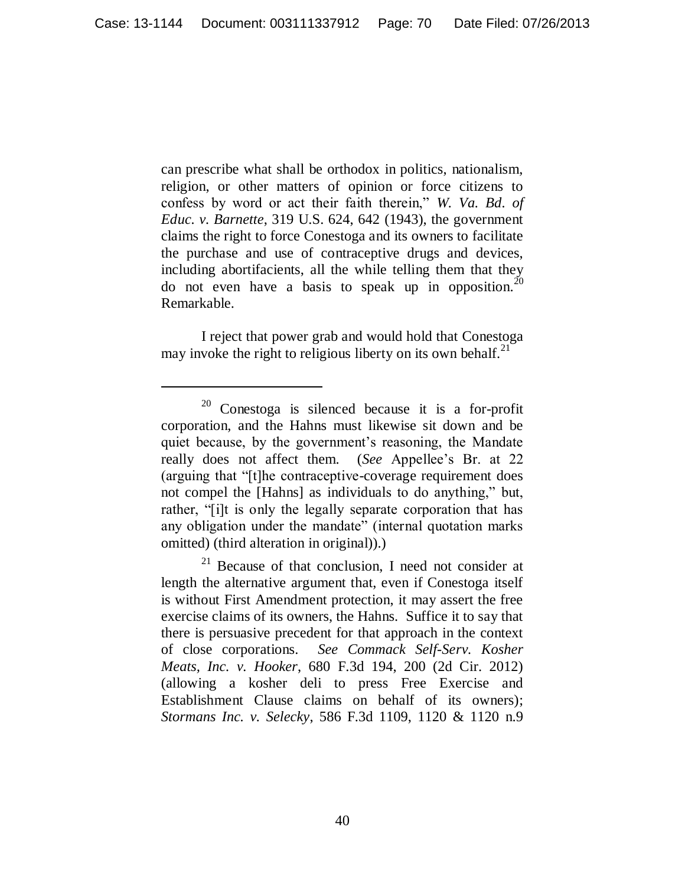can prescribe what shall be orthodox in politics, nationalism, religion, or other matters of opinion or force citizens to confess by word or act their faith therein," *W. Va. Bd. of Educ. v. Barnette*, 319 U.S. 624, 642 (1943), the government claims the right to force Conestoga and its owners to facilitate the purchase and use of contraceptive drugs and devices, including abortifacients, all the while telling them that they do not even have a basis to speak up in opposition.[20] Remarkable.

I reject that power grab and would hold that Conestoga may invoke the right to religious liberty on its own behalf.[21]

---

[20] Conestoga is silenced because it is a for-profit corporation, and the Hahns must likewise sit down and be quiet because, by the government's reasoning, the Mandate really does not affect them. (*See* Appellee's Br. at 22 (arguing that "[t]he contraceptive-coverage requirement does not compel the [Hahns] as individuals to do anything," but, rather, "[i]t is only the legally separate corporation that has any obligation under the mandate" (internal quotation marks omitted) (third alteration in original)).)

[21] Because of that conclusion, I need not consider at length the alternative argument that, even if Conestoga itself is without First Amendment protection, it may assert the free exercise claims of its owners, the Hahns. Suffice it to say that there is persuasive precedent for that approach in the context of close corporations. *See Commack Self-Serv. Kosher Meats, Inc. v. Hooker*, 680 F.3d 194, 200 (2d Cir. 2012) (allowing a kosher deli to press Free Exercise and Establishment Clause claims on behalf of its owners); *Stormans Inc. v. Selecky*, 586 F.3d 1109, 1120 & 1120 n.9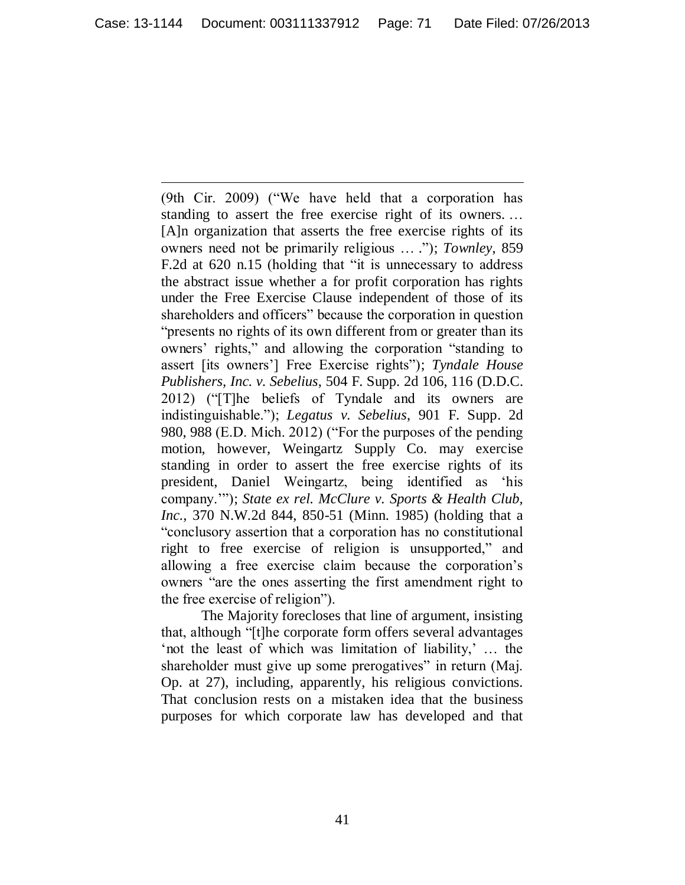(9th Cir. 2009) ("We have held that a corporation has standing to assert the free exercise right of its owners. … [A]n organization that asserts the free exercise rights of its owners need not be primarily religious … ."); *Townley*, 859 F.2d at 620 n.15 (holding that "it is unnecessary to address the abstract issue whether a for profit corporation has rights under the Free Exercise Clause independent of those of its shareholders and officers" because the corporation in question "presents no rights of its own different from or greater than its owners' rights," and allowing the corporation "standing to assert [its owners'] Free Exercise rights"); *Tyndale House Publishers, Inc. v. Sebelius*, 504 F. Supp. 2d 106, 116 (D.D.C. 2012) ("[T]he beliefs of Tyndale and its owners are indistinguishable."); *Legatus v. Sebelius*, 901 F. Supp. 2d 980, 988 (E.D. Mich. 2012) ("For the purposes of the pending motion, however, Weingartz Supply Co. may exercise standing in order to assert the free exercise rights of its president, Daniel Weingartz, being identified as 'his company.'"); *State ex rel. McClure v. Sports & Health Club, Inc.*, 370 N.W.2d 844, 850-51 (Minn. 1985) (holding that a "conclusory assertion that a corporation has no constitutional right to free exercise of religion is unsupported," and allowing a free exercise claim because the corporation's owners "are the ones asserting the first amendment right to the free exercise of religion").

The Majority forecloses that line of argument, insisting that, although "[t]he corporate form offers several advantages 'not the least of which was limitation of liability,' … the shareholder must give up some prerogatives" in return (Maj. Op. at 27), including, apparently, his religious convictions. That conclusion rests on a mistaken idea that the business purposes for which corporate law has developed and that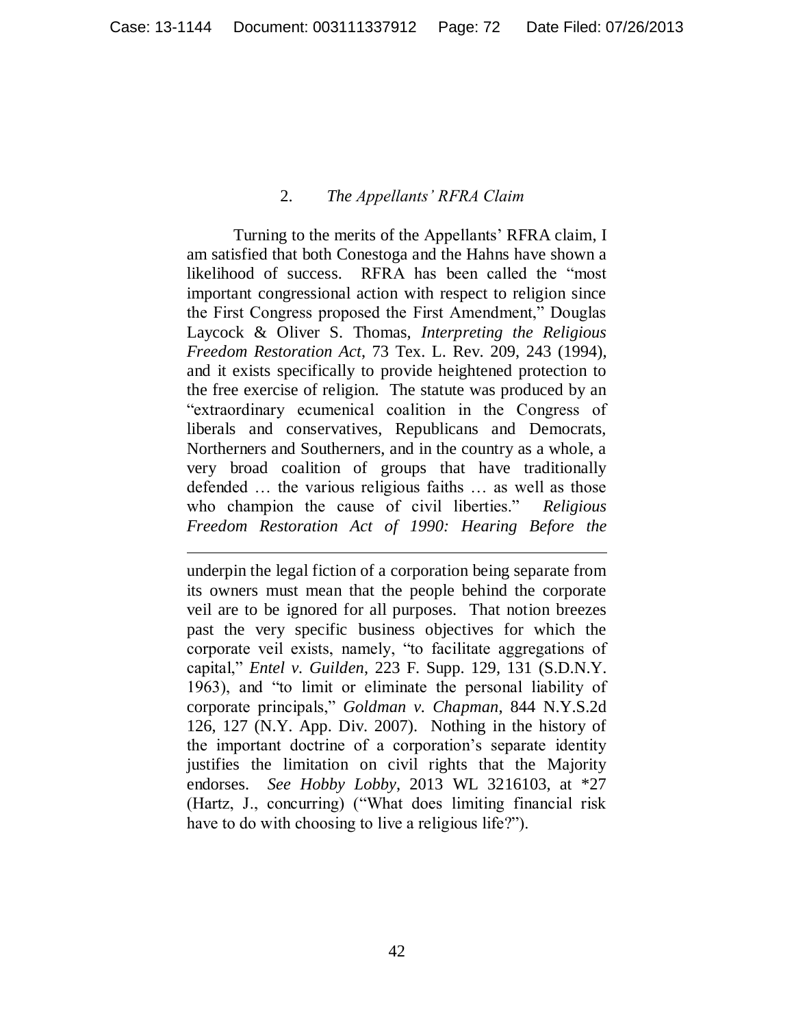### 2. *The Appellants' RFRA Claim*

Turning to the merits of the Appellants' RFRA claim, I am satisfied that both Conestoga and the Hahns have shown a likelihood of success. RFRA has been called the "most important congressional action with respect to religion since the First Congress proposed the First Amendment," Douglas Laycock & Oliver S. Thomas, *Interpreting the Religious Freedom Restoration Act*, 73 Tex. L. Rev. 209, 243 (1994), and it exists specifically to provide heightened protection to the free exercise of religion. The statute was produced by an "extraordinary ecumenical coalition in the Congress of liberals and conservatives, Republicans and Democrats, Northerners and Southerners, and in the country as a whole, a very broad coalition of groups that have traditionally defended … the various religious faiths … as well as those who champion the cause of civil liberties." *Religious Freedom Restoration Act of 1990: Hearing Before the*

---

underpin the legal fiction of a corporation being separate from its owners must mean that the people behind the corporate veil are to be ignored for all purposes. That notion breezes past the very specific business objectives for which the corporate veil exists, namely, "to facilitate aggregations of capital," *Entel v. Guilden*, 223 F. Supp. 129, 131 (S.D.N.Y. 1963), and "to limit or eliminate the personal liability of corporate principals," *Goldman v. Chapman*, 844 N.Y.S.2d 126, 127 (N.Y. App. Div. 2007). Nothing in the history of the important doctrine of a corporation's separate identity justifies the limitation on civil rights that the Majority endorses. *See Hobby Lobby*, 2013 WL 3216103, at *27 (Hartz, J., concurring) ("What does limiting financial risk have to do with choosing to live a religious life?").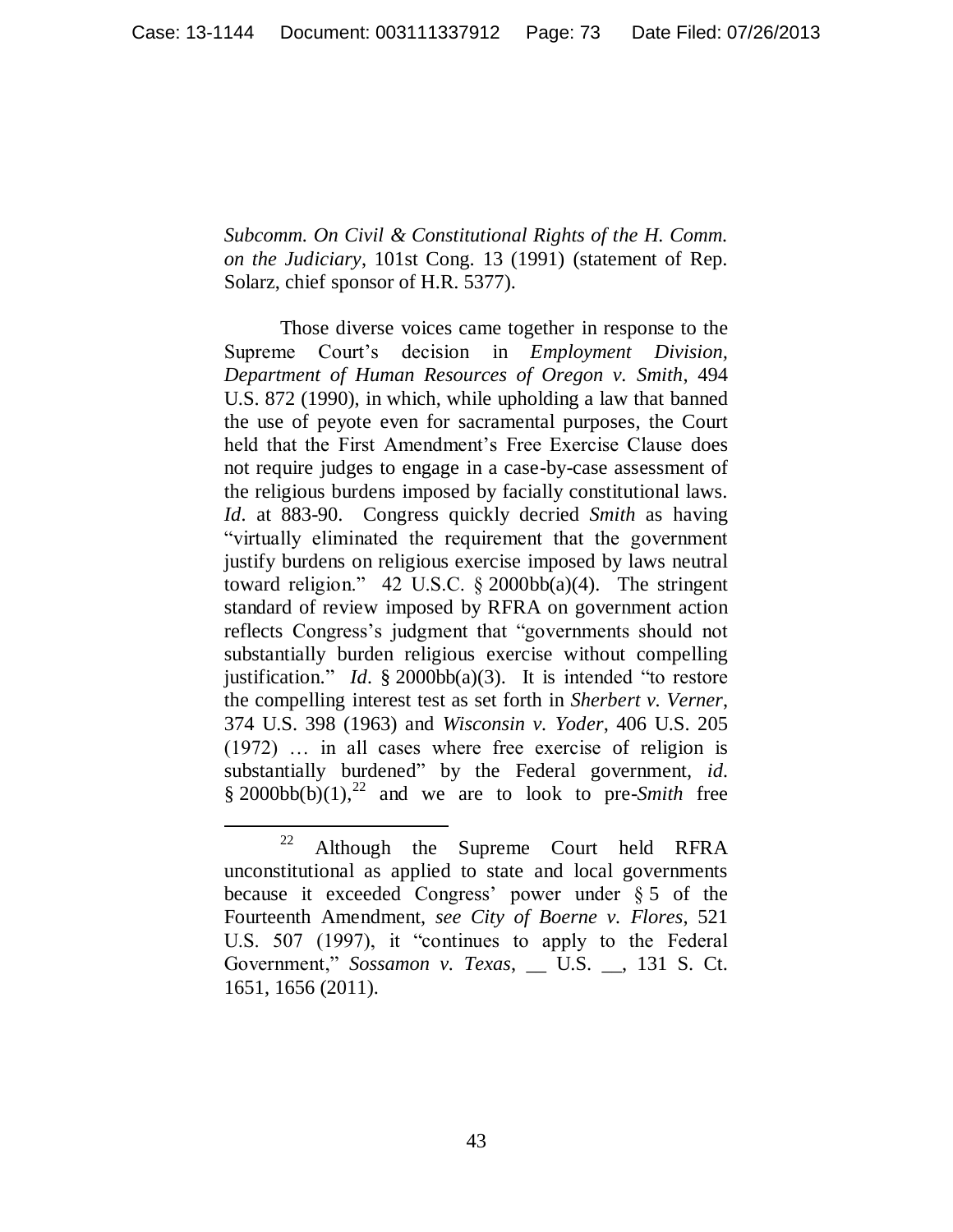*Subcomm. On Civil & Constitutional Rights of the H. Comm. on the Judiciary*, 101st Cong. 13 (1991) (statement of Rep. Solarz, chief sponsor of H.R. 5377).

Those diverse voices came together in response to the Supreme Court's decision in *Employment Division, Department of Human Resources of Oregon v. Smith*, 494 U.S. 872 (1990), in which, while upholding a law that banned the use of peyote even for sacramental purposes, the Court held that the First Amendment's Free Exercise Clause does not require judges to engage in a case-by-case assessment of the religious burdens imposed by facially constitutional laws. *Id*. at 883-90. Congress quickly decried *Smith* as having "virtually eliminated the requirement that the government justify burdens on religious exercise imposed by laws neutral toward religion." 42 U.S.C. § 2000bb(a)(4). The stringent standard of review imposed by RFRA on government action reflects Congress's judgment that "governments should not substantially burden religious exercise without compelling justification." *Id*. § 2000bb(a)(3). It is intended "to restore the compelling interest test as set forth in *Sherbert v. Verner*, 374 U.S. 398 (1963) and *Wisconsin v. Yoder*, 406 U.S. 205 (1972) … in all cases where free exercise of religion is substantially burdened" by the Federal government, *id*. § 2000bb(b)(1),[22] and we are to look to pre-*Smith* free

---

[22] Although the Supreme Court held RFRA unconstitutional as applied to state and local governments because it exceeded Congress' power under § 5 of the Fourteenth Amendment, *see City of Boerne v. Flores*, 521 U.S. 507 (1997), it "continues to apply to the Federal Government," *Sossamon v. Texas*, __ U.S. __, 131 S. Ct. 1651, 1656 (2011).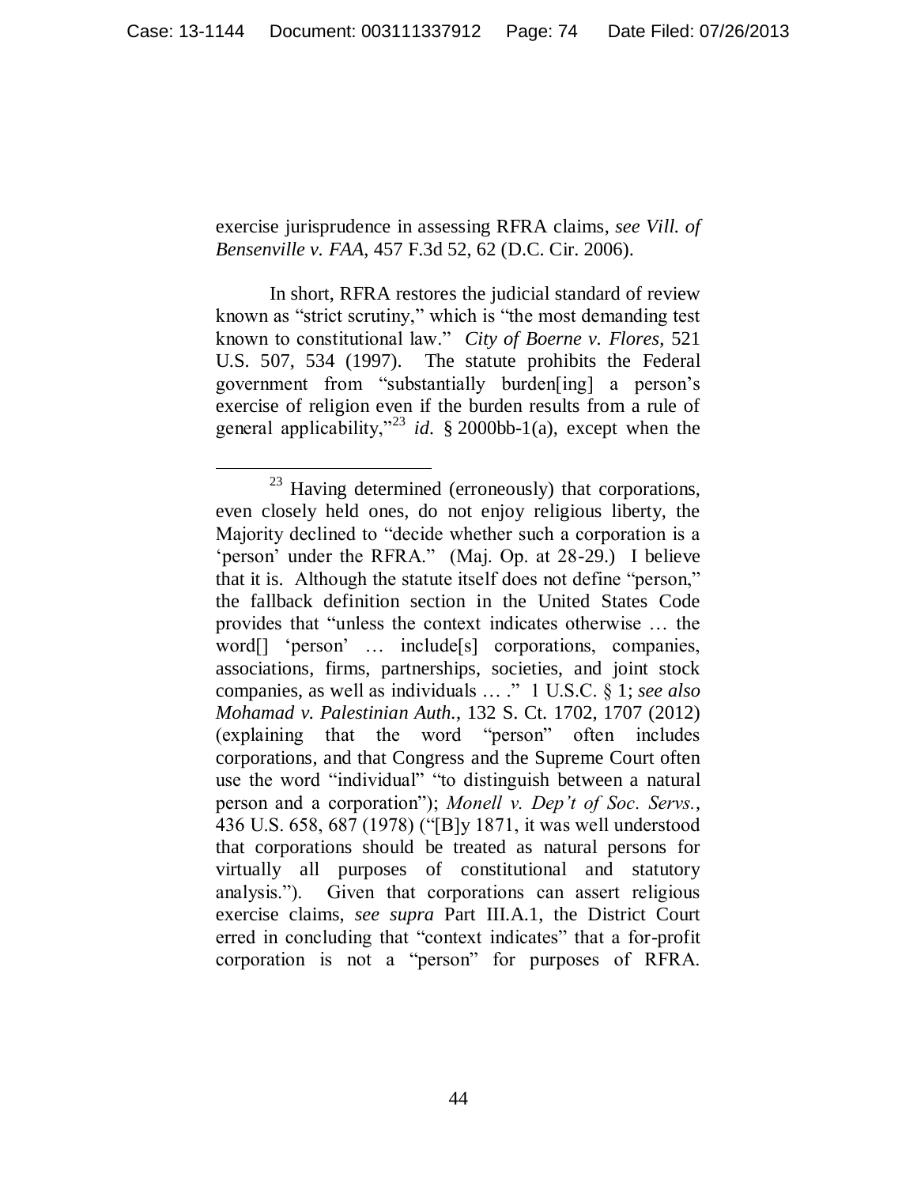exercise jurisprudence in assessing RFRA claims, *see Vill. of Bensenville v. FAA*, 457 F.3d 52, 62 (D.C. Cir. 2006).

In short, RFRA restores the judicial standard of review known as "strict scrutiny," which is "the most demanding test known to constitutional law." *City of Boerne v. Flores*, 521 U.S. 507, 534 (1997). The statute prohibits the Federal government from "substantially burden[ing] a person's exercise of religion even if the burden results from a rule of general applicability,"[23] *id.* § 2000bb-1(a), except when the

---

[23] Having determined (erroneously) that corporations, even closely held ones, do not enjoy religious liberty, the Majority declined to "decide whether such a corporation is a 'person' under the RFRA." (Maj. Op. at 28-29.) I believe that it is. Although the statute itself does not define "person," the fallback definition section in the United States Code provides that "unless the context indicates otherwise … the word[] 'person' … include[s] corporations, companies, associations, firms, partnerships, societies, and joint stock companies, as well as individuals … ." 1 U.S.C. § 1; *see also Mohamad v. Palestinian Auth.*, 132 S. Ct. 1702, 1707 (2012) (explaining that the word "person" often includes corporations, and that Congress and the Supreme Court often use the word "individual" "to distinguish between a natural person and a corporation"); *Monell v. Dep't of Soc. Servs.*, 436 U.S. 658, 687 (1978) ("[B]y 1871, it was well understood that corporations should be treated as natural persons for virtually all purposes of constitutional and statutory analysis."). Given that corporations can assert religious exercise claims, *see supra* Part III.A.1, the District Court erred in concluding that "context indicates" that a for-profit corporation is not a "person" for purposes of RFRA.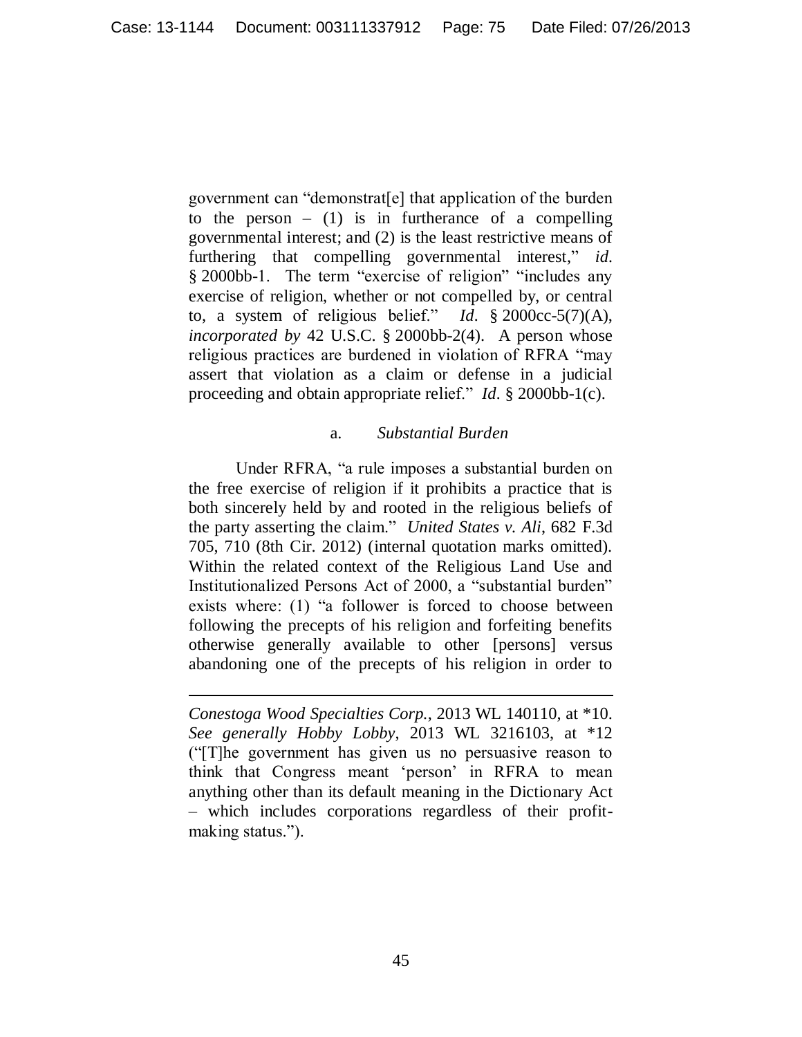government can "demonstrat[e] that application of the burden to the person – (1) is in furtherance of a compelling governmental interest; and (2) is the least restrictive means of furthering that compelling governmental interest," *id.* § 2000bb-1. The term "exercise of religion" "includes any exercise of religion, whether or not compelled by, or central to, a system of religious belief." *Id.* § 2000cc-5(7)(A), *incorporated by* 42 U.S.C. § 2000bb-2(4). A person whose religious practices are burdened in violation of RFRA "may assert that violation as a claim or defense in a judicial proceeding and obtain appropriate relief." *Id.* § 2000bb-1(c).

a. *Substantial Burden*

Under RFRA, "a rule imposes a substantial burden on the free exercise of religion if it prohibits a practice that is both sincerely held by and rooted in the religious beliefs of the party asserting the claim." *United States v. Ali*, 682 F.3d 705, 710 (8th Cir. 2012) (internal quotation marks omitted). Within the related context of the Religious Land Use and Institutionalized Persons Act of 2000, a "substantial burden" exists where: (1) "a follower is forced to choose between following the precepts of his religion and forfeiting benefits otherwise generally available to other [persons] versus abandoning one of the precepts of his religion in order to

---

*Conestoga Wood Specialties Corp.*, 2013 WL 140110, at *10. *See generally Hobby Lobby*, 2013 WL 3216103, at *12 ("[T]he government has given us no persuasive reason to think that Congress meant 'person' in RFRA to mean anything other than its default meaning in the Dictionary Act – which includes corporations regardless of their profit-making status.").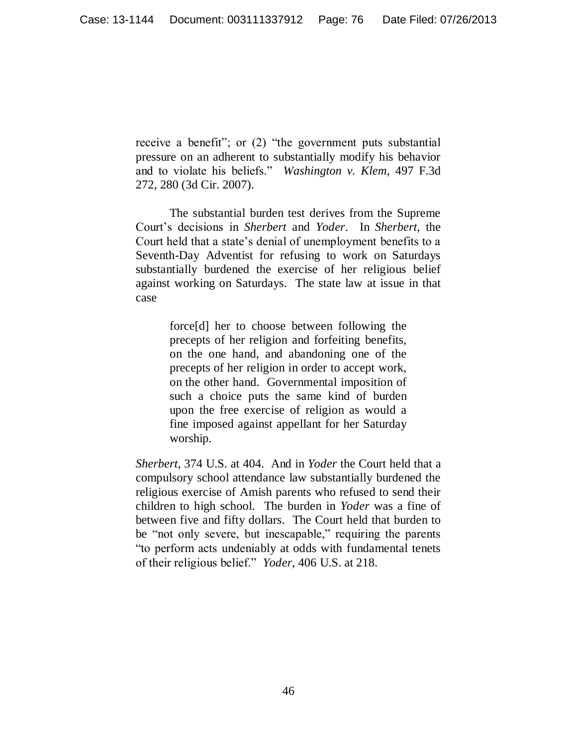receive a benefit"; or (2) "the government puts substantial pressure on an adherent to substantially modify his behavior and to violate his beliefs." *Washington v. Klem*, 497 F.3d 272, 280 (3d Cir. 2007).

The substantial burden test derives from the Supreme Court's decisions in *Sherbert* and *Yoder*. In *Sherbert*, the Court held that a state's denial of unemployment benefits to a Seventh-Day Adventist for refusing to work on Saturdays substantially burdened the exercise of her religious belief against working on Saturdays. The state law at issue in that case

> force[d] her to choose between following the precepts of her religion and forfeiting benefits, on the one hand, and abandoning one of the precepts of her religion in order to accept work, on the other hand. Governmental imposition of such a choice puts the same kind of burden upon the free exercise of religion as would a fine imposed against appellant for her Saturday worship.

*Sherbert*, 374 U.S. at 404. And in *Yoder* the Court held that a compulsory school attendance law substantially burdened the religious exercise of Amish parents who refused to send their children to high school. The burden in *Yoder* was a fine of between five and fifty dollars. The Court held that burden to be "not only severe, but inescapable," requiring the parents "to perform acts undeniably at odds with fundamental tenets of their religious belief." *Yoder*, 406 U.S. at 218.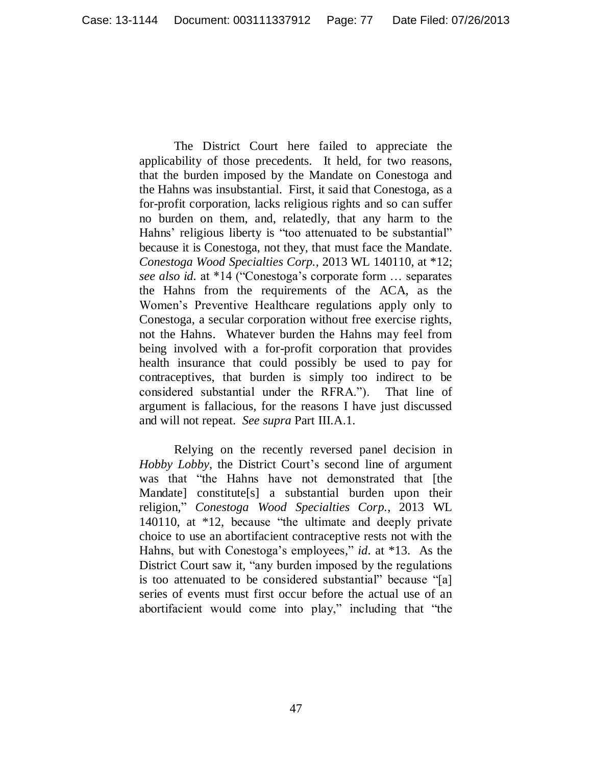The District Court here failed to appreciate the applicability of those precedents. It held, for two reasons, that the burden imposed by the Mandate on Conestoga and the Hahns was insubstantial. First, it said that Conestoga, as a for-profit corporation, lacks religious rights and so can suffer no burden on them, and, relatedly, that any harm to the Hahns' religious liberty is "too attenuated to be substantial" because it is Conestoga, not they, that must face the Mandate. *Conestoga Wood Specialties Corp.*, 2013 WL 140110, at *12; *see also id.* at *14 ("Conestoga's corporate form … separates the Hahns from the requirements of the ACA, as the Women's Preventive Healthcare regulations apply only to Conestoga, a secular corporation without free exercise rights, not the Hahns. Whatever burden the Hahns may feel from being involved with a for-profit corporation that provides health insurance that could possibly be used to pay for contraceptives, that burden is simply too indirect to be considered substantial under the RFRA."). That line of argument is fallacious, for the reasons I have just discussed and will not repeat. *See supra* Part III.A.1.

Relying on the recently reversed panel decision in *Hobby Lobby*, the District Court's second line of argument was that "the Hahns have not demonstrated that [the Mandate] constitute[s] a substantial burden upon their religion," *Conestoga Wood Specialties Corp.*, 2013 WL 140110, at *12, because "the ultimate and deeply private choice to use an abortifacient contraceptive rests not with the Hahns, but with Conestoga's employees," *id*. at *13. As the District Court saw it, "any burden imposed by the regulations is too attenuated to be considered substantial" because "[a] series of events must first occur before the actual use of an abortifacient would come into play," including that "the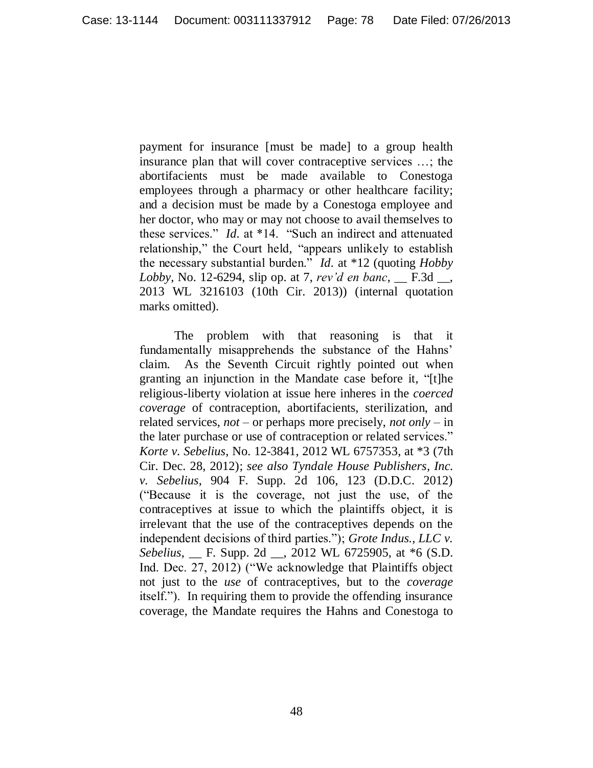payment for insurance [must be made] to a group health insurance plan that will cover contraceptive services …; the abortifacients must be made available to Conestoga employees through a pharmacy or other healthcare facility; and a decision must be made by a Conestoga employee and her doctor, who may or may not choose to avail themselves to these services." *Id.* at *14. "Such an indirect and attenuated relationship," the Court held, "appears unlikely to establish the necessary substantial burden." *Id.* at *12 (quoting *Hobby Lobby*, No. 12-6294, slip op. at 7, *rev'd en banc*, __ F.3d __, 2013 WL 3216103 (10th Cir. 2013)) (internal quotation marks omitted).

The problem with that reasoning is that it fundamentally misapprehends the substance of the Hahns' claim. As the Seventh Circuit rightly pointed out when granting an injunction in the Mandate case before it, "[t]he religious-liberty violation at issue here inheres in the *coerced coverage* of contraception, abortifacients, sterilization, and related services, *not* – or perhaps more precisely, *not only* – in the later purchase or use of contraception or related services." *Korte v. Sebelius*, No. 12-3841, 2012 WL 6757353, at *3 (7th Cir. Dec. 28, 2012); *see also Tyndale House Publishers, Inc. v. Sebelius*, 904 F. Supp. 2d 106, 123 (D.D.C. 2012) ("Because it is the coverage, not just the use, of the contraceptives at issue to which the plaintiffs object, it is irrelevant that the use of the contraceptives depends on the independent decisions of third parties."); *Grote Indus., LLC v. Sebelius*, __ F. Supp. 2d __, 2012 WL 6725905, at *6 (S.D. Ind. Dec. 27, 2012) ("We acknowledge that Plaintiffs object not just to the *use* of contraceptives, but to the *coverage* itself."). In requiring them to provide the offending insurance coverage, the Mandate requires the Hahns and Conestoga to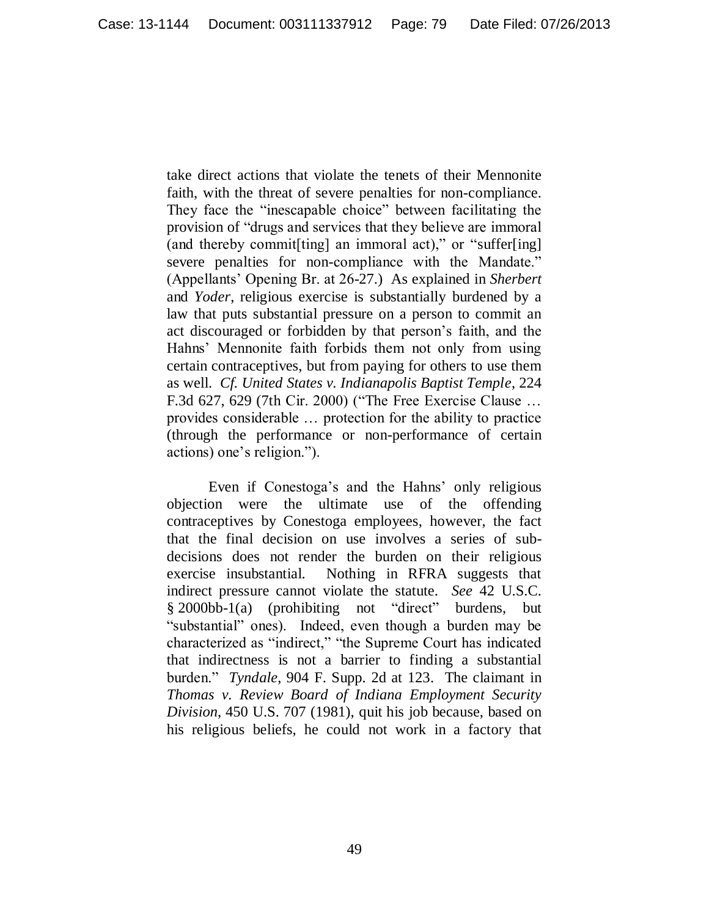take direct actions that violate the tenets of their Mennonite faith, with the threat of severe penalties for non-compliance. They face the "inescapable choice" between facilitating the provision of "drugs and services that they believe are immoral (and thereby commit[ting] an immoral act)," or "suffer[ing] severe penalties for non-compliance with the Mandate." (Appellants' Opening Br. at 26-27.) As explained in *Sherbert* and *Yoder*, religious exercise is substantially burdened by a law that puts substantial pressure on a person to commit an act discouraged or forbidden by that person's faith, and the Hahns' Mennonite faith forbids them not only from using certain contraceptives, but from paying for others to use them as well. *Cf. United States v. Indianapolis Baptist Temple*, 224 F.3d 627, 629 (7th Cir. 2000) ("The Free Exercise Clause … provides considerable … protection for the ability to practice (through the performance or non-performance of certain actions) one's religion.").

Even if Conestoga's and the Hahns' only religious objection were the ultimate use of the offending contraceptives by Conestoga employees, however, the fact that the final decision on use involves a series of sub-decisions does not render the burden on their religious exercise insubstantial. Nothing in RFRA suggests that indirect pressure cannot violate the statute. *See* 42 U.S.C. § 2000bb-1(a) (prohibiting not "direct" burdens, but "substantial" ones). Indeed, even though a burden may be characterized as "indirect," "the Supreme Court has indicated that indirectness is not a barrier to finding a substantial burden." *Tyndale*, 904 F. Supp. 2d at 123. The claimant in *Thomas v. Review Board of Indiana Employment Security Division*, 450 U.S. 707 (1981), quit his job because, based on his religious beliefs, he could not work in a factory that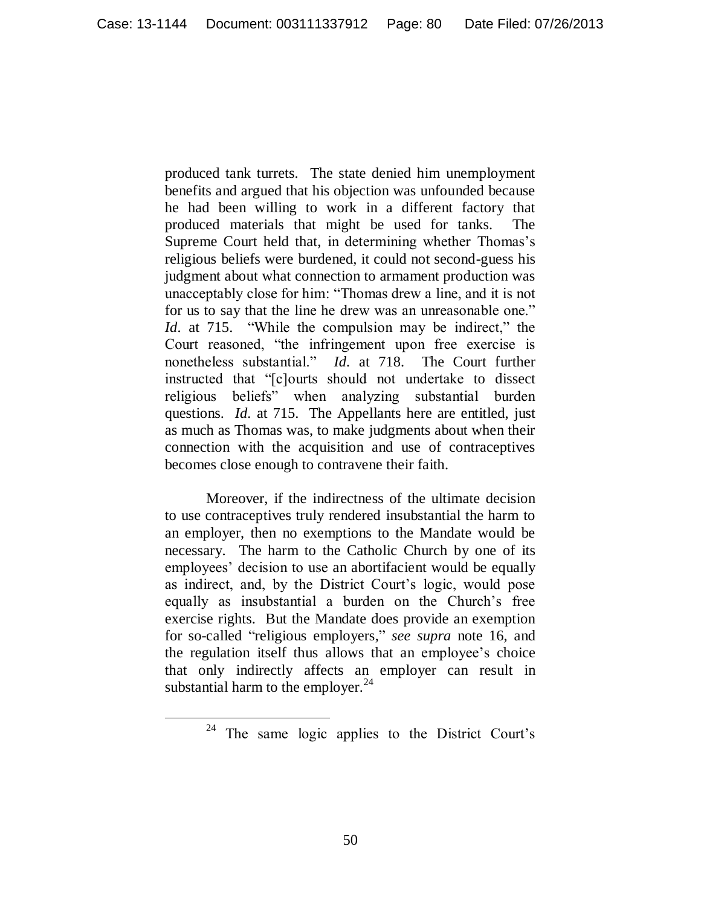produced tank turrets. The state denied him unemployment benefits and argued that his objection was unfounded because he had been willing to work in a different factory that produced materials that might be used for tanks. The Supreme Court held that, in determining whether Thomas's religious beliefs were burdened, it could not second-guess his judgment about what connection to armament production was unacceptably close for him: "Thomas drew a line, and it is not for us to say that the line he drew was an unreasonable one." *Id*. at 715. "While the compulsion may be indirect," the Court reasoned, "the infringement upon free exercise is nonetheless substantial." *Id*. at 718. The Court further instructed that "[c]ourts should not undertake to dissect religious beliefs" when analyzing substantial burden questions. *Id*. at 715. The Appellants here are entitled, just as much as Thomas was, to make judgments about when their connection with the acquisition and use of contraceptives becomes close enough to contravene their faith.

Moreover, if the indirectness of the ultimate decision to use contraceptives truly rendered insubstantial the harm to an employer, then no exemptions to the Mandate would be necessary. The harm to the Catholic Church by one of its employees' decision to use an abortifacient would be equally as indirect, and, by the District Court's logic, would pose equally as insubstantial a burden on the Church's free exercise rights. But the Mandate does provide an exemption for so-called "religious employers," *see supra* note 16, and the regulation itself thus allows that an employee's choice that only indirectly affects an employer can result in substantial harm to the employer.[24]

---

[24] The same logic applies to the District Court's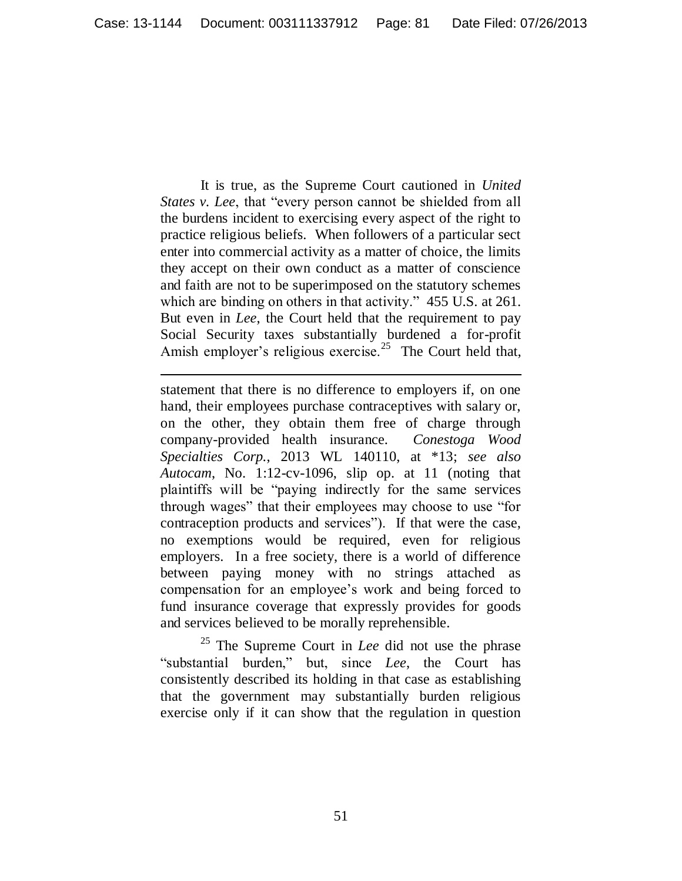It is true, as the Supreme Court cautioned in *United States v. Lee*, that "every person cannot be shielded from all the burdens incident to exercising every aspect of the right to practice religious beliefs. When followers of a particular sect enter into commercial activity as a matter of choice, the limits they accept on their own conduct as a matter of conscience and faith are not to be superimposed on the statutory schemes which are binding on others in that activity." 455 U.S. at 261. But even in *Lee*, the Court held that the requirement to pay Social Security taxes substantially burdened a for-profit Amish employer's religious exercise.[25] The Court held that,

---

statement that there is no difference to employers if, on one hand, their employees purchase contraceptives with salary or, on the other, they obtain them free of charge through company-provided health insurance. *Conestoga Wood Specialties Corp.*, 2013 WL 140110, at *13; *see also Autocam*, No. 1:12-cv-1096, slip op. at 11 (noting that plaintiffs will be "paying indirectly for the same services through wages" that their employees may choose to use "for contraception products and services"). If that were the case, no exemptions would be required, even for religious employers. In a free society, there is a world of difference between paying money with no strings attached as compensation for an employee's work and being forced to fund insurance coverage that expressly provides for goods and services believed to be morally reprehensible.

[25] The Supreme Court in *Lee* did not use the phrase "substantial burden," but, since *Lee*, the Court has consistently described its holding in that case as establishing that the government may substantially burden religious exercise only if it can show that the regulation in question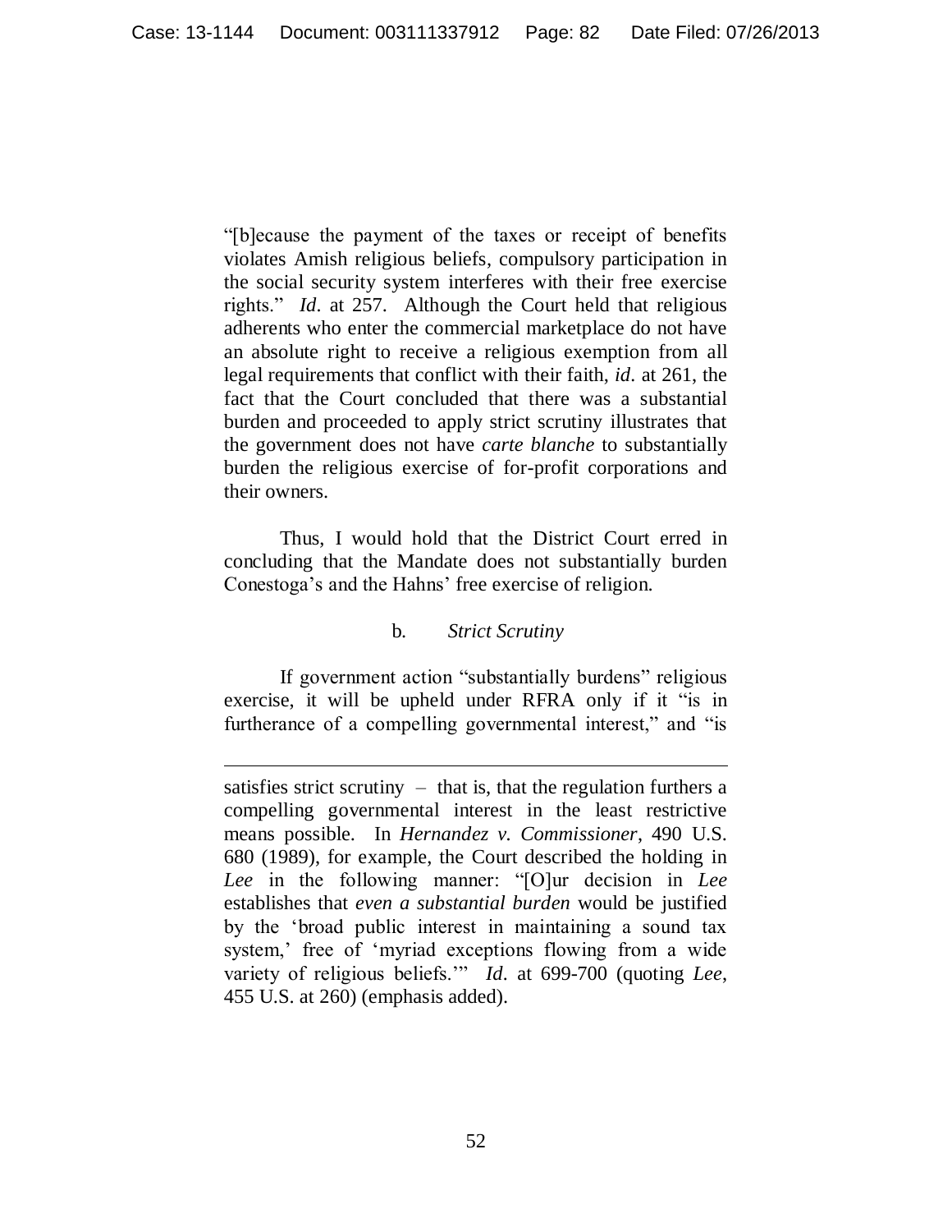"[b]ecause the payment of the taxes or receipt of benefits violates Amish religious beliefs, compulsory participation in the social security system interferes with their free exercise rights." *Id*. at 257. Although the Court held that religious adherents who enter the commercial marketplace do not have an absolute right to receive a religious exemption from all legal requirements that conflict with their faith, *id*. at 261, the fact that the Court concluded that there was a substantial burden and proceeded to apply strict scrutiny illustrates that the government does not have *carte blanche* to substantially burden the religious exercise of for-profit corporations and their owners.

Thus, I would hold that the District Court erred in concluding that the Mandate does not substantially burden Conestoga's and the Hahns' free exercise of religion.

b. *Strict Scrutiny*

If government action "substantially burdens" religious exercise, it will be upheld under RFRA only if it "is in furtherance of a compelling governmental interest," and "is

---

satisfies strict scrutiny – that is, that the regulation furthers a compelling governmental interest in the least restrictive means possible. In *Hernandez v. Commissioner*, 490 U.S. 680 (1989), for example, the Court described the holding in *Lee* in the following manner: "[O]ur decision in *Lee* establishes that *even a substantial burden* would be justified by the 'broad public interest in maintaining a sound tax system,' free of 'myriad exceptions flowing from a wide variety of religious beliefs.'" *Id*. at 699-700 (quoting *Lee*, 455 U.S. at 260) (emphasis added).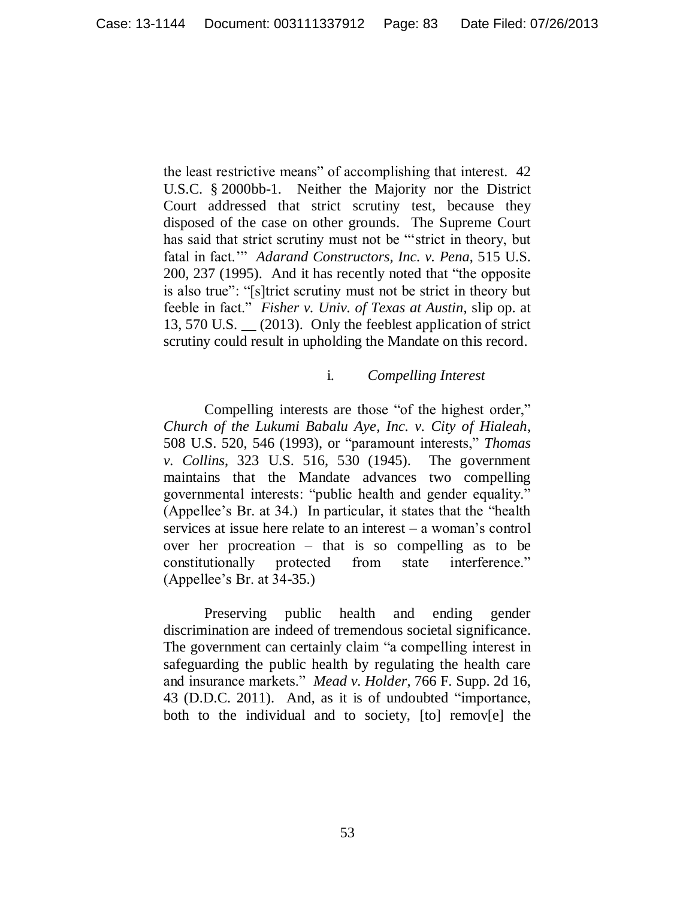the least restrictive means" of accomplishing that interest. 42 U.S.C. § 2000bb-1. Neither the Majority nor the District Court addressed that strict scrutiny test, because they disposed of the case on other grounds. The Supreme Court has said that strict scrutiny must not be "'strict in theory, but fatal in fact.'" *Adarand Constructors, Inc. v. Pena*, 515 U.S. 200, 237 (1995). And it has recently noted that "the opposite is also true": "[s]trict scrutiny must not be strict in theory but feeble in fact." *Fisher v. Univ. of Texas at Austin*, slip op. at 13, 570 U.S. __ (2013). Only the feeblest application of strict scrutiny could result in upholding the Mandate on this record.

i. *Compelling Interest*

Compelling interests are those "of the highest order," *Church of the Lukumi Babalu Aye, Inc. v. City of Hialeah*, 508 U.S. 520, 546 (1993), or "paramount interests," *Thomas v. Collins*, 323 U.S. 516, 530 (1945). The government maintains that the Mandate advances two compelling governmental interests: "public health and gender equality." (Appellee's Br. at 34.) In particular, it states that the "health services at issue here relate to an interest – a woman's control over her procreation – that is so compelling as to be constitutionally protected from state interference." (Appellee's Br. at 34-35.)

Preserving public health and ending gender discrimination are indeed of tremendous societal significance. The government can certainly claim "a compelling interest in safeguarding the public health by regulating the health care and insurance markets." *Mead v. Holder*, 766 F. Supp. 2d 16, 43 (D.D.C. 2011). And, as it is of undoubted "importance, both to the individual and to society, [to] remov[e] the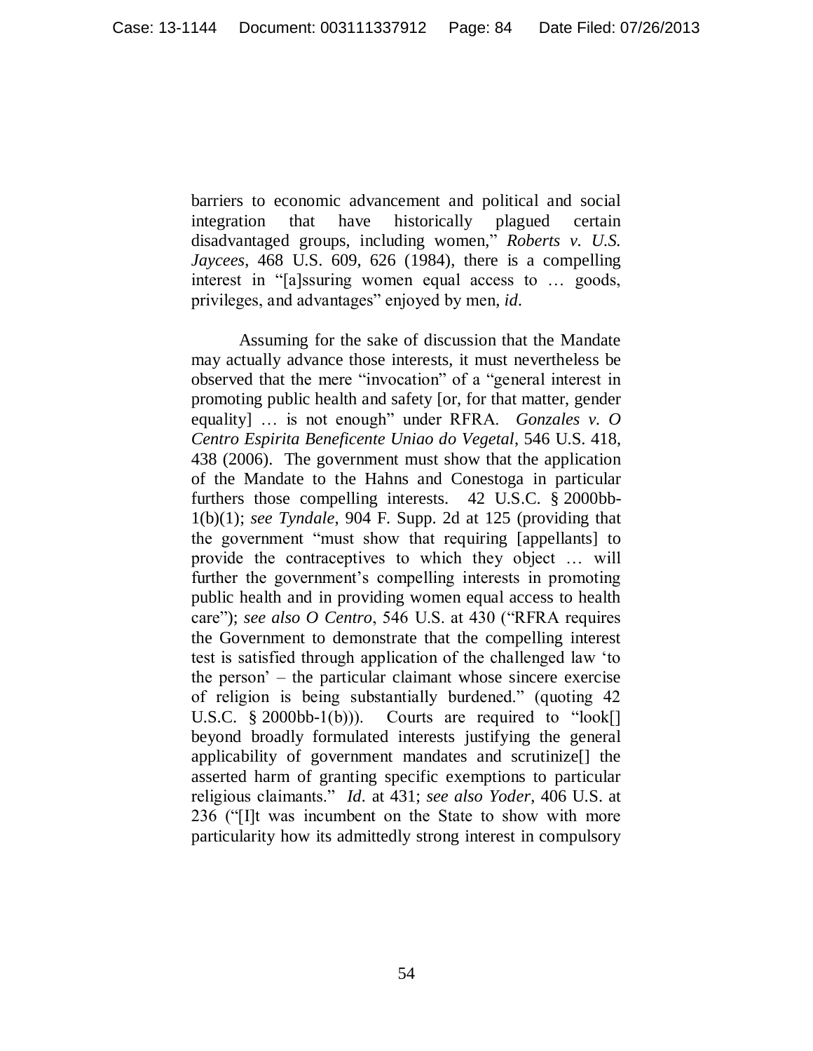barriers to economic advancement and political and social integration that have historically plagued certain disadvantaged groups, including women," *Roberts v. U.S. Jaycees*, 468 U.S. 609, 626 (1984), there is a compelling interest in "[a]ssuring women equal access to … goods, privileges, and advantages" enjoyed by men, *id*.

Assuming for the sake of discussion that the Mandate may actually advance those interests, it must nevertheless be observed that the mere "invocation" of a "general interest in promoting public health and safety [or, for that matter, gender equality] … is not enough" under RFRA. *Gonzales v. O Centro Espirita Beneficente Uniao do Vegetal*, 546 U.S. 418, 438 (2006). The government must show that the application of the Mandate to the Hahns and Conestoga in particular furthers those compelling interests. 42 U.S.C. § 2000bb-1(b)(1); *see Tyndale*, 904 F. Supp. 2d at 125 (providing that the government "must show that requiring [appellants] to provide the contraceptives to which they object … will further the government's compelling interests in promoting public health and in providing women equal access to health care"); *see also O Centro*, 546 U.S. at 430 ("RFRA requires the Government to demonstrate that the compelling interest test is satisfied through application of the challenged law 'to the person' – the particular claimant whose sincere exercise of religion is being substantially burdened." (quoting 42 U.S.C. § 2000bb-1(b))). Courts are required to "look[] beyond broadly formulated interests justifying the general applicability of government mandates and scrutinize[] the asserted harm of granting specific exemptions to particular religious claimants." *Id.* at 431; *see also Yoder*, 406 U.S. at 236 ("[I]t was incumbent on the State to show with more particularity how its admittedly strong interest in compulsory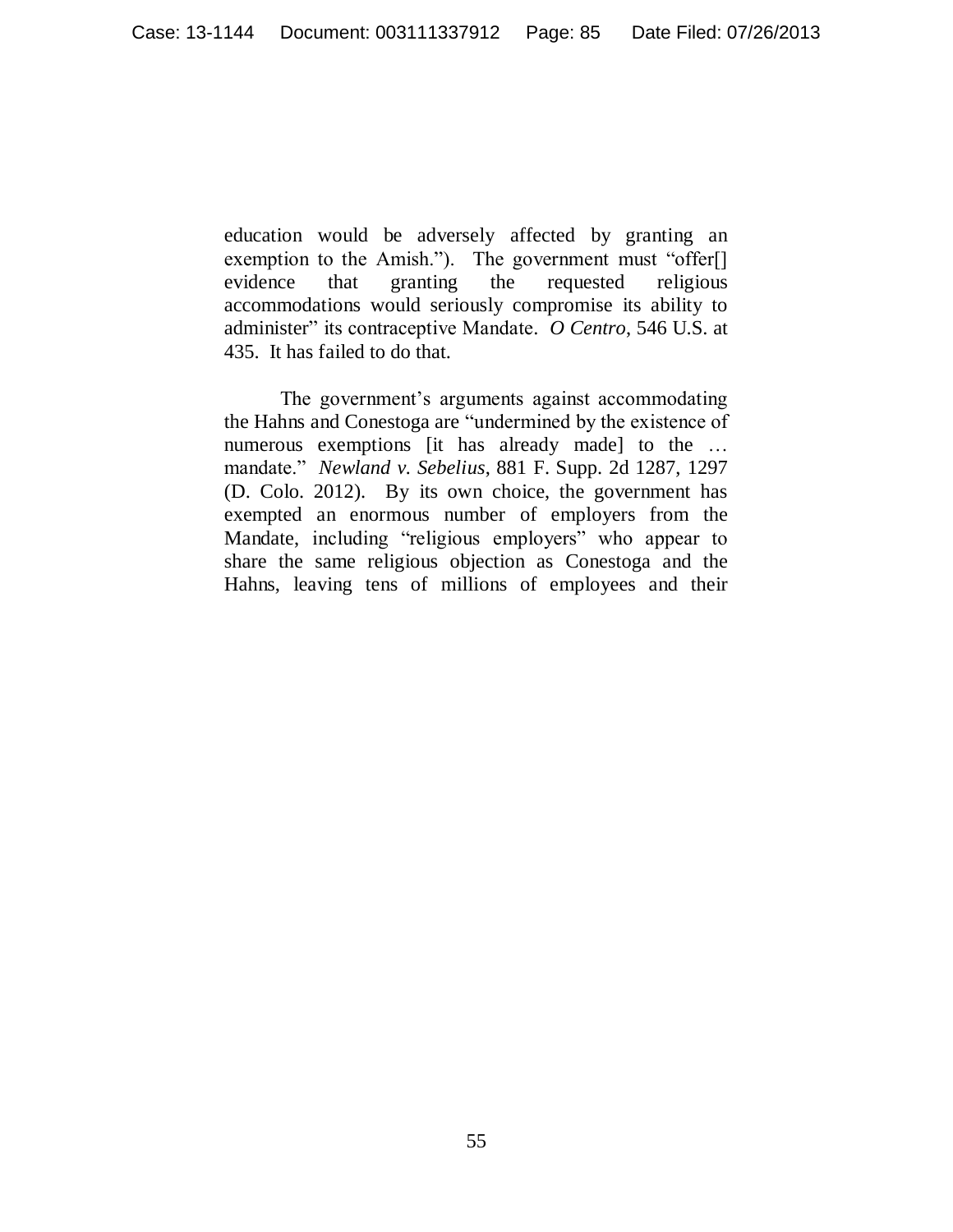education would be adversely affected by granting an exemption to the Amish."). The government must "offer[] evidence that granting the requested religious accommodations would seriously compromise its ability to administer" its contraceptive Mandate. *O Centro*, 546 U.S. at 435. It has failed to do that.

The government's arguments against accommodating the Hahns and Conestoga are "undermined by the existence of numerous exemptions [it has already made] to the … mandate." *Newland v. Sebelius*, 881 F. Supp. 2d 1287, 1297 (D. Colo. 2012). By its own choice, the government has exempted an enormous number of employers from the Mandate, including "religious employers" who appear to share the same religious objection as Conestoga and the Hahns, leaving tens of millions of employees and their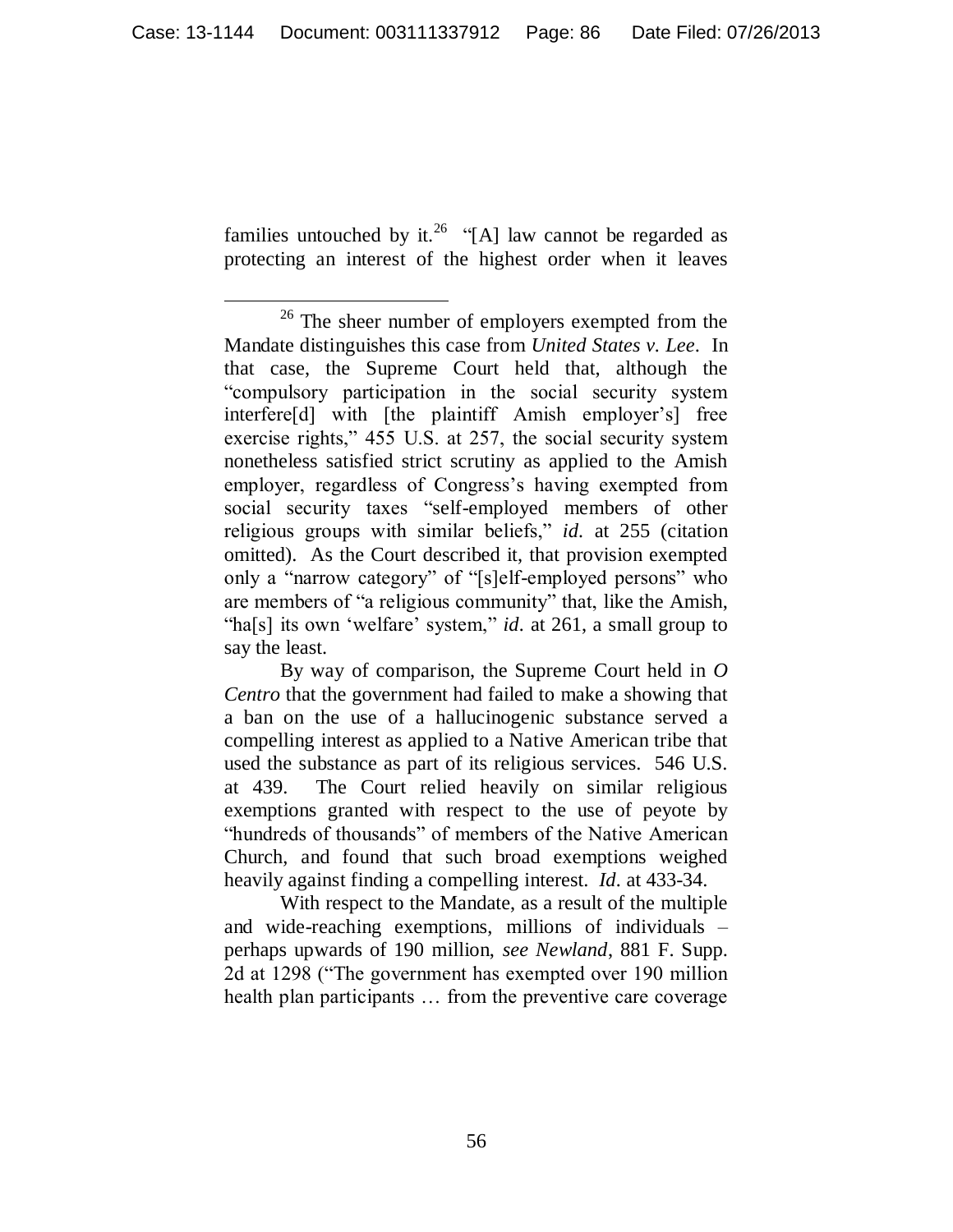families untouched by it.[26] "[A] law cannot be regarded as protecting an interest of the highest order when it leaves

[26] The sheer number of employers exempted from the Mandate distinguishes this case from *United States v. Lee*. In that case, the Supreme Court held that, although the "compulsory participation in the social security system interfere[d] with [the plaintiff Amish employer's] free exercise rights," 455 U.S. at 257, the social security system nonetheless satisfied strict scrutiny as applied to the Amish employer, regardless of Congress's having exempted from social security taxes "self-employed members of other religious groups with similar beliefs," *id*. at 255 (citation omitted). As the Court described it, that provision exempted only a "narrow category" of "[s]elf-employed persons" who are members of "a religious community" that, like the Amish, "ha[s] its own 'welfare' system," *id*. at 261, a small group to say the least.

By way of comparison, the Supreme Court held in *O Centro* that the government had failed to make a showing that a ban on the use of a hallucinogenic substance served a compelling interest as applied to a Native American tribe that used the substance as part of its religious services. 546 U.S. at 439. The Court relied heavily on similar religious exemptions granted with respect to the use of peyote by "hundreds of thousands" of members of the Native American Church, and found that such broad exemptions weighed heavily against finding a compelling interest. *Id*. at 433-34.

With respect to the Mandate, as a result of the multiple and wide-reaching exemptions, millions of individuals – perhaps upwards of 190 million, *see Newland*, 881 F. Supp. 2d at 1298 ("The government has exempted over 190 million health plan participants … from the preventive care coverage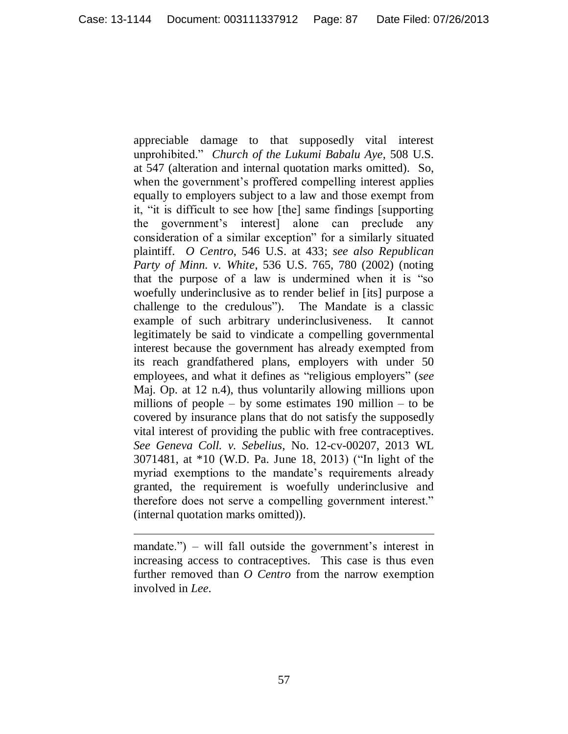appreciable damage to that supposedly vital interest unprohibited." *Church of the Lukumi Babalu Aye*, 508 U.S. at 547 (alteration and internal quotation marks omitted). So, when the government's proffered compelling interest applies equally to employers subject to a law and those exempt from it, "it is difficult to see how [the] same findings [supporting the government's interest] alone can preclude any consideration of a similar exception" for a similarly situated plaintiff. *O Centro*, 546 U.S. at 433; *see also Republican Party of Minn. v. White*, 536 U.S. 765, 780 (2002) (noting that the purpose of a law is undermined when it is "so woefully underinclusive as to render belief in [its] purpose a challenge to the credulous"). The Mandate is a classic example of such arbitrary underinclusiveness. It cannot legitimately be said to vindicate a compelling governmental interest because the government has already exempted from its reach grandfathered plans, employers with under 50 employees, and what it defines as "religious employers" (*see* Maj. Op. at 12 n.4), thus voluntarily allowing millions upon millions of people – by some estimates 190 million – to be covered by insurance plans that do not satisfy the supposedly vital interest of providing the public with free contraceptives. *See Geneva Coll. v. Sebelius*, No. 12-cv-00207, 2013 WL 3071481, at *10 (W.D. Pa. June 18, 2013) ("In light of the myriad exemptions to the mandate's requirements already granted, the requirement is woefully underinclusive and therefore does not serve a compelling government interest." (internal quotation marks omitted)).

---

mandate.") – will fall outside the government's interest in increasing access to contraceptives. This case is thus even further removed than *O Centro* from the narrow exemption involved in *Lee*.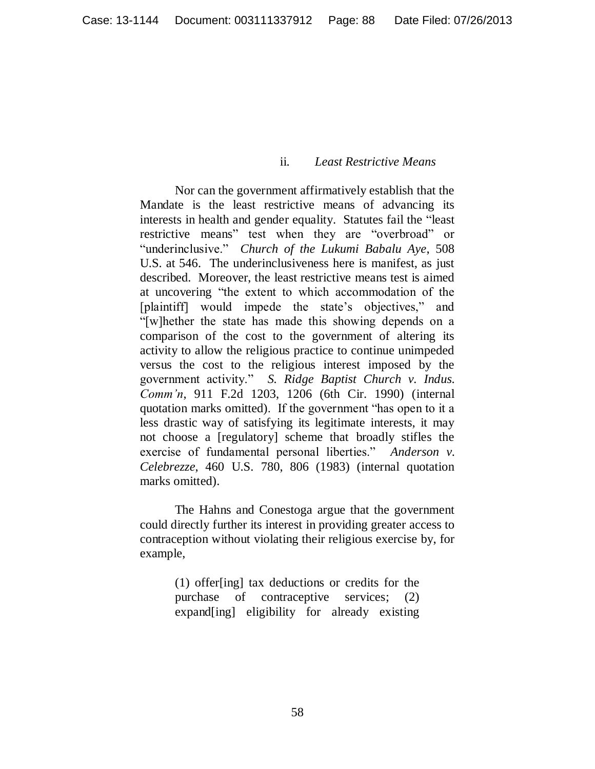### ii. *Least Restrictive Means*

Nor can the government affirmatively establish that the Mandate is the least restrictive means of advancing its interests in health and gender equality. Statutes fail the "least restrictive means" test when they are "overbroad" or "underinclusive." *Church of the Lukumi Babalu Aye*, 508 U.S. at 546. The underinclusiveness here is manifest, as just described. Moreover, the least restrictive means test is aimed at uncovering "the extent to which accommodation of the [plaintiff] would impede the state's objectives," and "[w]hether the state has made this showing depends on a comparison of the cost to the government of altering its activity to allow the religious practice to continue unimpeded versus the cost to the religious interest imposed by the government activity." *S. Ridge Baptist Church v. Indus. Comm'n*, 911 F.2d 1203, 1206 (6th Cir. 1990) (internal quotation marks omitted). If the government "has open to it a less drastic way of satisfying its legitimate interests, it may not choose a [regulatory] scheme that broadly stifles the exercise of fundamental personal liberties." *Anderson v. Celebrezze*, 460 U.S. 780, 806 (1983) (internal quotation marks omitted).

The Hahns and Conestoga argue that the government could directly further its interest in providing greater access to contraception without violating their religious exercise by, for example,

> (1) offer[ing] tax deductions or credits for the purchase of contraceptive services; (2) expand[ing] eligibility for already existing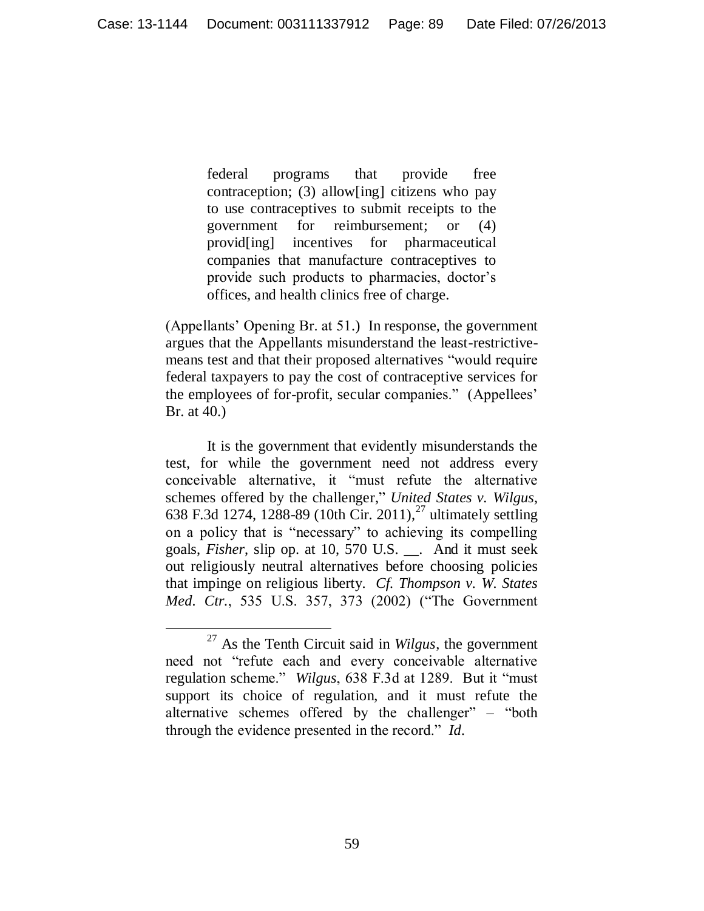> federal programs that provide free contraception; (3) allow[ing] citizens who pay to use contraceptives to submit receipts to the government for reimbursement; or (4) provid[ing] incentives for pharmaceutical companies that manufacture contraceptives to provide such products to pharmacies, doctor's offices, and health clinics free of charge.

(Appellants' Opening Br. at 51.) In response, the government argues that the Appellants misunderstand the least-restrictive-means test and that their proposed alternatives "would require federal taxpayers to pay the cost of contraceptive services for the employees of for-profit, secular companies." (Appellees' Br. at 40.)

It is the government that evidently misunderstands the test, for while the government need not address every conceivable alternative, it "must refute the alternative schemes offered by the challenger," *United States v. Wilgus*, 638 F.3d 1274, 1288-89 (10th Cir. 2011),[27] ultimately settling on a policy that is "necessary" to achieving its compelling goals, *Fisher*, slip op. at 10, 570 U.S. \_\_. And it must seek out religiously neutral alternatives before choosing policies that impinge on religious liberty. *Cf. Thompson v. W. States Med. Ctr.*, 535 U.S. 357, 373 (2002) ("The Government

[27] As the Tenth Circuit said in *Wilgus*, the government need not "refute each and every conceivable alternative regulation scheme." *Wilgus*, 638 F.3d at 1289. But it "must support its choice of regulation, and it must refute the alternative schemes offered by the challenger" – "both through the evidence presented in the record." *Id.*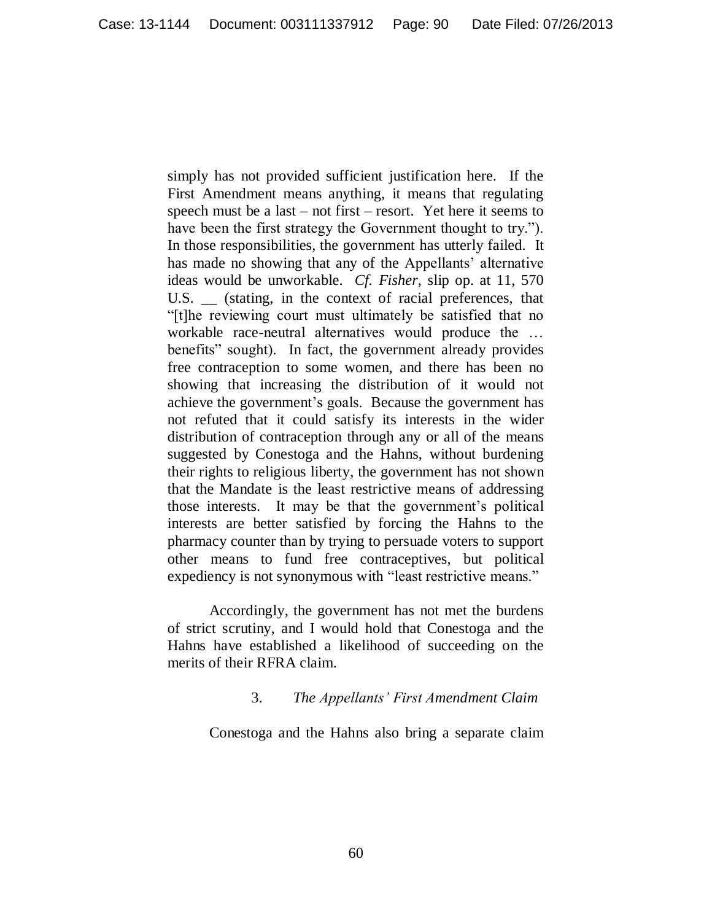simply has not provided sufficient justification here. If the First Amendment means anything, it means that regulating speech must be a last – not first – resort. Yet here it seems to have been the first strategy the Government thought to try."). In those responsibilities, the government has utterly failed. It has made no showing that any of the Appellants' alternative ideas would be unworkable. *Cf. Fisher*, slip op. at 11, 570 U.S. __ (stating, in the context of racial preferences, that "[t]he reviewing court must ultimately be satisfied that no workable race-neutral alternatives would produce the … benefits" sought). In fact, the government already provides free contraception to some women, and there has been no showing that increasing the distribution of it would not achieve the government's goals. Because the government has not refuted that it could satisfy its interests in the wider distribution of contraception through any or all of the means suggested by Conestoga and the Hahns, without burdening their rights to religious liberty, the government has not shown that the Mandate is the least restrictive means of addressing those interests. It may be that the government's political interests are better satisfied by forcing the Hahns to the pharmacy counter than by trying to persuade voters to support other means to fund free contraceptives, but political expediency is not synonymous with "least restrictive means."

Accordingly, the government has not met the burdens of strict scrutiny, and I would hold that Conestoga and the Hahns have established a likelihood of succeeding on the merits of their RFRA claim.

3. *The Appellants' First Amendment Claim*

Conestoga and the Hahns also bring a separate claim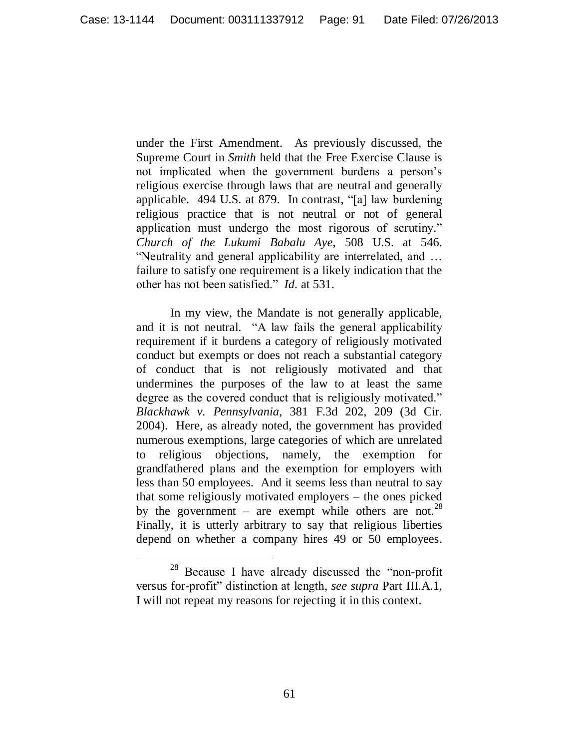under the First Amendment. As previously discussed, the Supreme Court in *Smith* held that the Free Exercise Clause is not implicated when the government burdens a person's religious exercise through laws that are neutral and generally applicable. 494 U.S. at 879. In contrast, "[a] law burdening religious practice that is not neutral or not of general application must undergo the most rigorous of scrutiny." *Church of the Lukumi Babalu Aye*, 508 U.S. at 546. "Neutrality and general applicability are interrelated, and … failure to satisfy one requirement is a likely indication that the other has not been satisfied." *Id.* at 531.

In my view, the Mandate is not generally applicable, and it is not neutral. "A law fails the general applicability requirement if it burdens a category of religiously motivated conduct but exempts or does not reach a substantial category of conduct that is not religiously motivated and that undermines the purposes of the law to at least the same degree as the covered conduct that is religiously motivated." *Blackhawk v. Pennsylvania*, 381 F.3d 202, 209 (3d Cir. 2004). Here, as already noted, the government has provided numerous exemptions, large categories of which are unrelated to religious objections, namely, the exemption for grandfathered plans and the exemption for employers with less than 50 employees. And it seems less than neutral to say that some religiously motivated employers – the ones picked by the government – are exempt while others are not.[28] Finally, it is utterly arbitrary to say that religious liberties depend on whether a company hires 49 or 50 employees.

[28] Because I have already discussed the "non-profit versus for-profit" distinction at length, *see supra* Part III.A.1, I will not repeat my reasons for rejecting it in this context.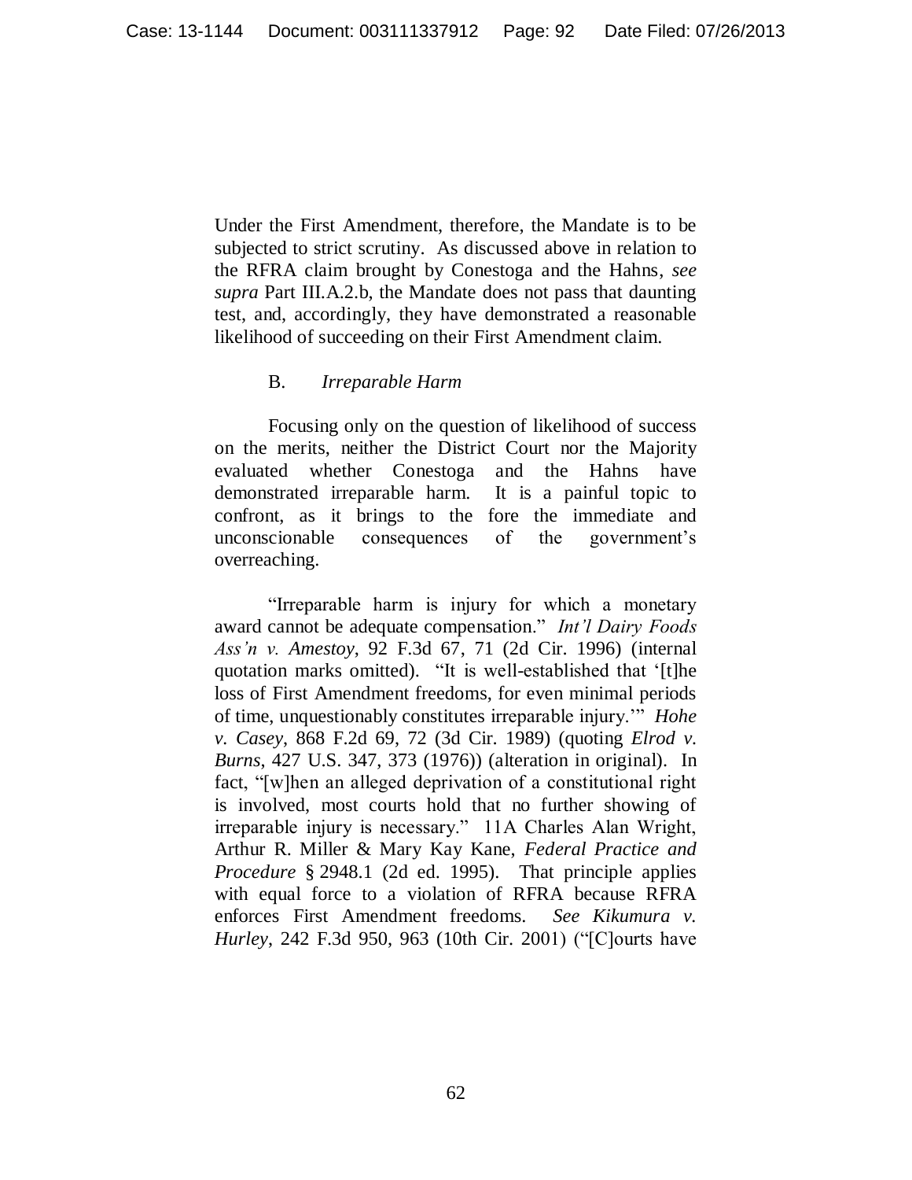Under the First Amendment, therefore, the Mandate is to be subjected to strict scrutiny. As discussed above in relation to the RFRA claim brought by Conestoga and the Hahns, *see supra* Part III.A.2.b, the Mandate does not pass that daunting test, and, accordingly, they have demonstrated a reasonable likelihood of succeeding on their First Amendment claim.

### B. *Irreparable Harm*

Focusing only on the question of likelihood of success on the merits, neither the District Court nor the Majority evaluated whether Conestoga and the Hahns have demonstrated irreparable harm. It is a painful topic to confront, as it brings to the fore the immediate and unconscionable consequences of the government's overreaching.

"Irreparable harm is injury for which a monetary award cannot be adequate compensation." *Int'l Dairy Foods Ass'n v. Amestoy*, 92 F.3d 67, 71 (2d Cir. 1996) (internal quotation marks omitted). "It is well-established that '[t]he loss of First Amendment freedoms, for even minimal periods of time, unquestionably constitutes irreparable injury.'" *Hohe v. Casey*, 868 F.2d 69, 72 (3d Cir. 1989) (quoting *Elrod v. Burns*, 427 U.S. 347, 373 (1976)) (alteration in original). In fact, "[w]hen an alleged deprivation of a constitutional right is involved, most courts hold that no further showing of irreparable injury is necessary." 11A Charles Alan Wright, Arthur R. Miller & Mary Kay Kane, *Federal Practice and Procedure* § 2948.1 (2d ed. 1995). That principle applies with equal force to a violation of RFRA because RFRA enforces First Amendment freedoms. *See Kikumura v. Hurley*, 242 F.3d 950, 963 (10th Cir. 2001) ("[C]ourts have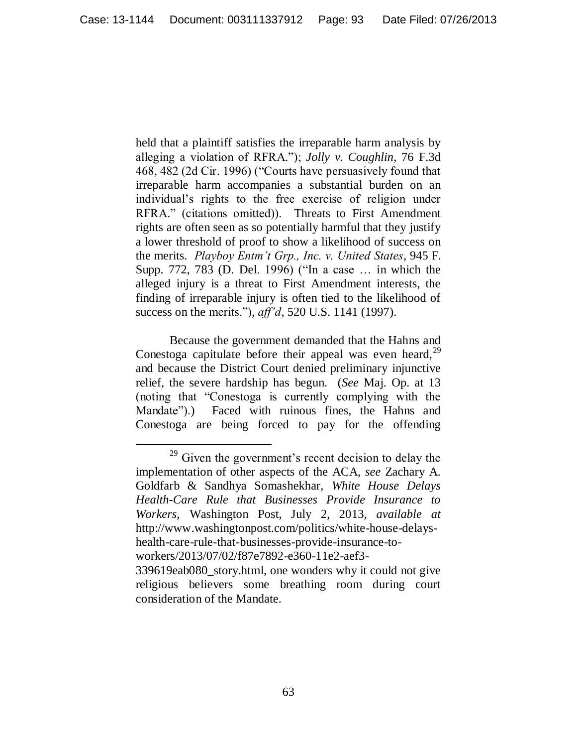held that a plaintiff satisfies the irreparable harm analysis by alleging a violation of RFRA."); *Jolly v. Coughlin*, 76 F.3d 468, 482 (2d Cir. 1996) ("Courts have persuasively found that irreparable harm accompanies a substantial burden on an individual's rights to the free exercise of religion under RFRA." (citations omitted)). Threats to First Amendment rights are often seen as so potentially harmful that they justify a lower threshold of proof to show a likelihood of success on the merits. *Playboy Entm't Grp., Inc. v. United States*, 945 F. Supp. 772, 783 (D. Del. 1996) ("In a case … in which the alleged injury is a threat to First Amendment interests, the finding of irreparable injury is often tied to the likelihood of success on the merits."), *aff'd*, 520 U.S. 1141 (1997).

Because the government demanded that the Hahns and Conestoga capitulate before their appeal was even heard,[29] and because the District Court denied preliminary injunctive relief, the severe hardship has begun. (*See* Maj. Op. at 13 (noting that "Conestoga is currently complying with the Mandate").) Faced with ruinous fines, the Hahns and Conestoga are being forced to pay for the offending

---

[29] Given the government's recent decision to delay the implementation of other aspects of the ACA, *see* Zachary A. Goldfarb & Sandhya Somashekhar, *White House Delays Health-Care Rule that Businesses Provide Insurance to Workers*, Washington Post, July 2, 2013, *available at* http://www.washingtonpost.com/politics/white-house-delays-health-care-rule-that-businesses-provide-insurance-to-workers/2013/07/02/f87e7892-e360-11e2-aef3-339619eab080_story.html, one wonders why it could not give religious believers some breathing room during court consideration of the Mandate.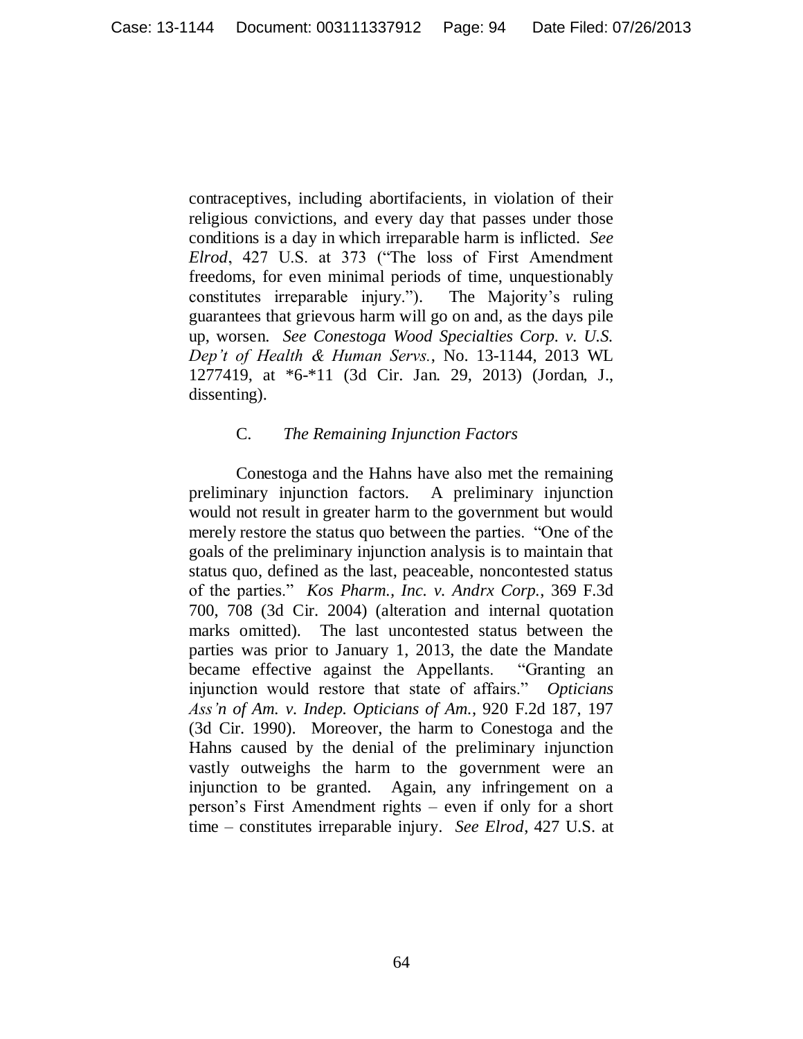contraceptives, including abortifacients, in violation of their religious convictions, and every day that passes under those conditions is a day in which irreparable harm is inflicted. *See Elrod*, 427 U.S. at 373 ("The loss of First Amendment freedoms, for even minimal periods of time, unquestionably constitutes irreparable injury."). The Majority's ruling guarantees that grievous harm will go on and, as the days pile up, worsen. *See Conestoga Wood Specialties Corp. v. U.S. Dep't of Health & Human Servs.*, No. 13-1144, 2013 WL 1277419, at *6-*11 (3d Cir. Jan. 29, 2013) (Jordan, J., dissenting).

### C. *The Remaining Injunction Factors*

Conestoga and the Hahns have also met the remaining preliminary injunction factors. A preliminary injunction would not result in greater harm to the government but would merely restore the status quo between the parties. "One of the goals of the preliminary injunction analysis is to maintain that status quo, defined as the last, peaceable, noncontested status of the parties." *Kos Pharm., Inc. v. Andrx Corp.*, 369 F.3d 700, 708 (3d Cir. 2004) (alteration and internal quotation marks omitted). The last uncontested status between the parties was prior to January 1, 2013, the date the Mandate became effective against the Appellants. "Granting an injunction would restore that state of affairs." *Opticians Ass'n of Am. v. Indep. Opticians of Am.*, 920 F.2d 187, 197 (3d Cir. 1990). Moreover, the harm to Conestoga and the Hahns caused by the denial of the preliminary injunction vastly outweighs the harm to the government were an injunction to be granted. Again, any infringement on a person's First Amendment rights – even if only for a short time – constitutes irreparable injury. *See Elrod*, 427 U.S. at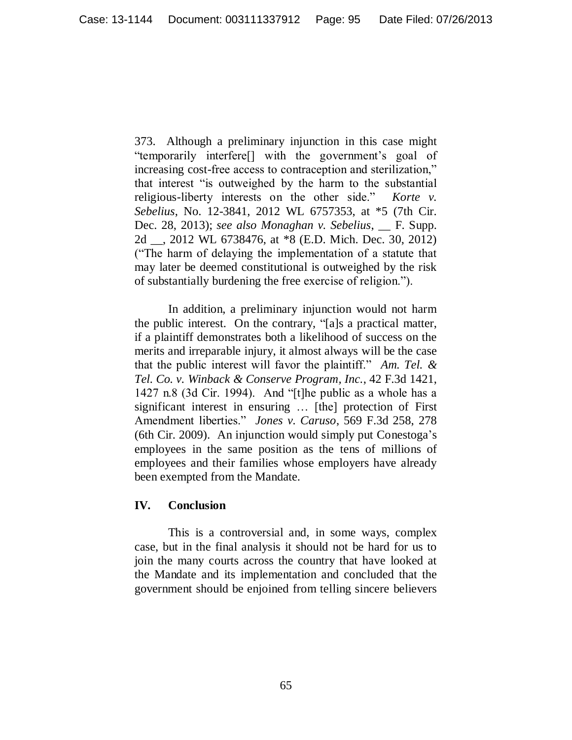373. Although a preliminary injunction in this case might "temporarily interfere[] with the government's goal of increasing cost-free access to contraception and sterilization," that interest "is outweighed by the harm to the substantial religious-liberty interests on the other side." *Korte v. Sebelius*, No. 12-3841, 2012 WL 6757353, at *5 (7th Cir. Dec. 28, 2013); *see also Monaghan v. Sebelius*, __ F. Supp. 2d __, 2012 WL 6738476, at *8 (E.D. Mich. Dec. 30, 2012) ("The harm of delaying the implementation of a statute that may later be deemed constitutional is outweighed by the risk of substantially burdening the free exercise of religion.").

In addition, a preliminary injunction would not harm the public interest. On the contrary, "[a]s a practical matter, if a plaintiff demonstrates both a likelihood of success on the merits and irreparable injury, it almost always will be the case that the public interest will favor the plaintiff." *Am. Tel. & Tel. Co. v. Winback & Conserve Program, Inc.*, 42 F.3d 1421, 1427 n.8 (3d Cir. 1994). And "[t]he public as a whole has a significant interest in ensuring … [the] protection of First Amendment liberties." *Jones v. Caruso*, 569 F.3d 258, 278 (6th Cir. 2009). An injunction would simply put Conestoga's employees in the same position as the tens of millions of employees and their families whose employers have already been exempted from the Mandate.

## IV. Conclusion

This is a controversial and, in some ways, complex case, but in the final analysis it should not be hard for us to join the many courts across the country that have looked at the Mandate and its implementation and concluded that the government should be enjoined from telling sincere believers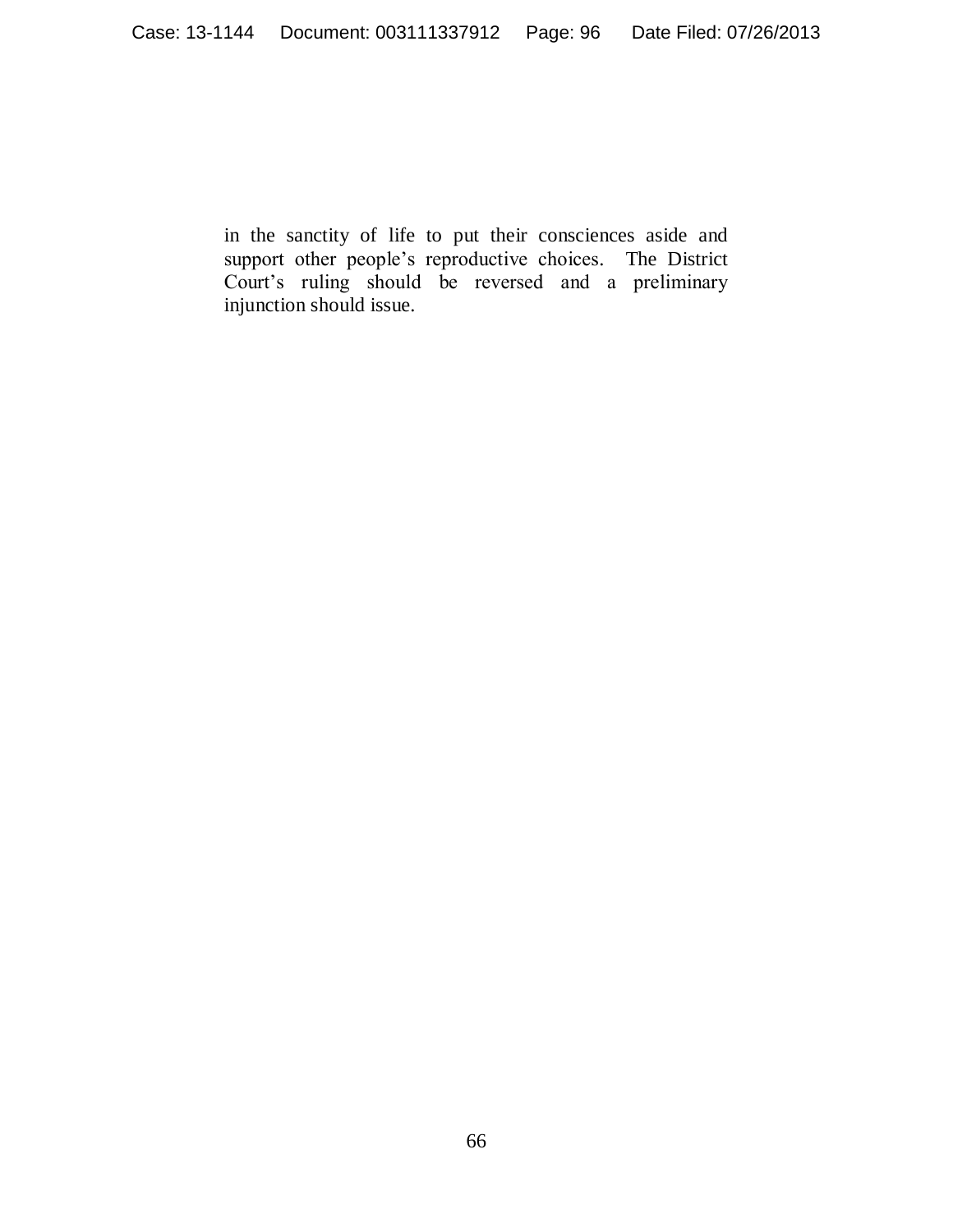in the sanctity of life to put their consciences aside and support other people's reproductive choices. The District Court's ruling should be reversed and a preliminary injunction should issue.